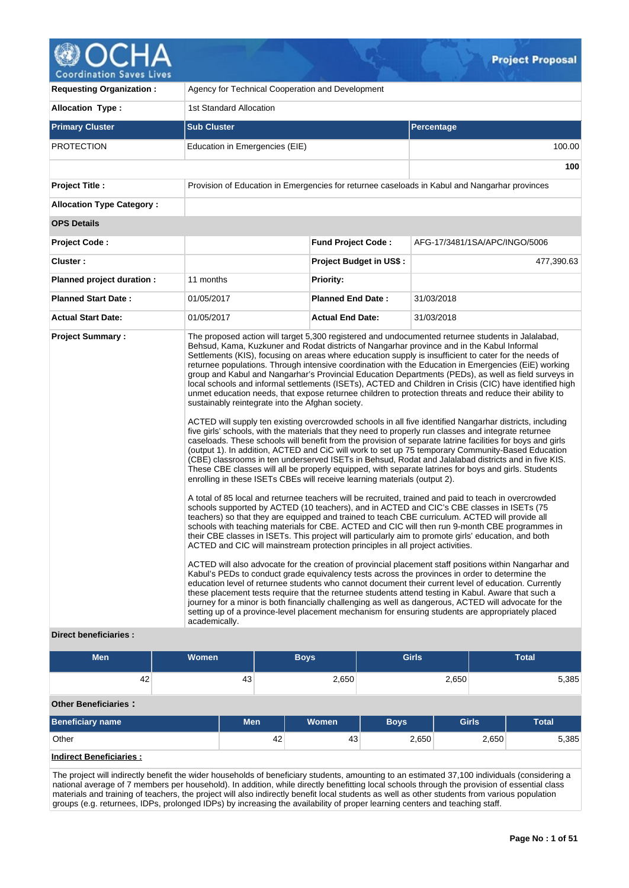# Project Proposal

| | | | |
|---|---|---|---|
| **Requesting Organization :** | Agency for Technical Cooperation and Development | | |
| **Allocation Type :** | 1st Standard Allocation | | |

| Primary Cluster | Sub Cluster | Percentage |
|---|---|---|
| PROTECTION | Education in Emergencies (EIE) | 100.00 |
| | | **100** |

| | | | |
|---|---|---|---|
| **Project Title :** | Provision of Education in Emergencies for returnee caseloads in Kabul and Nangarhar provinces | | |
| **Allocation Type Category :** | | | |
| **OPS Details** | | | |
| **Project Code :** | | **Fund Project Code :** | AFG-17/3481/1SA/APC/INGO/5006 |
| **Cluster :** | | **Project Budget in US$ :** | 477,390.63 |
| **Planned project duration :** | 11 months | **Priority:** | |
| **Planned Start Date :** | 01/05/2017 | **Planned End Date :** | 31/03/2018 |
| **Actual Start Date:** | 01/05/2017 | **Actual End Date:** | 31/03/2018 |

**Project Summary :**

The proposed action will target 5,300 registered and undocumented returnee students in Jalalabad, Behsud, Kama, Kuzkuner and Rodat districts of Nangarhar province and in the Kabul Informal Settlements (KIS), focusing on areas where education supply is insufficient to cater for the needs of returnee populations. Through intensive coordination with the Education in Emergencies (EiE) working group and Kabul and Nangarhar's Provincial Education Departments (PEDs), as well as field surveys in local schools and informal settlements (ISETs), ACTED and Children in Crisis (CIC) have identified high unmet education needs, that expose returnee children to protection threats and reduce their ability to sustainably reintegrate into the Afghan society.

ACTED will supply ten existing overcrowded schools in all five identified Nangarhar districts, including five girls' schools, with the materials that they need to properly run classes and integrate returnee caseloads. These schools will benefit from the provision of separate latrine facilities for boys and girls (output 1). In addition, ACTED and CiC will work to set up 75 temporary Community-Based Education (CBE) classrooms in ten underserved ISETs in Behsud, Rodat and Jalalabad districts and in five KIS. These CBE classes will all be properly equipped, with separate latrines for boys and girls. Students enrolling in these ISETs CBEs will receive learning materials (output 2).

A total of 85 local and returnee teachers will be recruited, trained and paid to teach in overcrowded schools supported by ACTED (10 teachers), and in ACTED and CIC's CBE classes in ISETs (75 teachers) so that they are equipped and trained to teach CBE curriculum. ACTED will provide all schools with teaching materials for CBE. ACTED and CIC will then run 9-month CBE programmes in their CBE classes in ISETs. This project will particularly aim to promote girls' education, and both ACTED and CIC will mainstream protection principles in all project activities.

ACTED will also advocate for the creation of provincial placement staff positions within Nangarhar and Kabul's PEDs to conduct grade equivalency tests across the provinces in order to determine the education level of returnee students who cannot document their current level of education. Currently these placement tests require that the returnee students attend testing in Kabul. Aware that such a journey for a minor is both financially challenging as well as dangerous, ACTED will advocate for the setting up of a province-level placement mechanism for ensuring students are appropriately placed academically.

**Direct beneficiaries :**

| Men | Women | Boys | Girls | Total |
|---|---|---|---|---|
| 42 | 43 | 2,650 | 2,650 | 5,385 |

**Other Beneficiaries :**

| Beneficiary name | Men | Women | Boys | Girls | Total |
|---|---|---|---|---|---|
| Other | 42 | 43 | 2,650 | 2,650 | 5,385 |

**Indirect Beneficiaries :**

The project will indirectly benefit the wider households of beneficiary students, amounting to an estimated 37,100 individuals (considering a national average of 7 members per household). In addition, while directly benefitting local schools through the provision of essential class materials and training of teachers, the project will also indirectly benefit local students as well as other students from various population groups (e.g. returnees, IDPs, prolonged IDPs) by increasing the availability of proper learning centers and teaching staff.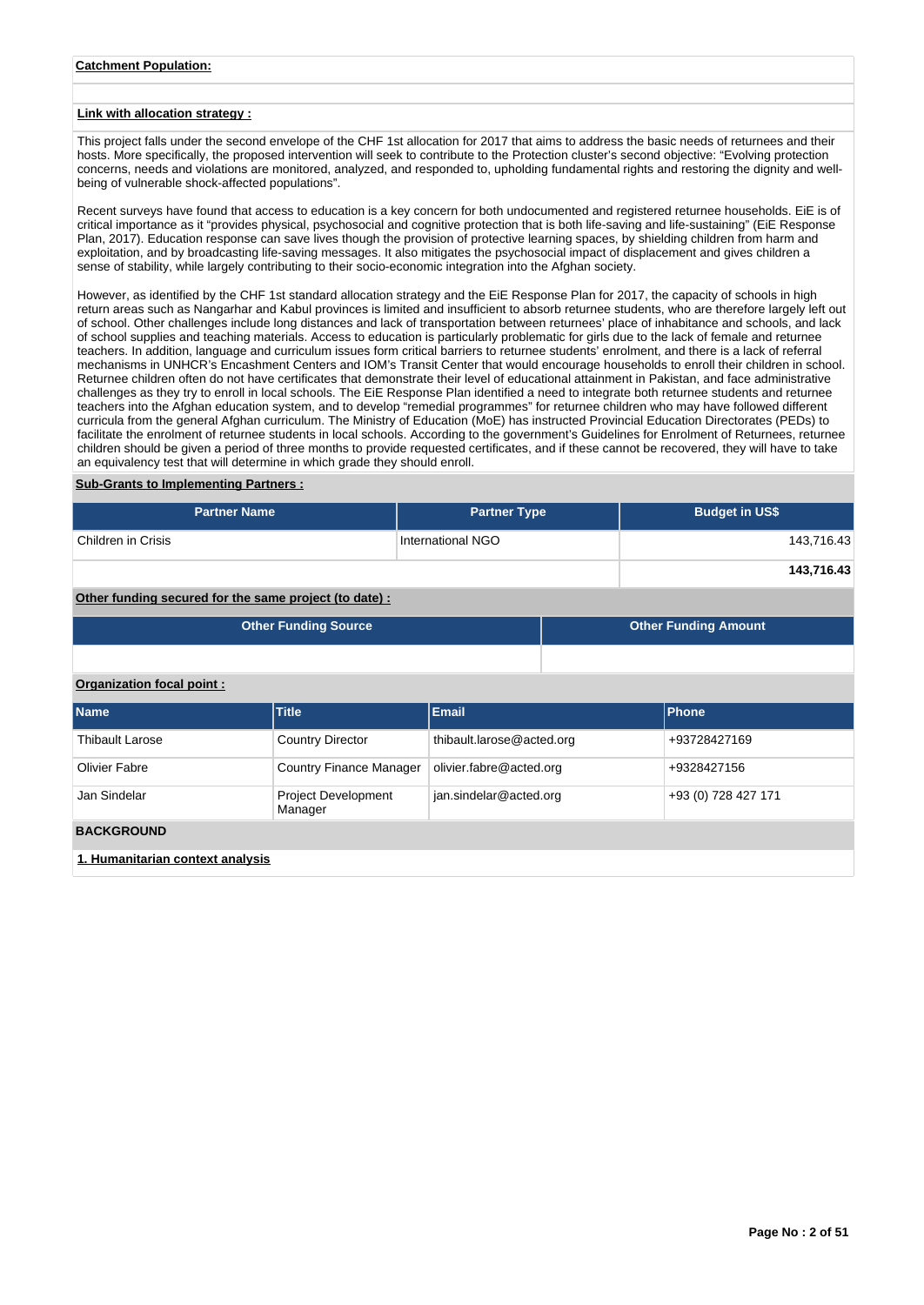**Catchment Population:**

**Link with allocation strategy :**

This project falls under the second envelope of the CHF 1st allocation for 2017 that aims to address the basic needs of returnees and their hosts. More specifically, the proposed intervention will seek to contribute to the Protection cluster's second objective: "Evolving protection concerns, needs and violations are monitored, analyzed, and responded to, upholding fundamental rights and restoring the dignity and well-being of vulnerable shock-affected populations".

Recent surveys have found that access to education is a key concern for both undocumented and registered returnee households. EiE is of critical importance as it "provides physical, psychosocial and cognitive protection that is both life-saving and life-sustaining" (EiE Response Plan, 2017). Education response can save lives though the provision of protective learning spaces, by shielding children from harm and exploitation, and by broadcasting life-saving messages. It also mitigates the psychosocial impact of displacement and gives children a sense of stability, while largely contributing to their socio-economic integration into the Afghan society.

However, as identified by the CHF 1st standard allocation strategy and the EiE Response Plan for 2017, the capacity of schools in high return areas such as Nangarhar and Kabul provinces is limited and insufficient to absorb returnee students, who are therefore largely left out of school. Other challenges include long distances and lack of transportation between returnees' place of inhabitance and schools, and lack of school supplies and teaching materials. Access to education is particularly problematic for girls due to the lack of female and returnee teachers. In addition, language and curriculum issues form critical barriers to returnee students' enrolment, and there is a lack of referral mechanisms in UNHCR's Encashment Centers and IOM's Transit Center that would encourage households to enroll their children in school. Returnee children often do not have certificates that demonstrate their level of educational attainment in Pakistan, and face administrative challenges as they try to enroll in local schools. The EiE Response Plan identified a need to integrate both returnee students and returnee teachers into the Afghan education system, and to develop "remedial programmes" for returnee children who may have followed different curricula from the general Afghan curriculum. The Ministry of Education (MoE) has instructed Provincial Education Directorates (PEDs) to facilitate the enrolment of returnee students in local schools. According to the government's Guidelines for Enrolment of Returnees, returnee children should be given a period of three months to provide requested certificates, and if these cannot be recovered, they will have to take an equivalency test that will determine in which grade they should enroll.

**Sub-Grants to Implementing Partners :**

| Partner Name | Partner Type | Budget in US$ |
|---|---|---|
| Children in Crisis | International NGO | 143,716.43 |
| | | **143,716.43** |

**Other funding secured for the same project (to date) :**

| Other Funding Source | Other Funding Amount |
|---|---|
| | |

**Organization focal point :**

| Name | Title | Email | Phone |
|---|---|---|---|
| Thibault Larose | Country Director | thibault.larose@acted.org | +93728427169 |
| Olivier Fabre | Country Finance Manager | olivier.fabre@acted.org | +9328427156 |
| Jan Sindelar | Project Development Manager | jan.sindelar@acted.org | +93 (0) 728 427 171 |

**BACKGROUND**

**1. Humanitarian context analysis**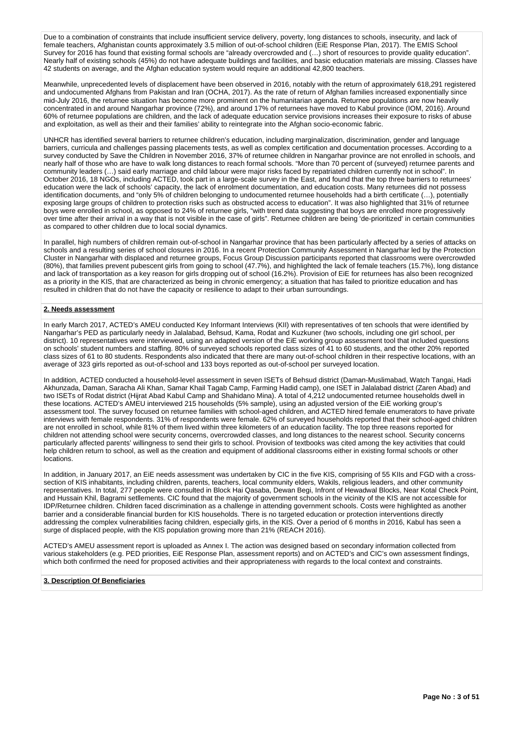Due to a combination of constraints that include insufficient service delivery, poverty, long distances to schools, insecurity, and lack of female teachers, Afghanistan counts approximately 3.5 million of out-of-school children (EiE Response Plan, 2017). The EMIS School Survey for 2016 has found that existing formal schools are "already overcrowded and (…) short of resources to provide quality education". Nearly half of existing schools (45%) do not have adequate buildings and facilities, and basic education materials are missing. Classes have 42 students on average, and the Afghan education system would require an additional 42,800 teachers.

Meanwhile, unprecedented levels of displacement have been observed in 2016, notably with the return of approximately 618,291 registered and undocumented Afghans from Pakistan and Iran (OCHA, 2017). As the rate of return of Afghan families increased exponentially since mid-July 2016, the returnee situation has become more prominent on the humanitarian agenda. Returnee populations are now heavily concentrated in and around Nangarhar province (72%), and around 17% of returnees have moved to Kabul province (IOM, 2016). Around 60% of returnee populations are children, and the lack of adequate education service provisions increases their exposure to risks of abuse and exploitation, as well as their and their families' ability to reintegrate into the Afghan socio-economic fabric.

UNHCR has identified several barriers to returnee children's education, including marginalization, discrimination, gender and language barriers, curricula and challenges passing placements tests, as well as complex certification and documentation processes. According to a survey conducted by Save the Children in November 2016, 37% of returnee children in Nangarhar province are not enrolled in schools, and nearly half of those who are have to walk long distances to reach formal schools. "More than 70 percent of (surveyed) returnee parents and community leaders (…) said early marriage and child labour were major risks faced by repatriated children currently not in school". In October 2016, 18 NGOs, including ACTED, took part in a large-scale survey in the East, and found that the top three barriers to returnees' education were the lack of schools' capacity, the lack of enrolment documentation, and education costs. Many returnees did not possess identification documents, and "only 5% of children belonging to undocumented returnee households had a birth certificate (…), potentially exposing large groups of children to protection risks such as obstructed access to education". It was also highlighted that 31% of returnee boys were enrolled in school, as opposed to 24% of returnee girls, "with trend data suggesting that boys are enrolled more progressively over time after their arrival in a way that is not visible in the case of girls". Returnee children are being 'de-prioritized' in certain communities as compared to other children due to local social dynamics.

In parallel, high numbers of children remain out-of-school in Nangarhar province that has been particularly affected by a series of attacks on schools and a resulting series of school closures in 2016. In a recent Protection Community Assessment in Nangarhar led by the Protection Cluster in Nangarhar with displaced and returnee groups, Focus Group Discussion participants reported that classrooms were overcrowded (80%), that families prevent pubescent girls from going to school (47.7%), and highlighted the lack of female teachers (15.7%), long distance and lack of transportation as a key reason for girls dropping out of school (16.2%). Provision of EiE for returnees has also been recognized as a priority in the KIS, that are characterized as being in chronic emergency; a situation that has failed to prioritize education and has resulted in children that do not have the capacity or resilience to adapt to their urban surroundings.

**2. Needs assessment**

In early March 2017, ACTED's AMEU conducted Key Informant Interviews (KII) with representatives of ten schools that were identified by Nangarhar's PED as particularly needy in Jalalabad, Behsud, Kama, Rodat and Kuzkuner (two schools, including one girl school, per district). 10 representatives were interviewed, using an adapted version of the EiE working group assessment tool that included questions on schools' student numbers and staffing. 80% of surveyed schools reported class sizes of 41 to 60 students, and the other 20% reported class sizes of 61 to 80 students. Respondents also indicated that there are many out-of-school children in their respective locations, with an average of 323 girls reported as out-of-school and 133 boys reported as out-of-school per surveyed location.

In addition, ACTED conducted a household-level assessment in seven ISETs of Behsud district (Daman-Muslimabad, Watch Tangai, Hadi Akhunzada, Daman, Saracha Ali Khan, Samar Khail Tagab Camp, Farming Hadid camp), one ISET in Jalalabad district (Zaren Abad) and two ISETs of Rodat district (Hijrat Abad Kabul Camp and Shahidano Mina). A total of 4,212 undocumented returnee households dwell in these locations. ACTED's AMEU interviewed 215 households (5% sample), using an adjusted version of the EiE working group's assessment tool. The survey focused on returnee families with school-aged children, and ACTED hired female enumerators to have private interviews with female respondents. 31% of respondents were female. 62% of surveyed households reported that their school-aged children are not enrolled in school, while 81% of them lived within three kilometers of an education facility. The top three reasons reported for children not attending school were security concerns, overcrowded classes, and long distances to the nearest school. Security concerns particularly affected parents' willingness to send their girls to school. Provision of textbooks was cited among the key activities that could help children return to school, as well as the creation and equipment of additional classrooms either in existing formal schools or other locations.

In addition, in January 2017, an EiE needs assessment was undertaken by CIC in the five KIS, comprising of 55 KIIs and FGD with a cross-section of KIS inhabitants, including children, parents, teachers, local community elders, Wakils, religious leaders, and other community representatives. In total, 277 people were consulted in Block Hai Qasaba, Dewan Begi, Infront of Hewadwal Blocks, Near Kotal Check Point, and Hussain Khil, Bagrami settlements. CIC found that the majority of government schools in the vicinity of the KIS are not accessible for IDP/Returnee children. Children faced discrimination as a challenge in attending government schools. Costs were highlighted as another barrier and a considerable financial burden for KIS households. There is no targeted education or protection interventions directly addressing the complex vulnerabilities facing children, especially girls, in the KIS. Over a period of 6 months in 2016, Kabul has seen a surge of displaced people, with the KIS population growing more than 21% (REACH 2016).

ACTED's AMEU assessment report is uploaded as Annex I. The action was designed based on secondary information collected from various stakeholders (e.g. PED priorities, EiE Response Plan, assessment reports) and on ACTED's and CIC's own assessment findings, which both confirmed the need for proposed activities and their appropriateness with regards to the local context and constraints.

**3. Description Of Beneficiaries**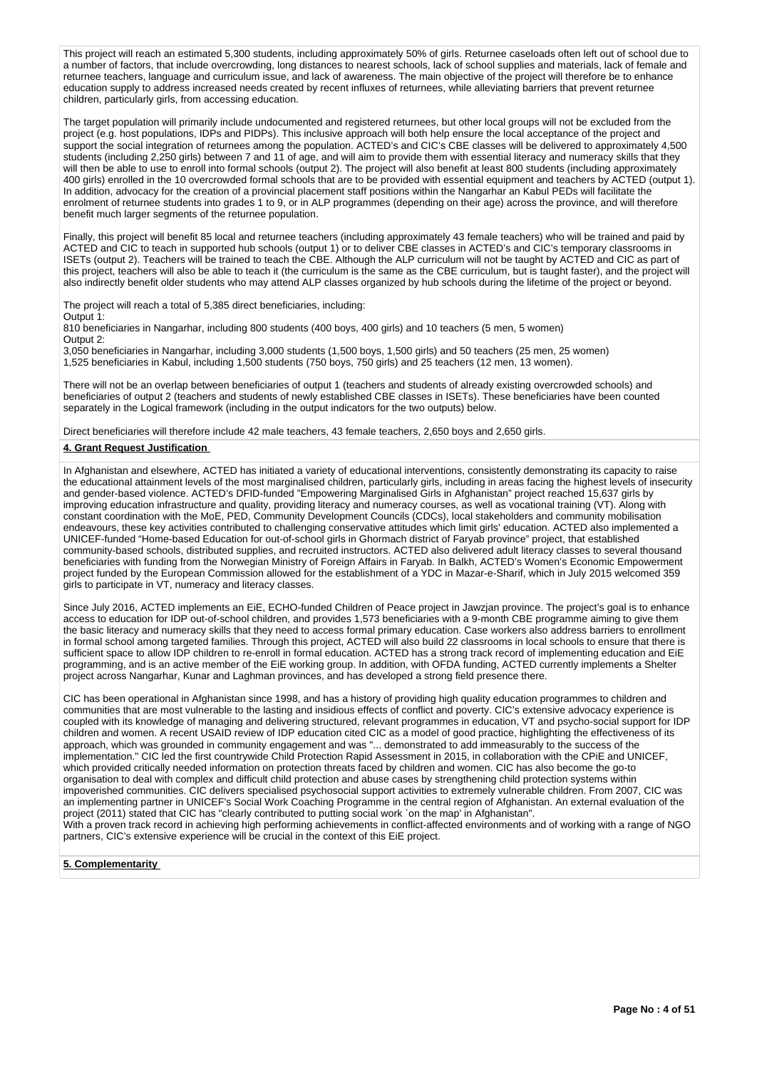This project will reach an estimated 5,300 students, including approximately 50% of girls. Returnee caseloads often left out of school due to a number of factors, that include overcrowding, long distances to nearest schools, lack of school supplies and materials, lack of female and returnee teachers, language and curriculum issue, and lack of awareness. The main objective of the project will therefore be to enhance education supply to address increased needs created by recent influxes of returnees, while alleviating barriers that prevent returnee children, particularly girls, from accessing education.

The target population will primarily include undocumented and registered returnees, but other local groups will not be excluded from the project (e.g. host populations, IDPs and PIDPs). This inclusive approach will both help ensure the local acceptance of the project and support the social integration of returnees among the population. ACTED's and CIC's CBE classes will be delivered to approximately 4,500 students (including 2,250 girls) between 7 and 11 of age, and will aim to provide them with essential literacy and numeracy skills that they will then be able to use to enroll into formal schools (output 2). The project will also benefit at least 800 students (including approximately 400 girls) enrolled in the 10 overcrowded formal schools that are to be provided with essential equipment and teachers by ACTED (output 1). In addition, advocacy for the creation of a provincial placement staff positions within the Nangarhar an Kabul PEDs will facilitate the enrolment of returnee students into grades 1 to 9, or in ALP programmes (depending on their age) across the province, and will therefore benefit much larger segments of the returnee population.

Finally, this project will benefit 85 local and returnee teachers (including approximately 43 female teachers) who will be trained and paid by ACTED and CIC to teach in supported hub schools (output 1) or to deliver CBE classes in ACTED's and CIC's temporary classrooms in ISETs (output 2). Teachers will be trained to teach the CBE. Although the ALP curriculum will not be taught by ACTED and CIC as part of this project, teachers will also be able to teach it (the curriculum is the same as the CBE curriculum, but is taught faster), and the project will also indirectly benefit older students who may attend ALP classes organized by hub schools during the lifetime of the project or beyond.

The project will reach a total of 5,385 direct beneficiaries, including:
Output 1:
810 beneficiaries in Nangarhar, including 800 students (400 boys, 400 girls) and 10 teachers (5 men, 5 women)
Output 2:
3,050 beneficiaries in Nangarhar, including 3,000 students (1,500 boys, 1,500 girls) and 50 teachers (25 men, 25 women)
1,525 beneficiaries in Kabul, including 1,500 students (750 boys, 750 girls) and 25 teachers (12 men, 13 women).

There will not be an overlap between beneficiaries of output 1 (teachers and students of already existing overcrowded schools) and beneficiaries of output 2 (teachers and students of newly established CBE classes in ISETs). These beneficiaries have been counted separately in the Logical framework (including in the output indicators for the two outputs) below.

Direct beneficiaries will therefore include 42 male teachers, 43 female teachers, 2,650 boys and 2,650 girls.

**4. Grant Request Justification**

In Afghanistan and elsewhere, ACTED has initiated a variety of educational interventions, consistently demonstrating its capacity to raise the educational attainment levels of the most marginalised children, particularly girls, including in areas facing the highest levels of insecurity and gender-based violence. ACTED's DFID-funded "Empowering Marginalised Girls in Afghanistan" project reached 15,637 girls by improving education infrastructure and quality, providing literacy and numeracy courses, as well as vocational training (VT). Along with constant coordination with the MoE, PED, Community Development Councils (CDCs), local stakeholders and community mobilisation endeavours, these key activities contributed to challenging conservative attitudes which limit girls' education. ACTED also implemented a UNICEF-funded "Home-based Education for out-of-school girls in Ghormach district of Faryab province" project, that established community-based schools, distributed supplies, and recruited instructors. ACTED also delivered adult literacy classes to several thousand beneficiaries with funding from the Norwegian Ministry of Foreign Affairs in Faryab. In Balkh, ACTED's Women's Economic Empowerment project funded by the European Commission allowed for the establishment of a YDC in Mazar-e-Sharif, which in July 2015 welcomed 359 girls to participate in VT, numeracy and literacy classes.

Since July 2016, ACTED implements an EiE, ECHO-funded Children of Peace project in Jawzjan province. The project's goal is to enhance access to education for IDP out-of-school children, and provides 1,573 beneficiaries with a 9-month CBE programme aiming to give them the basic literacy and numeracy skills that they need to access formal primary education. Case workers also address barriers to enrollment in formal school among targeted families. Through this project, ACTED will also build 22 classrooms in local schools to ensure that there is sufficient space to allow IDP children to re-enroll in formal education. ACTED has a strong track record of implementing education and EiE programming, and is an active member of the EiE working group. In addition, with OFDA funding, ACTED currently implements a Shelter project across Nangarhar, Kunar and Laghman provinces, and has developed a strong field presence there.

CIC has been operational in Afghanistan since 1998, and has a history of providing high quality education programmes to children and communities that are most vulnerable to the lasting and insidious effects of conflict and poverty. CIC's extensive advocacy experience is coupled with its knowledge of managing and delivering structured, relevant programmes in education, VT and psycho-social support for IDP children and women. A recent USAID review of IDP education cited CIC as a model of good practice, highlighting the effectiveness of its approach, which was grounded in community engagement and was "... demonstrated to add immeasurably to the success of the implementation." CIC led the first countrywide Child Protection Rapid Assessment in 2015, in collaboration with the CPiE and UNICEF, which provided critically needed information on protection threats faced by children and women. CIC has also become the go-to organisation to deal with complex and difficult child protection and abuse cases by strengthening child protection systems within impoverished communities. CIC delivers specialised psychosocial support activities to extremely vulnerable children. From 2007, CIC was an implementing partner in UNICEF's Social Work Coaching Programme in the central region of Afghanistan. An external evaluation of the project (2011) stated that CIC has "clearly contributed to putting social work `on the map' in Afghanistan".
With a proven track record in achieving high performing achievements in conflict-affected environments and of working with a range of NGO partners, CIC's extensive experience will be crucial in the context of this EiE project.

**5. Complementarity**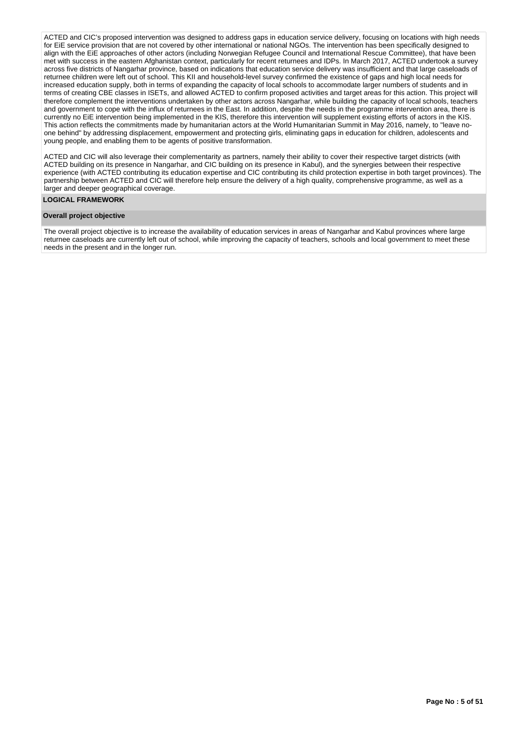ACTED and CIC's proposed intervention was designed to address gaps in education service delivery, focusing on locations with high needs for EiE service provision that are not covered by other international or national NGOs. The intervention has been specifically designed to align with the EiE approaches of other actors (including Norwegian Refugee Council and International Rescue Committee), that have been met with success in the eastern Afghanistan context, particularly for recent returnees and IDPs. In March 2017, ACTED undertook a survey across five districts of Nangarhar province, based on indications that education service delivery was insufficient and that large caseloads of returnee children were left out of school. This KII and household-level survey confirmed the existence of gaps and high local needs for increased education supply, both in terms of expanding the capacity of local schools to accommodate larger numbers of students and in terms of creating CBE classes in ISETs, and allowed ACTED to confirm proposed activities and target areas for this action. This project will therefore complement the interventions undertaken by other actors across Nangarhar, while building the capacity of local schools, teachers and government to cope with the influx of returnees in the East. In addition, despite the needs in the programme intervention area, there is currently no EiE intervention being implemented in the KIS, therefore this intervention will supplement existing efforts of actors in the KIS. This action reflects the commitments made by humanitarian actors at the World Humanitarian Summit in May 2016, namely, to "leave no-one behind" by addressing displacement, empowerment and protecting girls, eliminating gaps in education for children, adolescents and young people, and enabling them to be agents of positive transformation.

ACTED and CIC will also leverage their complementarity as partners, namely their ability to cover their respective target districts (with ACTED building on its presence in Nangarhar, and CIC building on its presence in Kabul), and the synergies between their respective experience (with ACTED contributing its education expertise and CIC contributing its child protection expertise in both target provinces). The partnership between ACTED and CIC will therefore help ensure the delivery of a high quality, comprehensive programme, as well as a larger and deeper geographical coverage.

## LOGICAL FRAMEWORK

### Overall project objective

The overall project objective is to increase the availability of education services in areas of Nangarhar and Kabul provinces where large returnee caseloads are currently left out of school, while improving the capacity of teachers, schools and local government to meet these needs in the present and in the longer run.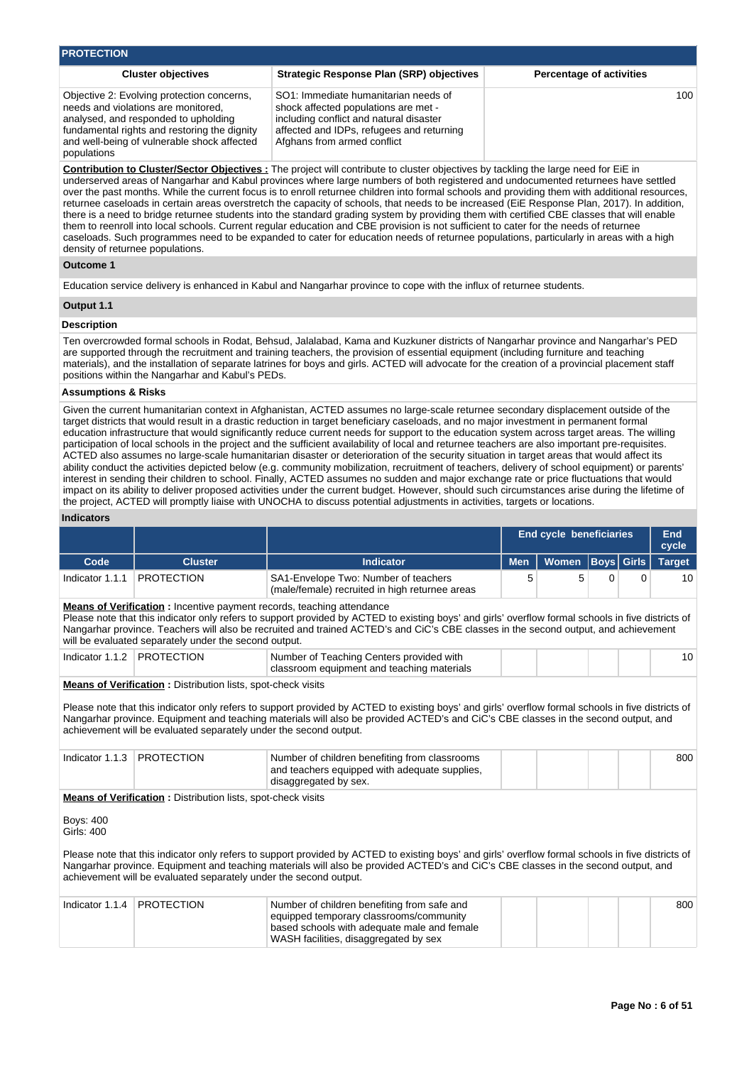## PROTECTION

| Cluster objectives | Strategic Response Plan (SRP) objectives | Percentage of activities |
|---|---|---|
| Objective 2: Evolving protection concerns, needs and violations are monitored, analysed, and responded to upholding fundamental rights and restoring the dignity and well-being of vulnerable shock affected populations | SO1: Immediate humanitarian needs of shock affected populations are met - including conflict and natural disaster affected and IDPs, refugees and returning Afghans from armed conflict | 100 |

**Contribution to Cluster/Sector Objectives :** The project will contribute to cluster objectives by tackling the large need for EiE in underserved areas of Nangarhar and Kabul provinces where large numbers of both registered and undocumented returnees have settled over the past months. While the current focus is to enroll returnee children into formal schools and providing them with additional resources, returnee caseloads in certain areas overstretch the capacity of schools, that needs to be increased (EiE Response Plan, 2017). In addition, there is a need to bridge returnee students into the standard grading system by providing them with certified CBE classes that will enable them to reenroll into local schools. Current regular education and CBE provision is not sufficient to cater for the needs of returnee caseloads. Such programmes need to be expanded to cater for education needs of returnee populations, particularly in areas with a high density of returnee populations.

### Outcome 1

Education service delivery is enhanced in Kabul and Nangarhar province to cope with the influx of returnee students.

### Output 1.1

#### Description

Ten overcrowded formal schools in Rodat, Behsud, Jalalabad, Kama and Kuzkuner districts of Nangarhar province and Nangarhar's PED are supported through the recruitment and training teachers, the provision of essential equipment (including furniture and teaching materials), and the installation of separate latrines for boys and girls. ACTED will advocate for the creation of a provincial placement staff positions within the Nangarhar and Kabul's PEDs.

#### Assumptions & Risks

Given the current humanitarian context in Afghanistan, ACTED assumes no large-scale returnee secondary displacement outside of the target districts that would result in a drastic reduction in target beneficiary caseloads, and no major investment in permanent formal education infrastructure that would significantly reduce current needs for support to the education system across target areas. The willing participation of local schools in the project and the sufficient availability of local and returnee teachers are also important pre-requisites. ACTED also assumes no large-scale humanitarian disaster or deterioration of the security situation in target areas that would affect its ability conduct the activities depicted below (e.g. community mobilization, recruitment of teachers, delivery of school equipment) or parents' interest in sending their children to school. Finally, ACTED assumes no sudden and major exchange rate or price fluctuations that would impact on its ability to deliver proposed activities under the current budget. However, should such circumstances arise during the lifetime of the project, ACTED will promptly liaise with UNOCHA to discuss potential adjustments in activities, targets or locations.

#### Indicators

| | | | End cycle beneficiaries | | | | End cycle |
|---|---|---|---|---|---|---|---|
| **Code** | **Cluster** | **Indicator** | **Men** | **Women** | **Boys** | **Girls** | **Target** |
| Indicator 1.1.1 | PROTECTION | SA1-Envelope Two: Number of teachers (male/female) recruited in high returnee areas | 5 | 5 | 0 | 0 | 10 |

**Means of Verification :** Incentive payment records, teaching attendance
Please note that this indicator only refers to support provided by ACTED to existing boys' and girls' overflow formal schools in five districts of Nangarhar province. Teachers will also be recruited and trained ACTED's and CiC's CBE classes in the second output, and achievement will be evaluated separately under the second output.

| Code | Cluster | Indicator | Men | Women | Boys | Girls | Target |
|---|---|---|---|---|---|---|---|
| Indicator 1.1.2 | PROTECTION | Number of Teaching Centers provided with classroom equipment and teaching materials | | | | | 10 |

**Means of Verification :** Distribution lists, spot-check visits

Please note that this indicator only refers to support provided by ACTED to existing boys' and girls' overflow formal schools in five districts of Nangarhar province. Equipment and teaching materials will also be provided ACTED's and CiC's CBE classes in the second output, and achievement will be evaluated separately under the second output.

| Code | Cluster | Indicator | Men | Women | Boys | Girls | Target |
|---|---|---|---|---|---|---|---|
| Indicator 1.1.3 | PROTECTION | Number of children benefiting from classrooms and teachers equipped with adequate supplies, disaggregated by sex. | | | | | 800 |

**Means of Verification :** Distribution lists, spot-check visits

Boys: 400
Girls: 400

Please note that this indicator only refers to support provided by ACTED to existing boys' and girls' overflow formal schools in five districts of Nangarhar province. Equipment and teaching materials will also be provided ACTED's and CiC's CBE classes in the second output, and achievement will be evaluated separately under the second output.

| Code | Cluster | Indicator | Men | Women | Boys | Girls | Target |
|---|---|---|---|---|---|---|---|
| Indicator 1.1.4 | PROTECTION | Number of children benefiting from safe and equipped temporary classrooms/community based schools with adequate male and female WASH facilities, disaggregated by sex | | | | | 800 |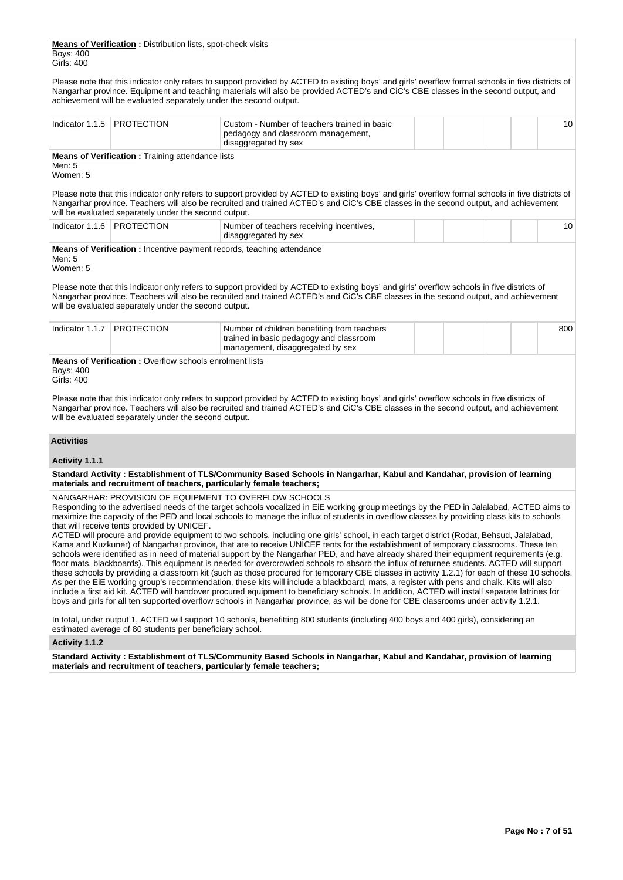**Means of Verification :** Distribution lists, spot-check visits
Boys: 400
Girls: 400

Please note that this indicator only refers to support provided by ACTED to existing boys' and girls' overflow formal schools in five districts of Nangarhar province. Equipment and teaching materials will also be provided ACTED's and CiC's CBE classes in the second output, and achievement will be evaluated separately under the second output.

| Indicator 1.1.5 | PROTECTION | Custom - Number of teachers trained in basic pedagogy and classroom management, disaggregated by sex | | | | | 10 |
|---|---|---|---|---|---|---|---|

**Means of Verification :** Training attendance lists
Men: 5
Women: 5

Please note that this indicator only refers to support provided by ACTED to existing boys' and girls' overflow formal schools in five districts of Nangarhar province. Teachers will also be recruited and trained ACTED's and CiC's CBE classes in the second output, and achievement will be evaluated separately under the second output.

| Indicator 1.1.6 | PROTECTION | Number of teachers receiving incentives, disaggregated by sex | | | | | 10 |
|---|---|---|---|---|---|---|---|

**Means of Verification :** Incentive payment records, teaching attendance
Men: 5
Women: 5

Please note that this indicator only refers to support provided by ACTED to existing boys' and girls' overflow schools in five districts of Nangarhar province. Teachers will also be recruited and trained ACTED's and CiC's CBE classes in the second output, and achievement will be evaluated separately under the second output.

| Indicator 1.1.7 | PROTECTION | Number of children benefiting from teachers trained in basic pedagogy and classroom management, disaggregated by sex | | | | | 800 |
|---|---|---|---|---|---|---|---|

**Means of Verification :** Overflow schools enrolment lists
Boys: 400
Girls: 400

Please note that this indicator only refers to support provided by ACTED to existing boys' and girls' overflow schools in five districts of Nangarhar province. Teachers will also be recruited and trained ACTED's and CiC's CBE classes in the second output, and achievement will be evaluated separately under the second output.

### Activities

#### Activity 1.1.1

**Standard Activity : Establishment of TLS/Community Based Schools in Nangarhar, Kabul and Kandahar, provision of learning materials and recruitment of teachers, particularly female teachers;**

NANGARHAR: PROVISION OF EQUIPMENT TO OVERFLOW SCHOOLS
Responding to the advertised needs of the target schools vocalized in EiE working group meetings by the PED in Jalalabad, ACTED aims to maximize the capacity of the PED and local schools to manage the influx of students in overflow classes by providing class kits to schools that will receive tents provided by UNICEF.
ACTED will procure and provide equipment to two schools, including one girls' school, in each target district (Rodat, Behsud, Jalalabad, Kama and Kuzkuner) of Nangarhar province, that are to receive UNICEF tents for the establishment of temporary classrooms. These ten schools were identified as in need of material support by the Nangarhar PED, and have already shared their equipment requirements (e.g. floor mats, blackboards). This equipment is needed for overcrowded schools to absorb the influx of returnee students. ACTED will support these schools by providing a classroom kit (such as those procured for temporary CBE classes in activity 1.2.1) for each of these 10 schools. As per the EiE working group's recommendation, these kits will include a blackboard, mats, a register with pens and chalk. Kits will also include a first aid kit. ACTED will handover procured equipment to beneficiary schools. In addition, ACTED will install separate latrines for boys and girls for all ten supported overflow schools in Nangarhar province, as will be done for CBE classrooms under activity 1.2.1.

In total, under output 1, ACTED will support 10 schools, benefitting 800 students (including 400 boys and 400 girls), considering an estimated average of 80 students per beneficiary school.

#### Activity 1.1.2

**Standard Activity : Establishment of TLS/Community Based Schools in Nangarhar, Kabul and Kandahar, provision of learning materials and recruitment of teachers, particularly female teachers;**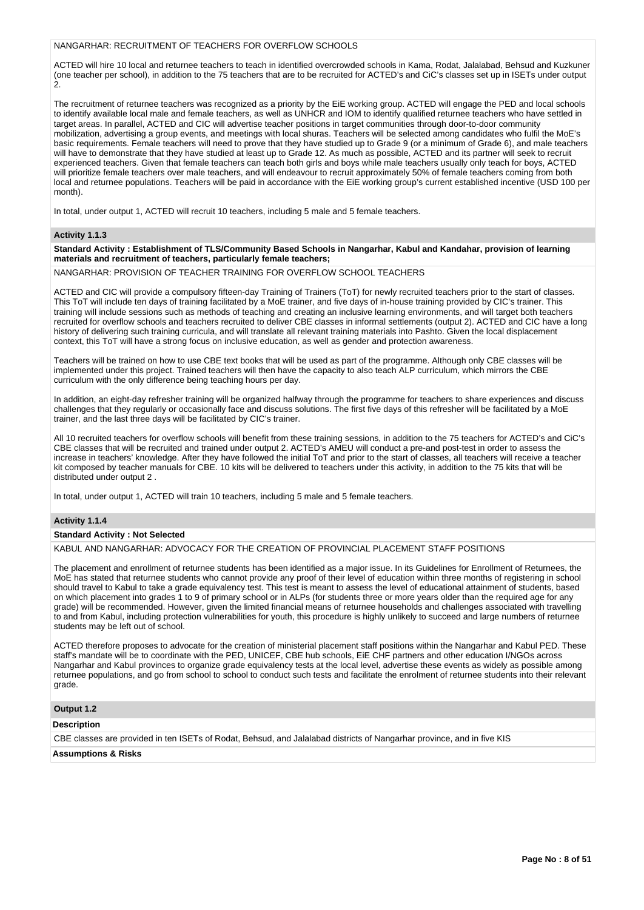NANGARHAR: RECRUITMENT OF TEACHERS FOR OVERFLOW SCHOOLS

ACTED will hire 10 local and returnee teachers to teach in identified overcrowded schools in Kama, Rodat, Jalalabad, Behsud and Kuzkuner (one teacher per school), in addition to the 75 teachers that are to be recruited for ACTED's and CiC's classes set up in ISETs under output 2.

The recruitment of returnee teachers was recognized as a priority by the EiE working group. ACTED will engage the PED and local schools to identify available local male and female teachers, as well as UNHCR and IOM to identify qualified returnee teachers who have settled in target areas. In parallel, ACTED and CIC will advertise teacher positions in target communities through door-to-door community mobilization, advertising a group events, and meetings with local shuras. Teachers will be selected among candidates who fulfil the MoE's basic requirements. Female teachers will need to prove that they have studied up to Grade 9 (or a minimum of Grade 6), and male teachers will have to demonstrate that they have studied at least up to Grade 12. As much as possible, ACTED and its partner will seek to recruit experienced teachers. Given that female teachers can teach both girls and boys while male teachers usually only teach for boys, ACTED will prioritize female teachers over male teachers, and will endeavour to recruit approximately 50% of female teachers coming from both local and returnee populations. Teachers will be paid in accordance with the EiE working group's current established incentive (USD 100 per month).

In total, under output 1, ACTED will recruit 10 teachers, including 5 male and 5 female teachers.

### Activity 1.1.3

**Standard Activity : Establishment of TLS/Community Based Schools in Nangarhar, Kabul and Kandahar, provision of learning materials and recruitment of teachers, particularly female teachers;**

NANGARHAR: PROVISION OF TEACHER TRAINING FOR OVERFLOW SCHOOL TEACHERS

ACTED and CIC will provide a compulsory fifteen-day Training of Trainers (ToT) for newly recruited teachers prior to the start of classes. This ToT will include ten days of training facilitated by a MoE trainer, and five days of in-house training provided by CIC's trainer. This training will include sessions such as methods of teaching and creating an inclusive learning environments, and will target both teachers recruited for overflow schools and teachers recruited to deliver CBE classes in informal settlements (output 2). ACTED and CIC have a long history of delivering such training curricula, and will translate all relevant training materials into Pashto. Given the local displacement context, this ToT will have a strong focus on inclusive education, as well as gender and protection awareness.

Teachers will be trained on how to use CBE text books that will be used as part of the programme. Although only CBE classes will be implemented under this project. Trained teachers will then have the capacity to also teach ALP curriculum, which mirrors the CBE curriculum with the only difference being teaching hours per day.

In addition, an eight-day refresher training will be organized halfway through the programme for teachers to share experiences and discuss challenges that they regularly or occasionally face and discuss solutions. The first five days of this refresher will be facilitated by a MoE trainer, and the last three days will be facilitated by CIC's trainer.

All 10 recruited teachers for overflow schools will benefit from these training sessions, in addition to the 75 teachers for ACTED's and CiC's CBE classes that will be recruited and trained under output 2. ACTED's AMEU will conduct a pre-and post-test in order to assess the increase in teachers' knowledge. After they have followed the initial ToT and prior to the start of classes, all teachers will receive a teacher kit composed by teacher manuals for CBE. 10 kits will be delivered to teachers under this activity, in addition to the 75 kits that will be distributed under output 2 .

In total, under output 1, ACTED will train 10 teachers, including 5 male and 5 female teachers.

### Activity 1.1.4

**Standard Activity : Not Selected**

KABUL AND NANGARHAR: ADVOCACY FOR THE CREATION OF PROVINCIAL PLACEMENT STAFF POSITIONS

The placement and enrollment of returnee students has been identified as a major issue. In its Guidelines for Enrollment of Returnees, the MoE has stated that returnee students who cannot provide any proof of their level of education within three months of registering in school should travel to Kabul to take a grade equivalency test. This test is meant to assess the level of educational attainment of students, based on which placement into grades 1 to 9 of primary school or in ALPs (for students three or more years older than the required age for any grade) will be recommended. However, given the limited financial means of returnee households and challenges associated with travelling to and from Kabul, including protection vulnerabilities for youth, this procedure is highly unlikely to succeed and large numbers of returnee students may be left out of school.

ACTED therefore proposes to advocate for the creation of ministerial placement staff positions within the Nangarhar and Kabul PED. These staff's mandate will be to coordinate with the PED, UNICEF, CBE hub schools, EiE CHF partners and other education I/NGOs across Nangarhar and Kabul provinces to organize grade equivalency tests at the local level, advertise these events as widely as possible among returnee populations, and go from school to school to conduct such tests and facilitate the enrolment of returnee students into their relevant grade.

### Output 1.2

**Description**

CBE classes are provided in ten ISETs of Rodat, Behsud, and Jalalabad districts of Nangarhar province, and in five KIS

**Assumptions & Risks**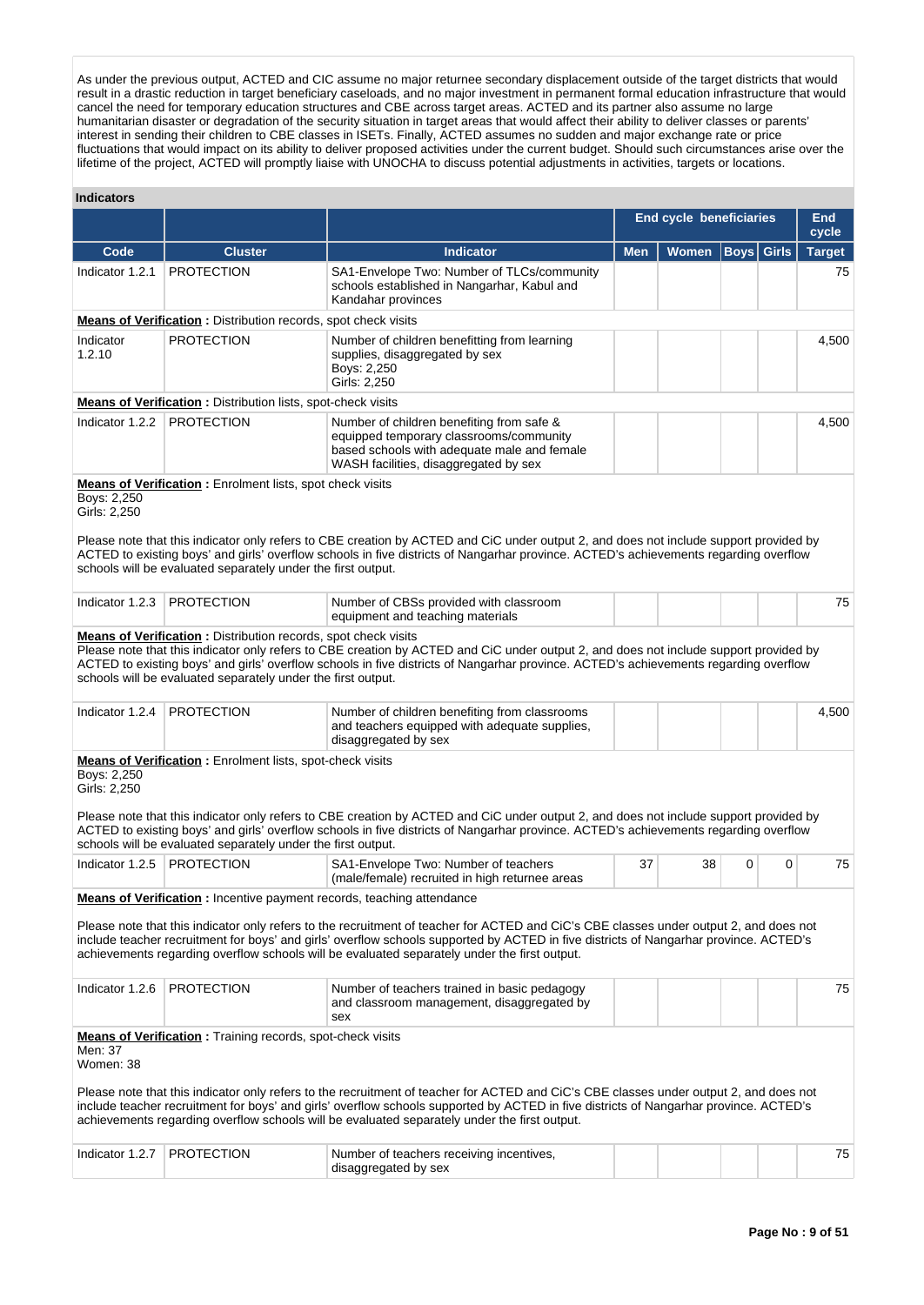As under the previous output, ACTED and CIC assume no major returnee secondary displacement outside of the target districts that would result in a drastic reduction in target beneficiary caseloads, and no major investment in permanent formal education infrastructure that would cancel the need for temporary education structures and CBE across target areas. ACTED and its partner also assume no large humanitarian disaster or degradation of the security situation in target areas that would affect their ability to deliver classes or parents' interest in sending their children to CBE classes in ISETs. Finally, ACTED assumes no sudden and major exchange rate or price fluctuations that would impact on its ability to deliver proposed activities under the current budget. Should such circumstances arise over the lifetime of the project, ACTED will promptly liaise with UNOCHA to discuss potential adjustments in activities, targets or locations.

**Indicators**

| | | | End cycle beneficiaries | | | | End cycle |
|---|---|---|---|---|---|---|---|
| **Code** | **Cluster** | **Indicator** | **Men** | **Women** | **Boys** | **Girls** | **Target** |
| Indicator 1.2.1 | PROTECTION | SA1-Envelope Two: Number of TLCs/community schools established in Nangarhar, Kabul and Kandahar provinces | | | | | 75 |

**Means of Verification :** Distribution records, spot check visits

| Code | Cluster | Indicator | Men | Women | Boys | Girls | Target |
|---|---|---|---|---|---|---|---|
| Indicator 1.2.10 | PROTECTION | Number of children benefitting from learning supplies, disaggregated by sex<br>Boys: 2,250<br>Girls: 2,250 | | | | | 4,500 |

**Means of Verification :** Distribution lists, spot-check visits

| Code | Cluster | Indicator | Men | Women | Boys | Girls | Target |
|---|---|---|---|---|---|---|---|
| Indicator 1.2.2 | PROTECTION | Number of children benefiting from safe & equipped temporary classrooms/community based schools with adequate male and female WASH facilities, disaggregated by sex | | | | | 4,500 |

**Means of Verification :** Enrolment lists, spot check visits
Boys: 2,250
Girls: 2,250

Please note that this indicator only refers to CBE creation by ACTED and CiC under output 2, and does not include support provided by ACTED to existing boys' and girls' overflow schools in five districts of Nangarhar province. ACTED's achievements regarding overflow schools will be evaluated separately under the first output.

| Code | Cluster | Indicator | Men | Women | Boys | Girls | Target |
|---|---|---|---|---|---|---|---|
| Indicator 1.2.3 | PROTECTION | Number of CBSs provided with classroom equipment and teaching materials | | | | | 75 |

**Means of Verification :** Distribution records, spot check visits
Please note that this indicator only refers to CBE creation by ACTED and CiC under output 2, and does not include support provided by ACTED to existing boys' and girls' overflow schools in five districts of Nangarhar province. ACTED's achievements regarding overflow schools will be evaluated separately under the first output.

| Code | Cluster | Indicator | Men | Women | Boys | Girls | Target |
|---|---|---|---|---|---|---|---|
| Indicator 1.2.4 | PROTECTION | Number of children benefiting from classrooms and teachers equipped with adequate supplies, disaggregated by sex | | | | | 4,500 |

**Means of Verification :** Enrolment lists, spot-check visits
Boys: 2,250
Girls: 2,250

Please note that this indicator only refers to CBE creation by ACTED and CiC under output 2, and does not include support provided by ACTED to existing boys' and girls' overflow schools in five districts of Nangarhar province. ACTED's achievements regarding overflow schools will be evaluated separately under the first output.

| Code | Cluster | Indicator | Men | Women | Boys | Girls | Target |
|---|---|---|---|---|---|---|---|
| Indicator 1.2.5 | PROTECTION | SA1-Envelope Two: Number of teachers (male/female) recruited in high returnee areas | 37 | 38 | 0 | 0 | 75 |

**Means of Verification :** Incentive payment records, teaching attendance

Please note that this indicator only refers to the recruitment of teacher for ACTED and CiC's CBE classes under output 2, and does not include teacher recruitment for boys' and girls' overflow schools supported by ACTED in five districts of Nangarhar province. ACTED's achievements regarding overflow schools will be evaluated separately under the first output.

| Code | Cluster | Indicator | Men | Women | Boys | Girls | Target |
|---|---|---|---|---|---|---|---|
| Indicator 1.2.6 | PROTECTION | Number of teachers trained in basic pedagogy and classroom management, disaggregated by sex | | | | | 75 |

**Means of Verification :** Training records, spot-check visits
Men: 37
Women: 38

Please note that this indicator only refers to the recruitment of teacher for ACTED and CiC's CBE classes under output 2, and does not include teacher recruitment for boys' and girls' overflow schools supported by ACTED in five districts of Nangarhar province. ACTED's achievements regarding overflow schools will be evaluated separately under the first output.

| Code | Cluster | Indicator | Men | Women | Boys | Girls | Target |
|---|---|---|---|---|---|---|---|
| Indicator 1.2.7 | PROTECTION | Number of teachers receiving incentives, disaggregated by sex | | | | | 75 |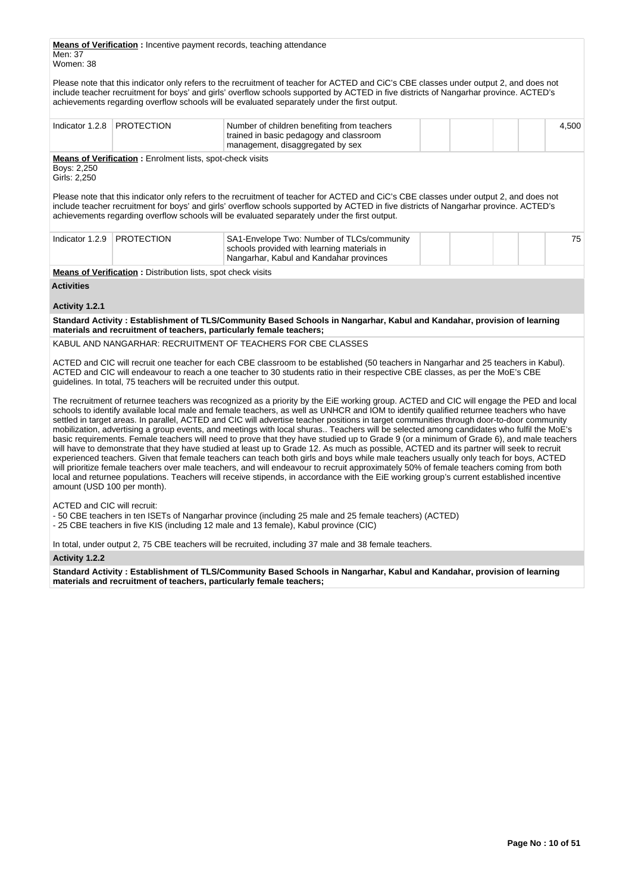**Means of Verification :** Incentive payment records, teaching attendance
Men: 37
Women: 38

Please note that this indicator only refers to the recruitment of teacher for ACTED and CiC's CBE classes under output 2, and does not include teacher recruitment for boys' and girls' overflow schools supported by ACTED in five districts of Nangarhar province. ACTED's achievements regarding overflow schools will be evaluated separately under the first output.

| Indicator 1.2.8 | PROTECTION | Number of children benefiting from teachers trained in basic pedagogy and classroom management, disaggregated by sex | | | | | 4,500 |
|---|---|---|---|---|---|---|---|

**Means of Verification :** Enrolment lists, spot-check visits
Boys: 2,250
Girls: 2,250

Please note that this indicator only refers to the recruitment of teacher for ACTED and CiC's CBE classes under output 2, and does not include teacher recruitment for boys' and girls' overflow schools supported by ACTED in five districts of Nangarhar province. ACTED's achievements regarding overflow schools will be evaluated separately under the first output.

| Indicator 1.2.9 | PROTECTION | SA1-Envelope Two: Number of TLCs/community schools provided with learning materials in Nangarhar, Kabul and Kandahar provinces | | | | | 75 |
|---|---|---|---|---|---|---|---|

**Means of Verification :** Distribution lists, spot check visits

**Activities**

**Activity 1.2.1**

**Standard Activity : Establishment of TLS/Community Based Schools in Nangarhar, Kabul and Kandahar, provision of learning materials and recruitment of teachers, particularly female teachers;**

KABUL AND NANGARHAR: RECRUITMENT OF TEACHERS FOR CBE CLASSES

ACTED and CIC will recruit one teacher for each CBE classroom to be established (50 teachers in Nangarhar and 25 teachers in Kabul). ACTED and CIC will endeavour to reach a one teacher to 30 students ratio in their respective CBE classes, as per the MoE's CBE guidelines. In total, 75 teachers will be recruited under this output.

The recruitment of returnee teachers was recognized as a priority by the EiE working group. ACTED and CIC will engage the PED and local schools to identify available local male and female teachers, as well as UNHCR and IOM to identify qualified returnee teachers who have settled in target areas. In parallel, ACTED and CIC will advertise teacher positions in target communities through door-to-door community mobilization, advertising a group events, and meetings with local shuras.. Teachers will be selected among candidates who fulfil the MoE's basic requirements. Female teachers will need to prove that they have studied up to Grade 9 (or a minimum of Grade 6), and male teachers will have to demonstrate that they have studied at least up to Grade 12. As much as possible, ACTED and its partner will seek to recruit experienced teachers. Given that female teachers can teach both girls and boys while male teachers usually only teach for boys, ACTED will prioritize female teachers over male teachers, and will endeavour to recruit approximately 50% of female teachers coming from both local and returnee populations. Teachers will receive stipends, in accordance with the EiE working group's current established incentive amount (USD 100 per month).

ACTED and CIC will recruit:
- 50 CBE teachers in ten ISETs of Nangarhar province (including 25 male and 25 female teachers) (ACTED)
- 25 CBE teachers in five KIS (including 12 male and 13 female), Kabul province (CIC)

In total, under output 2, 75 CBE teachers will be recruited, including 37 male and 38 female teachers.

**Activity 1.2.2**

**Standard Activity : Establishment of TLS/Community Based Schools in Nangarhar, Kabul and Kandahar, provision of learning materials and recruitment of teachers, particularly female teachers;**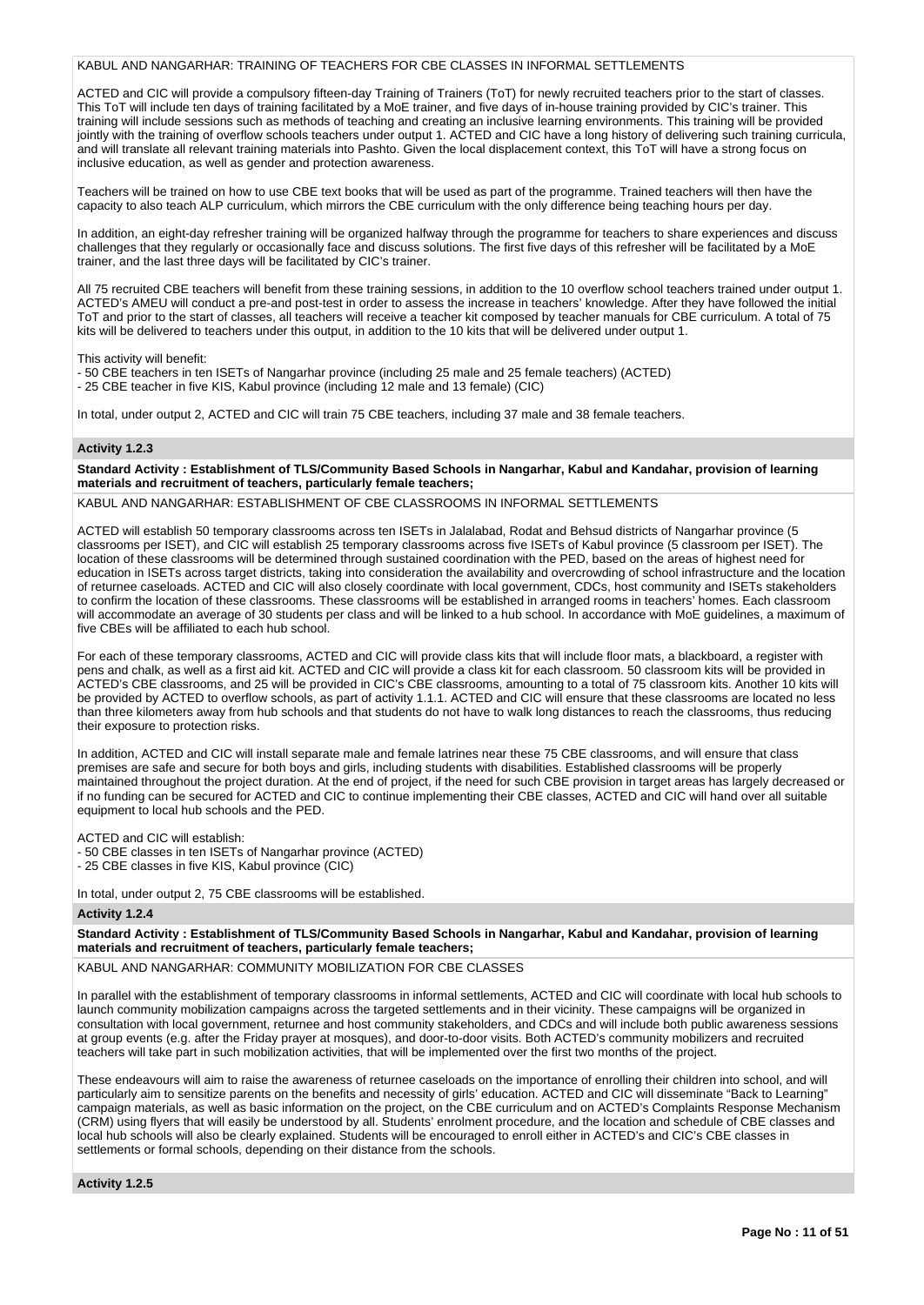KABUL AND NANGARHAR: TRAINING OF TEACHERS FOR CBE CLASSES IN INFORMAL SETTLEMENTS

ACTED and CIC will provide a compulsory fifteen-day Training of Trainers (ToT) for newly recruited teachers prior to the start of classes. This ToT will include ten days of training facilitated by a MoE trainer, and five days of in-house training provided by CIC's trainer. This training will include sessions such as methods of teaching and creating an inclusive learning environments. This training will be provided jointly with the training of overflow schools teachers under output 1. ACTED and CIC have a long history of delivering such training curricula, and will translate all relevant training materials into Pashto. Given the local displacement context, this ToT will have a strong focus on inclusive education, as well as gender and protection awareness.

Teachers will be trained on how to use CBE text books that will be used as part of the programme. Trained teachers will then have the capacity to also teach ALP curriculum, which mirrors the CBE curriculum with the only difference being teaching hours per day.

In addition, an eight-day refresher training will be organized halfway through the programme for teachers to share experiences and discuss challenges that they regularly or occasionally face and discuss solutions. The first five days of this refresher will be facilitated by a MoE trainer, and the last three days will be facilitated by CIC's trainer.

All 75 recruited CBE teachers will benefit from these training sessions, in addition to the 10 overflow school teachers trained under output 1. ACTED's AMEU will conduct a pre-and post-test in order to assess the increase in teachers' knowledge. After they have followed the initial ToT and prior to the start of classes, all teachers will receive a teacher kit composed by teacher manuals for CBE curriculum. A total of 75 kits will be delivered to teachers under this output, in addition to the 10 kits that will be delivered under output 1.

This activity will benefit:
- 50 CBE teachers in ten ISETs of Nangarhar province (including 25 male and 25 female teachers) (ACTED)
- 25 CBE teacher in five KIS, Kabul province (including 12 male and 13 female) (CIC)

In total, under output 2, ACTED and CIC will train 75 CBE teachers, including 37 male and 38 female teachers.

### Activity 1.2.3

**Standard Activity : Establishment of TLS/Community Based Schools in Nangarhar, Kabul and Kandahar, provision of learning materials and recruitment of teachers, particularly female teachers;**

KABUL AND NANGARHAR: ESTABLISHMENT OF CBE CLASSROOMS IN INFORMAL SETTLEMENTS

ACTED will establish 50 temporary classrooms across ten ISETs in Jalalabad, Rodat and Behsud districts of Nangarhar province (5 classrooms per ISET), and CIC will establish 25 temporary classrooms across five ISETs of Kabul province (5 classroom per ISET). The location of these classrooms will be determined through sustained coordination with the PED, based on the areas of highest need for education in ISETs across target districts, taking into consideration the availability and overcrowding of school infrastructure and the location of returnee caseloads. ACTED and CIC will also closely coordinate with local government, CDCs, host community and ISETs stakeholders to confirm the location of these classrooms. These classrooms will be established in arranged rooms in teachers' homes. Each classroom will accommodate an average of 30 students per class and will be linked to a hub school. In accordance with MoE guidelines, a maximum of five CBEs will be affiliated to each hub school.

For each of these temporary classrooms, ACTED and CIC will provide class kits that will include floor mats, a blackboard, a register with pens and chalk, as well as a first aid kit. ACTED and CIC will provide a class kit for each classroom. 50 classroom kits will be provided in ACTED's CBE classrooms, and 25 will be provided in CIC's CBE classrooms, amounting to a total of 75 classroom kits. Another 10 kits will be provided by ACTED to overflow schools, as part of activity 1.1.1. ACTED and CIC will ensure that these classrooms are located no less than three kilometers away from hub schools and that students do not have to walk long distances to reach the classrooms, thus reducing their exposure to protection risks.

In addition, ACTED and CIC will install separate male and female latrines near these 75 CBE classrooms, and will ensure that class premises are safe and secure for both boys and girls, including students with disabilities. Established classrooms will be properly maintained throughout the project duration. At the end of project, if the need for such CBE provision in target areas has largely decreased or if no funding can be secured for ACTED and CIC to continue implementing their CBE classes, ACTED and CIC will hand over all suitable equipment to local hub schools and the PED.

ACTED and CIC will establish:
- 50 CBE classes in ten ISETs of Nangarhar province (ACTED)
- 25 CBE classes in five KIS, Kabul province (CIC)

In total, under output 2, 75 CBE classrooms will be established.

### Activity 1.2.4

**Standard Activity : Establishment of TLS/Community Based Schools in Nangarhar, Kabul and Kandahar, provision of learning materials and recruitment of teachers, particularly female teachers;**

KABUL AND NANGARHAR: COMMUNITY MOBILIZATION FOR CBE CLASSES

In parallel with the establishment of temporary classrooms in informal settlements, ACTED and CIC will coordinate with local hub schools to launch community mobilization campaigns across the targeted settlements and in their vicinity. These campaigns will be organized in consultation with local government, returnee and host community stakeholders, and CDCs and will include both public awareness sessions at group events (e.g. after the Friday prayer at mosques), and door-to-door visits. Both ACTED's community mobilizers and recruited teachers will take part in such mobilization activities, that will be implemented over the first two months of the project.

These endeavours will aim to raise the awareness of returnee caseloads on the importance of enrolling their children into school, and will particularly aim to sensitize parents on the benefits and necessity of girls' education. ACTED and CIC will disseminate "Back to Learning" campaign materials, as well as basic information on the project, on the CBE curriculum and on ACTED's Complaints Response Mechanism (CRM) using flyers that will easily be understood by all. Students' enrolment procedure, and the location and schedule of CBE classes and local hub schools will also be clearly explained. Students will be encouraged to enroll either in ACTED's and CIC's CBE classes in settlements or formal schools, depending on their distance from the schools.

### Activity 1.2.5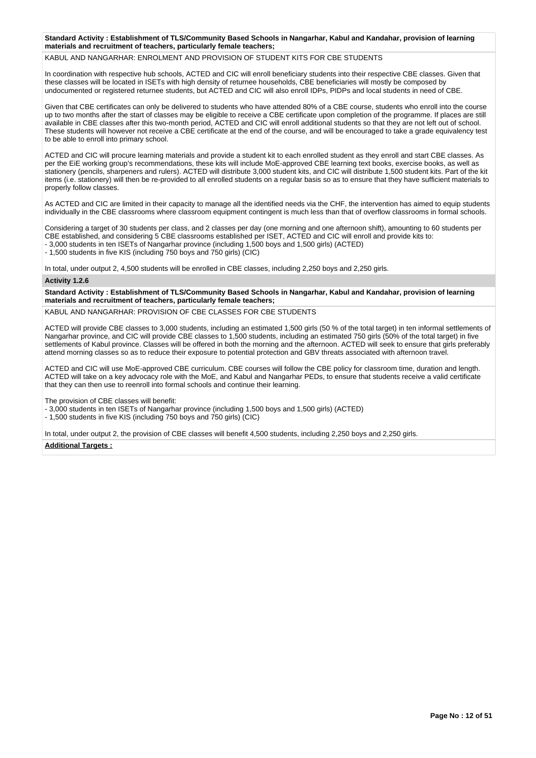**Standard Activity : Establishment of TLS/Community Based Schools in Nangarhar, Kabul and Kandahar, provision of learning materials and recruitment of teachers, particularly female teachers;**

KABUL AND NANGARHAR: ENROLMENT AND PROVISION OF STUDENT KITS FOR CBE STUDENTS

In coordination with respective hub schools, ACTED and CIC will enroll beneficiary students into their respective CBE classes. Given that these classes will be located in ISETs with high density of returnee households, CBE beneficiaries will mostly be composed by undocumented or registered returnee students, but ACTED and CIC will also enroll IDPs, PIDPs and local students in need of CBE.

Given that CBE certificates can only be delivered to students who have attended 80% of a CBE course, students who enroll into the course up to two months after the start of classes may be eligible to receive a CBE certificate upon completion of the programme. If places are still available in CBE classes after this two-month period, ACTED and CIC will enroll additional students so that they are not left out of school. These students will however not receive a CBE certificate at the end of the course, and will be encouraged to take a grade equivalency test to be able to enroll into primary school.

ACTED and CIC will procure learning materials and provide a student kit to each enrolled student as they enroll and start CBE classes. As per the EiE working group's recommendations, these kits will include MoE-approved CBE learning text books, exercise books, as well as stationery (pencils, sharpeners and rulers). ACTED will distribute 3,000 student kits, and CIC will distribute 1,500 student kits. Part of the kit items (i.e. stationery) will then be re-provided to all enrolled students on a regular basis so as to ensure that they have sufficient materials to properly follow classes.

As ACTED and CIC are limited in their capacity to manage all the identified needs via the CHF, the intervention has aimed to equip students individually in the CBE classrooms where classroom equipment contingent is much less than that of overflow classrooms in formal schools.

Considering a target of 30 students per class, and 2 classes per day (one morning and one afternoon shift), amounting to 60 students per CBE established, and considering 5 CBE classrooms established per ISET, ACTED and CIC will enroll and provide kits to:
- 3,000 students in ten ISETs of Nangarhar province (including 1,500 boys and 1,500 girls) (ACTED)
- 1,500 students in five KIS (including 750 boys and 750 girls) (CIC)

In total, under output 2, 4,500 students will be enrolled in CBE classes, including 2,250 boys and 2,250 girls.

**Activity 1.2.6**

**Standard Activity : Establishment of TLS/Community Based Schools in Nangarhar, Kabul and Kandahar, provision of learning materials and recruitment of teachers, particularly female teachers;**

KABUL AND NANGARHAR: PROVISION OF CBE CLASSES FOR CBE STUDENTS

ACTED will provide CBE classes to 3,000 students, including an estimated 1,500 girls (50 % of the total target) in ten informal settlements of Nangarhar province, and CIC will provide CBE classes to 1,500 students, including an estimated 750 girls (50% of the total target) in five settlements of Kabul province. Classes will be offered in both the morning and the afternoon. ACTED will seek to ensure that girls preferably attend morning classes so as to reduce their exposure to potential protection and GBV threats associated with afternoon travel.

ACTED and CIC will use MoE-approved CBE curriculum. CBE courses will follow the CBE policy for classroom time, duration and length. ACTED will take on a key advocacy role with the MoE, and Kabul and Nangarhar PEDs, to ensure that students receive a valid certificate that they can then use to reenroll into formal schools and continue their learning.

The provision of CBE classes will benefit:
- 3,000 students in ten ISETs of Nangarhar province (including 1,500 boys and 1,500 girls) (ACTED)
- 1,500 students in five KIS (including 750 boys and 750 girls) (CIC)

In total, under output 2, the provision of CBE classes will benefit 4,500 students, including 2,250 boys and 2,250 girls.

**Additional Targets :**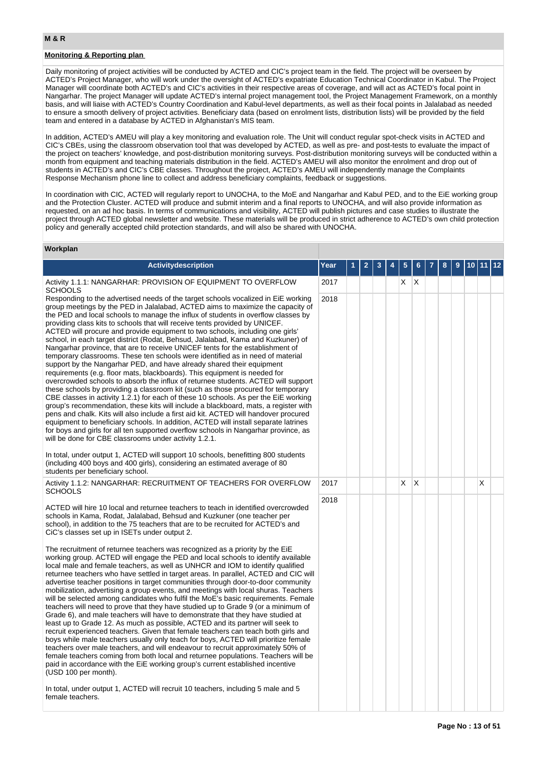## M & R

### Monitoring & Reporting plan

Daily monitoring of project activities will be conducted by ACTED and CIC's project team in the field. The project will be overseen by ACTED's Project Manager, who will work under the oversight of ACTED's expatriate Education Technical Coordinator in Kabul. The Project Manager will coordinate both ACTED's and CIC's activities in their respective areas of coverage, and will act as ACTED's focal point in Nangarhar. The project Manager will update ACTED's internal project management tool, the Project Management Framework, on a monthly basis, and will liaise with ACTED's Country Coordination and Kabul-level departments, as well as their focal points in Jalalabad as needed to ensure a smooth delivery of project activities. Beneficiary data (based on enrolment lists, distribution lists) will be provided by the field team and entered in a database by ACTED in Afghanistan's MIS team.

In addition, ACTED's AMEU will play a key monitoring and evaluation role. The Unit will conduct regular spot-check visits in ACTED and CIC's CBEs, using the classroom observation tool that was developed by ACTED, as well as pre- and post-tests to evaluate the impact of the project on teachers' knowledge, and post-distribution monitoring surveys. Post-distribution monitoring surveys will be conducted within a month from equipment and teaching materials distribution in the field. ACTED's AMEU will also monitor the enrolment and drop out of students in ACTED's and CIC's CBE classes. Throughout the project, ACTED's AMEU will independently manage the Complaints Response Mechanism phone line to collect and address beneficiary complaints, feedback or suggestions.

In coordination with CIC, ACTED will regularly report to UNOCHA, to the MoE and Nangarhar and Kabul PED, and to the EiE working group and the Protection Cluster. ACTED will produce and submit interim and a final reports to UNOCHA, and will also provide information as requested, on an ad hoc basis. In terms of communications and visibility, ACTED will publish pictures and case studies to illustrate the project through ACTED global newsletter and website. These materials will be produced in strict adherence to ACTED's own child protection policy and generally accepted child protection standards, and will also be shared with UNOCHA.

### Workplan

| Activitydescription | Year | 1 | 2 | 3 | 4 | 5 | 6 | 7 | 8 | 9 | 10 | 11 | 12 |
|---|---|---|---|---|---|---|---|---|---|---|---|---|---|
| Activity 1.1.1: NANGARHAR: PROVISION OF EQUIPMENT TO OVERFLOW SCHOOLS<br><br>Responding to the advertised needs of the target schools vocalized in EiE working group meetings by the PED in Jalalabad, ACTED aims to maximize the capacity of the PED and local schools to manage the influx of students in overflow classes by providing class kits to schools that will receive tents provided by UNICEF. ACTED will procure and provide equipment to two schools, including one girls' school, in each target district (Rodat, Behsud, Jalalabad, Kama and Kuzkuner) of Nangarhar province, that are to receive UNICEF tents for the establishment of temporary classrooms. These ten schools were identified as in need of material support by the Nangarhar PED, and have already shared their equipment requirements (e.g. floor mats, blackboards). This equipment is needed for overcrowded schools to absorb the influx of returnee students. ACTED will support these schools by providing a classroom kit (such as those procured for temporary CBE classes in activity 1.2.1) for each of these 10 schools. As per the EiE working group's recommendation, these kits will include a blackboard, mats, a register with pens and chalk. Kits will also include a first aid kit. ACTED will handover procured equipment to beneficiary schools. In addition, ACTED will install separate latrines for boys and girls for all ten supported overflow schools in Nangarhar province, as will be done for CBE classrooms under activity 1.2.1.<br><br>In total, under output 1, ACTED will support 10 schools, benefitting 800 students (including 400 boys and 400 girls), considering an estimated average of 80 students per beneficiary school. | 2017 | | | | | X | X | | | | | | |
| | 2018 | | | | | | | | | | | | |
| Activity 1.1.2: NANGARHAR: RECRUITMENT OF TEACHERS FOR OVERFLOW SCHOOLS<br><br>ACTED will hire 10 local and returnee teachers to teach in identified overcrowded schools in Kama, Rodat, Jalalabad, Behsud and Kuzkuner (one teacher per school), in addition to the 75 teachers that are to be recruited for ACTED's and CiC's classes set up in ISETs under output 2.<br><br>The recruitment of returnee teachers was recognized as a priority by the EiE working group. ACTED will engage the PED and local schools to identify available local male and female teachers, as well as UNHCR and IOM to identify qualified returnee teachers who have settled in target areas. In parallel, ACTED and CIC will advertise teacher positions in target communities through door-to-door community mobilization, advertising a group events, and meetings with local shuras. Teachers will be selected among candidates who fulfil the MoE's basic requirements. Female teachers will need to prove that they have studied up to Grade 9 (or a minimum of Grade 6), and male teachers will have to demonstrate that they have studied at least up to Grade 12. As much as possible, ACTED and its partner will seek to recruit experienced teachers. Given that female teachers can teach both girls and boys while male teachers usually only teach for boys, ACTED will prioritize female teachers over male teachers, and will endeavour to recruit approximately 50% of female teachers coming from both local and returnee populations. Teachers will be paid in accordance with the EiE working group's current established incentive (USD 100 per month).<br><br>In total, under output 1, ACTED will recruit 10 teachers, including 5 male and 5 female teachers. | 2017 | | | | | X | X | | | | | X | |
| | 2018 | | | | | | | | | | | | |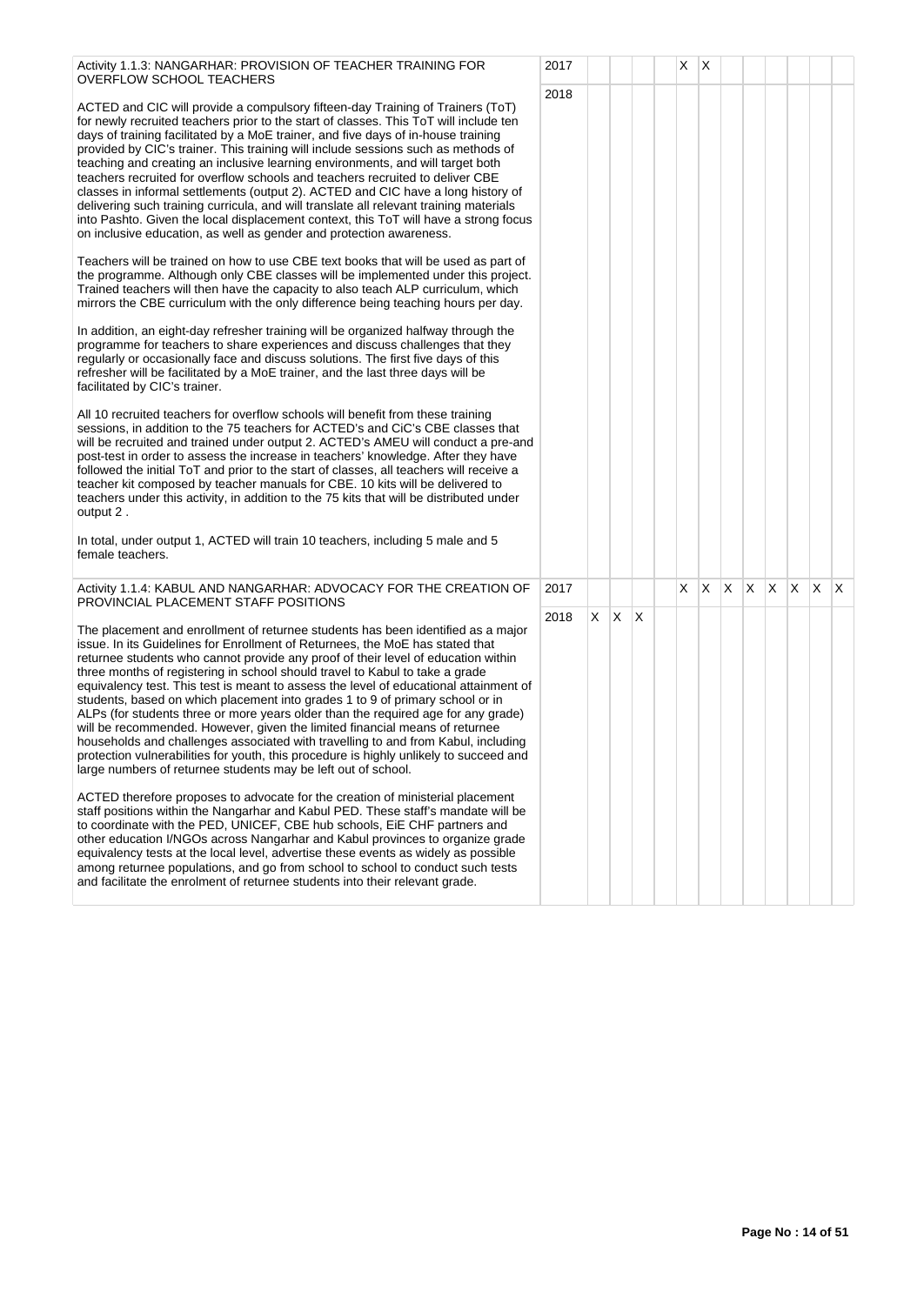| Activity | Year | 1 | 2 | 3 | 4 | 5 | 6 | 7 | 8 | 9 | 10 | 11 | 12 |
|---|---|---|---|---|---|---|---|---|---|---|---|---|---|
| Activity 1.1.3: NANGARHAR: PROVISION OF TEACHER TRAINING FOR OVERFLOW SCHOOL TEACHERS<br><br>ACTED and CIC will provide a compulsory fifteen-day Training of Trainers (ToT) for newly recruited teachers prior to the start of classes. This ToT will include ten days of training facilitated by a MoE trainer, and five days of in-house training provided by CIC's trainer. This training will include sessions such as methods of teaching and creating an inclusive learning environments, and will target both teachers recruited for overflow schools and teachers recruited to deliver CBE classes in informal settlements (output 2). ACTED and CIC have a long history of delivering such training curricula, and will translate all relevant training materials into Pashto. Given the local displacement context, this ToT will have a strong focus on inclusive education, as well as gender and protection awareness.<br><br>Teachers will be trained on how to use CBE text books that will be used as part of the programme. Although only CBE classes will be implemented under this project. Trained teachers will then have the capacity to also teach ALP curriculum, which mirrors the CBE curriculum with the only difference being teaching hours per day.<br><br>In addition, an eight-day refresher training will be organized halfway through the programme for teachers to share experiences and discuss challenges that they regularly or occasionally face and discuss solutions. The first five days of this refresher will be facilitated by a MoE trainer, and the last three days will be facilitated by CIC's trainer.<br><br>All 10 recruited teachers for overflow schools will benefit from these training sessions, in addition to the 75 teachers for ACTED's and CiC's CBE classes that will be recruited and trained under output 2. ACTED's AMEU will conduct a pre-and post-test in order to assess the increase in teachers' knowledge. After they have followed the initial ToT and prior to the start of classes, all teachers will receive a teacher kit composed by teacher manuals for CBE. 10 kits will be delivered to teachers under this activity, in addition to the 75 kits that will be distributed under output 2 .<br><br>In total, under output 1, ACTED will train 10 teachers, including 5 male and 5 female teachers. | 2017 | | | | | X | X | | | | | | |
| | 2018 | | | | | | | | | | | | |
| Activity 1.1.4: KABUL AND NANGARHAR: ADVOCACY FOR THE CREATION OF PROVINCIAL PLACEMENT STAFF POSITIONS<br><br>The placement and enrollment of returnee students has been identified as a major issue. In its Guidelines for Enrollment of Returnees, the MoE has stated that returnee students who cannot provide any proof of their level of education within three months of registering in school should travel to Kabul to take a grade equivalency test. This test is meant to assess the level of educational attainment of students, based on which placement into grades 1 to 9 of primary school or in ALPs (for students three or more years older than the required age for any grade) will be recommended. However, given the limited financial means of returnee households and challenges associated with travelling to and from Kabul, including protection vulnerabilities for youth, this procedure is highly unlikely to succeed and large numbers of returnee students may be left out of school.<br><br>ACTED therefore proposes to advocate for the creation of ministerial placement staff positions within the Nangarhar and Kabul PED. These staff's mandate will be to coordinate with the PED, UNICEF, CBE hub schools, EiE CHF partners and other education I/NGOs across Nangarhar and Kabul provinces to organize grade equivalency tests at the local level, advertise these events as widely as possible among returnee populations, and go from school to school to conduct such tests and facilitate the enrolment of returnee students into their relevant grade. | 2017 | | | | | X | X | X | X | X | X | X | X |
| | 2018 | X | X | X | | | | | | | | | |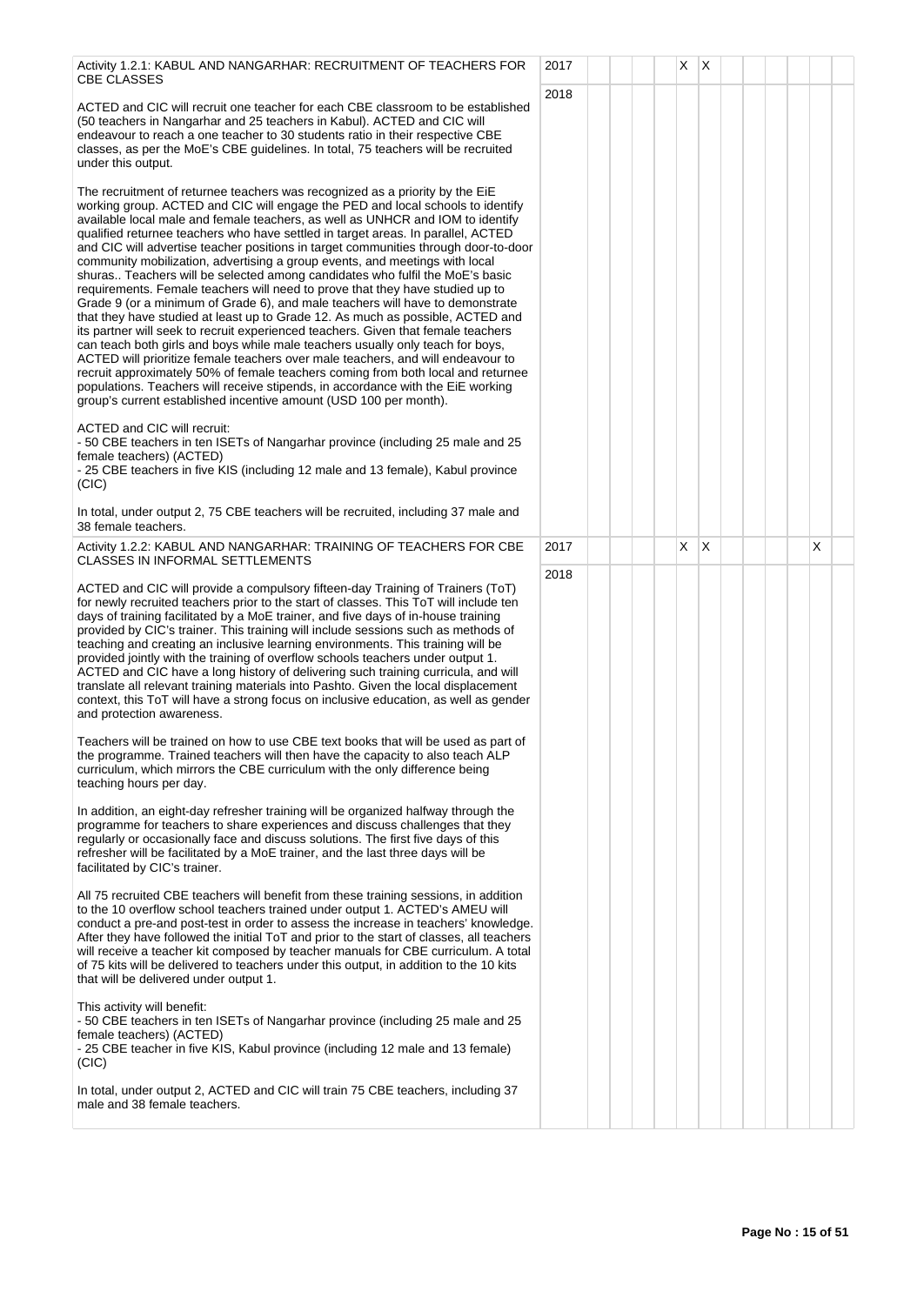| Activity | Year | 1 | 2 | 3 | 4 | 5 | 6 | 7 | 8 | 9 | 10 | 11 | 12 |
|---|---|---|---|---|---|---|---|---|---|---|---|---|---|
| Activity 1.2.1: KABUL AND NANGARHAR: RECRUITMENT OF TEACHERS FOR CBE CLASSES<br><br>ACTED and CIC will recruit one teacher for each CBE classroom to be established (50 teachers in Nangarhar and 25 teachers in Kabul). ACTED and CIC will endeavour to reach a one teacher to 30 students ratio in their respective CBE classes, as per the MoE's CBE guidelines. In total, 75 teachers will be recruited under this output.<br><br>The recruitment of returnee teachers was recognized as a priority by the EiE working group. ACTED and CIC will engage the PED and local schools to identify available local male and female teachers, as well as UNHCR and IOM to identify qualified returnee teachers who have settled in target areas. In parallel, ACTED and CIC will advertise teacher positions in target communities through door-to-door community mobilization, advertising a group events, and meetings with local shuras.. Teachers will be selected among candidates who fulfil the MoE's basic requirements. Female teachers will need to prove that they have studied up to Grade 9 (or a minimum of Grade 6), and male teachers will have to demonstrate that they have studied at least up to Grade 12. As much as possible, ACTED and its partner will seek to recruit experienced teachers. Given that female teachers can teach both girls and boys while male teachers usually only teach for boys, ACTED will prioritize female teachers over male teachers, and will endeavour to recruit approximately 50% of female teachers coming from both local and returnee populations. Teachers will receive stipends, in accordance with the EiE working group's current established incentive amount (USD 100 per month).<br><br>ACTED and CIC will recruit:<br>- 50 CBE teachers in ten ISETs of Nangarhar province (including 25 male and 25 female teachers) (ACTED)<br>- 25 CBE teachers in five KIS (including 12 male and 13 female), Kabul province (CIC)<br><br>In total, under output 2, 75 CBE teachers will be recruited, including 37 male and 38 female teachers. | 2017 | | | | X | X | | | | | | | |
| | 2018 | | | | | | | | | | | | |
| Activity 1.2.2: KABUL AND NANGARHAR: TRAINING OF TEACHERS FOR CBE CLASSES IN INFORMAL SETTLEMENTS<br><br>ACTED and CIC will provide a compulsory fifteen-day Training of Trainers (ToT) for newly recruited teachers prior to the start of classes. This ToT will include ten days of training facilitated by a MoE trainer, and five days of in-house training provided by CIC's trainer. This training will include sessions such as methods of teaching and creating an inclusive learning environments. This training will be provided jointly with the training of overflow schools teachers under output 1. ACTED and CIC have a long history of delivering such training curricula, and will translate all relevant training materials into Pashto. Given the local displacement context, this ToT will have a strong focus on inclusive education, as well as gender and protection awareness.<br><br>Teachers will be trained on how to use CBE text books that will be used as part of the programme. Trained teachers will then have the capacity to also teach ALP curriculum, which mirrors the CBE curriculum with the only difference being teaching hours per day.<br><br>In addition, an eight-day refresher training will be organized halfway through the programme for teachers to share experiences and discuss challenges that they regularly or occasionally face and discuss solutions. The first five days of this refresher will be facilitated by a MoE trainer, and the last three days will be facilitated by CIC's trainer.<br><br>All 75 recruited CBE teachers will benefit from these training sessions, in addition to the 10 overflow school teachers trained under output 1. ACTED's AMEU will conduct a pre-and post-test in order to assess the increase in teachers' knowledge. After they have followed the initial ToT and prior to the start of classes, all teachers will receive a teacher kit composed by teacher manuals for CBE curriculum. A total of 75 kits will be delivered to teachers under this output, in addition to the 10 kits that will be delivered under output 1.<br><br>This activity will benefit:<br>- 50 CBE teachers in ten ISETs of Nangarhar province (including 25 male and 25 female teachers) (ACTED)<br>- 25 CBE teacher in five KIS, Kabul province (including 12 male and 13 female) (CIC)<br><br>In total, under output 2, ACTED and CIC will train 75 CBE teachers, including 37 male and 38 female teachers. | 2017 | | | | X | X | | | | | | X | |
| | 2018 | | | | | | | | | | | | |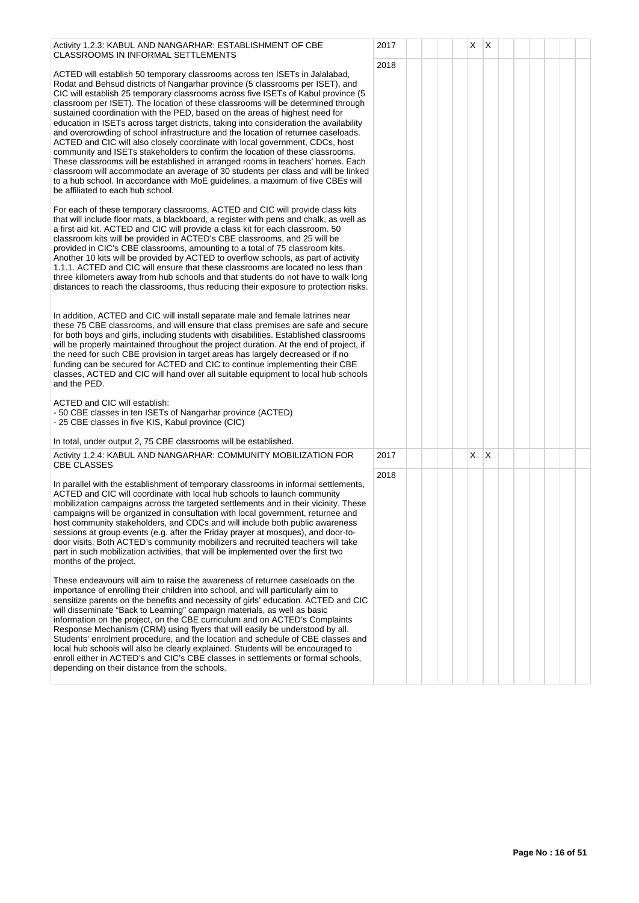| Activity | Year | 1 | 2 | 3 | 4 | 5 | 6 | 7 | 8 | 9 | 10 | 11 | 12 |
|---|---|---|---|---|---|---|---|---|---|---|---|---|---|
| Activity 1.2.3: KABUL AND NANGARHAR: ESTABLISHMENT OF CBE CLASSROOMS IN INFORMAL SETTLEMENTS<br><br>ACTED will establish 50 temporary classrooms across ten ISETs in Jalalabad, Rodat and Behsud districts of Nangarhar province (5 classrooms per ISET), and CIC will establish 25 temporary classrooms across five ISETs of Kabul province (5 classroom per ISET). The location of these classrooms will be determined through sustained coordination with the PED, based on the areas of highest need for education in ISETs across target districts, taking into consideration the availability and overcrowding of school infrastructure and the location of returnee caseloads. ACTED and CIC will also closely coordinate with local government, CDCs, host community and ISETs stakeholders to confirm the location of these classrooms. These classrooms will be established in arranged rooms in teachers' homes. Each classroom will accommodate an average of 30 students per class and will be linked to a hub school. In accordance with MoE guidelines, a maximum of five CBEs will be affiliated to each hub school.<br><br>For each of these temporary classrooms, ACTED and CIC will provide class kits that will include floor mats, a blackboard, a register with pens and chalk, as well as a first aid kit. ACTED and CIC will provide a class kit for each classroom. 50 classroom kits will be provided in ACTED's CBE classrooms, and 25 will be provided in CIC's CBE classrooms, amounting to a total of 75 classroom kits. Another 10 kits will be provided by ACTED to overflow schools, as part of activity 1.1.1. ACTED and CIC will ensure that these classrooms are located no less than three kilometers away from hub schools and that students do not have to walk long distances to reach the classrooms, thus reducing their exposure to protection risks.<br><br>In addition, ACTED and CIC will install separate male and female latrines near these 75 CBE classrooms, and will ensure that class premises are safe and secure for both boys and girls, including students with disabilities. Established classrooms will be properly maintained throughout the project duration. At the end of project, if the need for such CBE provision in target areas has largely decreased or if no funding can be secured for ACTED and CIC to continue implementing their CBE classes, ACTED and CIC will hand over all suitable equipment to local hub schools and the PED.<br><br>ACTED and CIC will establish:<br>- 50 CBE classes in ten ISETs of Nangarhar province (ACTED)<br>- 25 CBE classes in five KIS, Kabul province (CIC)<br><br>In total, under output 2, 75 CBE classrooms will be established. | 2017 | | | | | X | X | | | | | | |
| | 2018 | | | | | | | | | | | | |
| Activity 1.2.4: KABUL AND NANGARHAR: COMMUNITY MOBILIZATION FOR CBE CLASSES<br><br>In parallel with the establishment of temporary classrooms in informal settlements, ACTED and CIC will coordinate with local hub schools to launch community mobilization campaigns across the targeted settlements and in their vicinity. These campaigns will be organized in consultation with local government, returnee and host community stakeholders, and CDCs and will include both public awareness sessions at group events (e.g. after the Friday prayer at mosques), and door-to-door visits. Both ACTED's community mobilizers and recruited teachers will take part in such mobilization activities, that will be implemented over the first two months of the project.<br><br>These endeavours will aim to raise the awareness of returnee caseloads on the importance of enrolling their children into school, and will particularly aim to sensitize parents on the benefits and necessity of girls' education. ACTED and CIC will disseminate "Back to Learning" campaign materials, as well as basic information on the project, on the CBE curriculum and on ACTED's Complaints Response Mechanism (CRM) using flyers that will easily be understood by all. Students' enrolment procedure, and the location and schedule of CBE classes and local hub schools will also be clearly explained. Students will be encouraged to enroll either in ACTED's and CIC's CBE classes in settlements or formal schools, depending on their distance from the schools. | 2017 | | | | | X | X | | | | | | |
| | 2018 | | | | | | | | | | | | |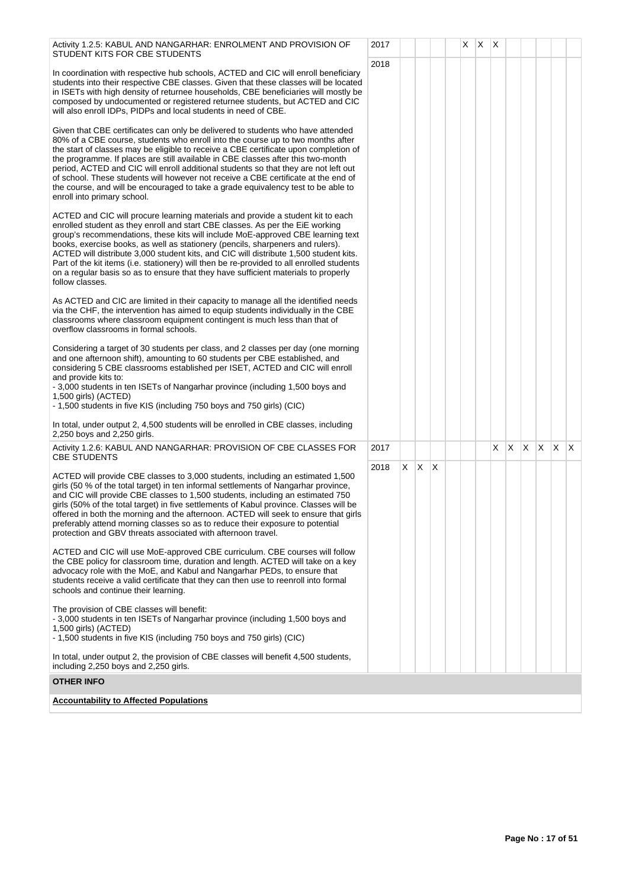| Activity | Year | 1 | 2 | 3 | 4 | 5 | 6 | 7 | 8 | 9 | 10 | 11 | 12 |
|---|---|---|---|---|---|---|---|---|---|---|---|---|---|
| Activity 1.2.5: KABUL AND NANGARHAR: ENROLMENT AND PROVISION OF STUDENT KITS FOR CBE STUDENTS | 2017 | | | | | X | X | X | | | | | |
| In coordination with respective hub schools, ACTED and CIC will enroll beneficiary students into their respective CBE classes. Given that these classes will be located in ISETs with high density of returnee households, CBE beneficiaries will mostly be composed by undocumented or registered returnee students, but ACTED and CIC will also enroll IDPs, PIDPs and local students in need of CBE.<br><br>Given that CBE certificates can only be delivered to students who have attended 80% of a CBE course, students who enroll into the course up to two months after the start of classes may be eligible to receive a CBE certificate upon completion of the programme. If places are still available in CBE classes after this two-month period, ACTED and CIC will enroll additional students so that they are not left out of school. These students will however not receive a CBE certificate at the end of the course, and will be encouraged to take a grade equivalency test to be able to enroll into primary school.<br><br>ACTED and CIC will procure learning materials and provide a student kit to each enrolled student as they enroll and start CBE classes. As per the EiE working group's recommendations, these kits will include MoE-approved CBE learning text books, exercise books, as well as stationery (pencils, sharpeners and rulers). ACTED will distribute 3,000 student kits, and CIC will distribute 1,500 student kits. Part of the kit items (i.e. stationery) will then be re-provided to all enrolled students on a regular basis so as to ensure that they have sufficient materials to properly follow classes.<br><br>As ACTED and CIC are limited in their capacity to manage all the identified needs via the CHF, the intervention has aimed to equip students individually in the CBE classrooms where classroom equipment contingent is much less than that of overflow classrooms in formal schools.<br><br>Considering a target of 30 students per class, and 2 classes per day (one morning and one afternoon shift), amounting to 60 students per CBE established, and considering 5 CBE classrooms established per ISET, ACTED and CIC will enroll and provide kits to:<br>- 3,000 students in ten ISETs of Nangarhar province (including 1,500 boys and 1,500 girls) (ACTED)<br>- 1,500 students in five KIS (including 750 boys and 750 girls) (CIC)<br><br>In total, under output 2, 4,500 students will be enrolled in CBE classes, including 2,250 boys and 2,250 girls. | 2018 | | | | | | | | | | | | |
| Activity 1.2.6: KABUL AND NANGARHAR: PROVISION OF CBE CLASSES FOR CBE STUDENTS | 2017 | | | | | | | X | X | X | X | X | X |
| ACTED will provide CBE classes to 3,000 students, including an estimated 1,500 girls (50 % of the total target) in ten informal settlements of Nangarhar province, and CIC will provide CBE classes to 1,500 students, including an estimated 750 girls (50% of the total target) in five settlements of Kabul province. Classes will be offered in both the morning and the afternoon. ACTED will seek to ensure that girls preferably attend morning classes so as to reduce their exposure to potential protection and GBV threats associated with afternoon travel.<br><br>ACTED and CIC will use MoE-approved CBE curriculum. CBE courses will follow the CBE policy for classroom time, duration and length. ACTED will take on a key advocacy role with the MoE, and Kabul and Nangarhar PEDs, to ensure that students receive a valid certificate that they can then use to reenroll into formal schools and continue their learning.<br><br>The provision of CBE classes will benefit:<br>- 3,000 students in ten ISETs of Nangarhar province (including 1,500 boys and 1,500 girls) (ACTED)<br>- 1,500 students in five KIS (including 750 boys and 750 girls) (CIC)<br><br>In total, under output 2, the provision of CBE classes will benefit 4,500 students, including 2,250 boys and 2,250 girls. | 2018 | X | X | X | | | | | | | | | |

**OTHER INFO**

**Accountability to Affected Populations**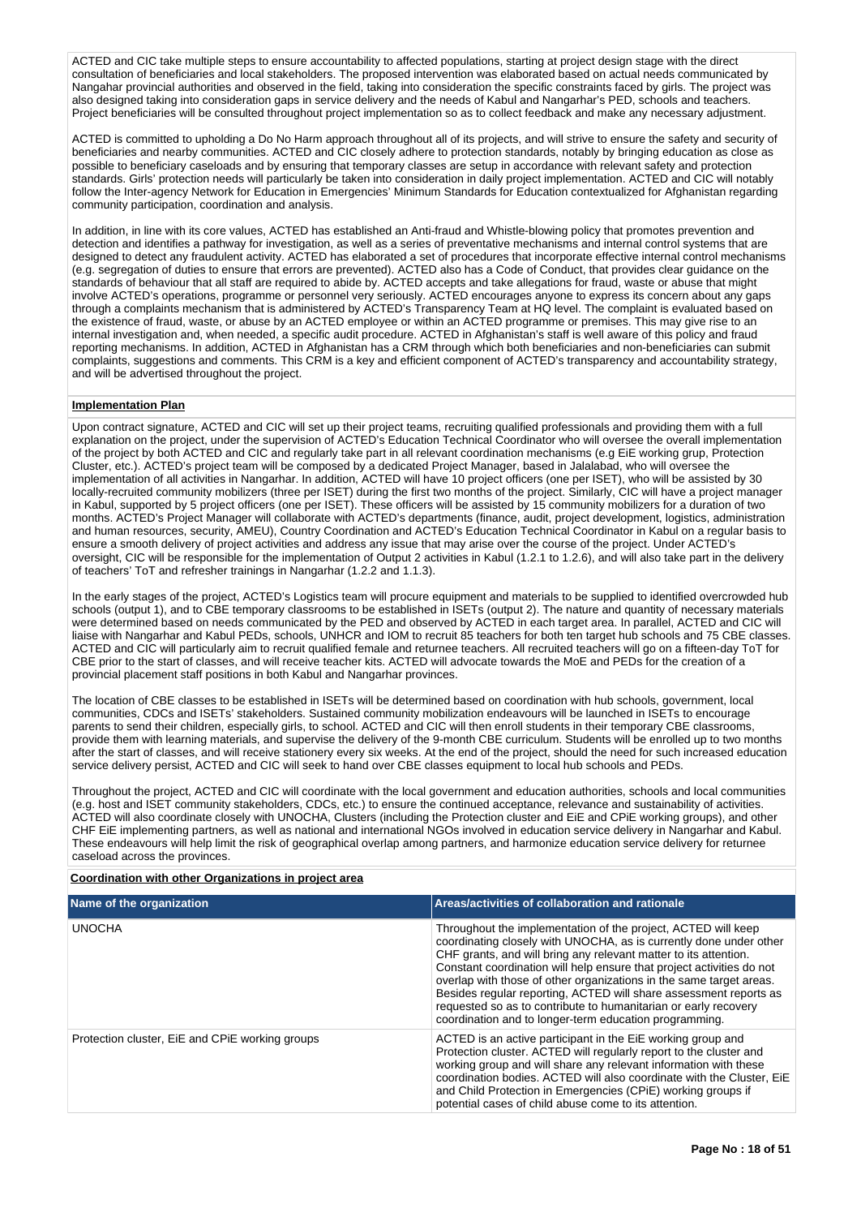ACTED and CIC take multiple steps to ensure accountability to affected populations, starting at project design stage with the direct consultation of beneficiaries and local stakeholders. The proposed intervention was elaborated based on actual needs communicated by Nangahar provincial authorities and observed in the field, taking into consideration the specific constraints faced by girls. The project was also designed taking into consideration gaps in service delivery and the needs of Kabul and Nangarhar's PED, schools and teachers. Project beneficiaries will be consulted throughout project implementation so as to collect feedback and make any necessary adjustment.

ACTED is committed to upholding a Do No Harm approach throughout all of its projects, and will strive to ensure the safety and security of beneficiaries and nearby communities. ACTED and CIC closely adhere to protection standards, notably by bringing education as close as possible to beneficiary caseloads and by ensuring that temporary classes are setup in accordance with relevant safety and protection standards. Girls' protection needs will particularly be taken into consideration in daily project implementation. ACTED and CIC will notably follow the Inter-agency Network for Education in Emergencies' Minimum Standards for Education contextualized for Afghanistan regarding community participation, coordination and analysis.

In addition, in line with its core values, ACTED has established an Anti-fraud and Whistle-blowing policy that promotes prevention and detection and identifies a pathway for investigation, as well as a series of preventative mechanisms and internal control systems that are designed to detect any fraudulent activity. ACTED has elaborated a set of procedures that incorporate effective internal control mechanisms (e.g. segregation of duties to ensure that errors are prevented). ACTED also has a Code of Conduct, that provides clear guidance on the standards of behaviour that all staff are required to abide by. ACTED accepts and take allegations for fraud, waste or abuse that might involve ACTED's operations, programme or personnel very seriously. ACTED encourages anyone to express its concern about any gaps through a complaints mechanism that is administered by ACTED's Transparency Team at HQ level. The complaint is evaluated based on the existence of fraud, waste, or abuse by an ACTED employee or within an ACTED programme or premises. This may give rise to an internal investigation and, when needed, a specific audit procedure. ACTED in Afghanistan's staff is well aware of this policy and fraud reporting mechanisms. In addition, ACTED in Afghanistan has a CRM through which both beneficiaries and non-beneficiaries can submit complaints, suggestions and comments. This CRM is a key and efficient component of ACTED's transparency and accountability strategy, and will be advertised throughout the project.

**Implementation Plan**

Upon contract signature, ACTED and CIC will set up their project teams, recruiting qualified professionals and providing them with a full explanation on the project, under the supervision of ACTED's Education Technical Coordinator who will oversee the overall implementation of the project by both ACTED and CIC and regularly take part in all relevant coordination mechanisms (e.g EiE working grup, Protection Cluster, etc.). ACTED's project team will be composed by a dedicated Project Manager, based in Jalalabad, who will oversee the implementation of all activities in Nangarhar. In addition, ACTED will have 10 project officers (one per ISET), who will be assisted by 30 locally-recruited community mobilizers (three per ISET) during the first two months of the project. Similarly, CIC will have a project manager in Kabul, supported by 5 project officers (one per ISET). These officers will be assisted by 15 community mobilizers for a duration of two months. ACTED's Project Manager will collaborate with ACTED's departments (finance, audit, project development, logistics, administration and human resources, security, AMEU), Country Coordination and ACTED's Education Technical Coordinator in Kabul on a regular basis to ensure a smooth delivery of project activities and address any issue that may arise over the course of the project. Under ACTED's oversight, CIC will be responsible for the implementation of Output 2 activities in Kabul (1.2.1 to 1.2.6), and will also take part in the delivery of teachers' ToT and refresher trainings in Nangarhar (1.2.2 and 1.1.3).

In the early stages of the project, ACTED's Logistics team will procure equipment and materials to be supplied to identified overcrowded hub schools (output 1), and to CBE temporary classrooms to be established in ISETs (output 2). The nature and quantity of necessary materials were determined based on needs communicated by the PED and observed by ACTED in each target area. In parallel, ACTED and CIC will liaise with Nangarhar and Kabul PEDs, schools, UNHCR and IOM to recruit 85 teachers for both ten target hub schools and 75 CBE classes. ACTED and CIC will particularly aim to recruit qualified female and returnee teachers. All recruited teachers will go on a fifteen-day ToT for CBE prior to the start of classes, and will receive teacher kits. ACTED will advocate towards the MoE and PEDs for the creation of a provincial placement staff positions in both Kabul and Nangarhar provinces.

The location of CBE classes to be established in ISETs will be determined based on coordination with hub schools, government, local communities, CDCs and ISETs' stakeholders. Sustained community mobilization endeavours will be launched in ISETs to encourage parents to send their children, especially girls, to school. ACTED and CIC will then enroll students in their temporary CBE classrooms, provide them with learning materials, and supervise the delivery of the 9-month CBE curriculum. Students will be enrolled up to two months after the start of classes, and will receive stationery every six weeks. At the end of the project, should the need for such increased education service delivery persist, ACTED and CIC will seek to hand over CBE classes equipment to local hub schools and PEDs.

Throughout the project, ACTED and CIC will coordinate with the local government and education authorities, schools and local communities (e.g. host and ISET community stakeholders, CDCs, etc.) to ensure the continued acceptance, relevance and sustainability of activities. ACTED will also coordinate closely with UNOCHA, Clusters (including the Protection cluster and EiE and CPiE working groups), and other CHF EiE implementing partners, as well as national and international NGOs involved in education service delivery in Nangarhar and Kabul. These endeavours will help limit the risk of geographical overlap among partners, and harmonize education service delivery for returnee caseload across the provinces.

**Coordination with other Organizations in project area**

| Name of the organization | Areas/activities of collaboration and rationale |
|---|---|
| UNOCHA | Throughout the implementation of the project, ACTED will keep coordinating closely with UNOCHA, as is currently done under other CHF grants, and will bring any relevant matter to its attention. Constant coordination will help ensure that project activities do not overlap with those of other organizations in the same target areas. Besides regular reporting, ACTED will share assessment reports as requested so as to contribute to humanitarian or early recovery coordination and to longer-term education programming. |
| Protection cluster, EiE and CPiE working groups | ACTED is an active participant in the EiE working group and Protection cluster. ACTED will regularly report to the cluster and working group and will share any relevant information with these coordination bodies. ACTED will also coordinate with the Cluster, EiE and Child Protection in Emergencies (CPiE) working groups if potential cases of child abuse come to its attention. |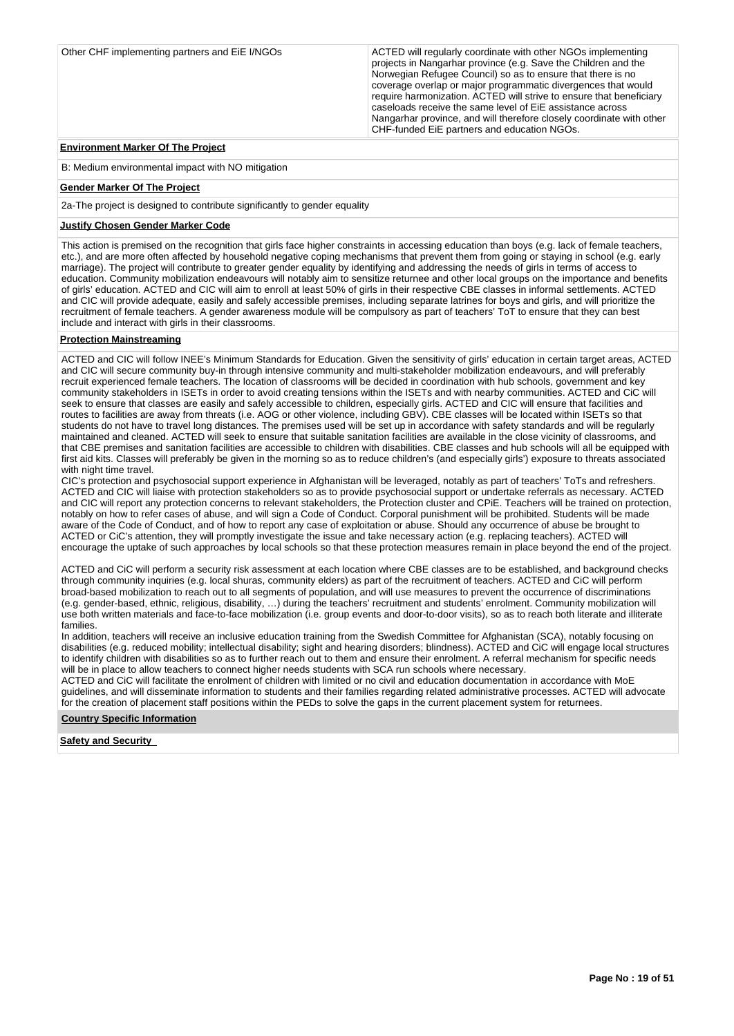| Other CHF implementing partners and EiE I/NGOs | ACTED will regularly coordinate with other NGOs implementing projects in Nangarhar province (e.g. Save the Children and the Norwegian Refugee Council) so as to ensure that there is no coverage overlap or major programmatic divergences that would require harmonization. ACTED will strive to ensure that beneficiary caseloads receive the same level of EiE assistance across Nangarhar province, and will therefore closely coordinate with other CHF-funded EiE partners and education NGOs. |
|---|---|

**Environment Marker Of The Project**

B: Medium environmental impact with NO mitigation

**Gender Marker Of The Project**

2a-The project is designed to contribute significantly to gender equality

**Justify Chosen Gender Marker Code**

This action is premised on the recognition that girls face higher constraints in accessing education than boys (e.g. lack of female teachers, etc.), and are more often affected by household negative coping mechanisms that prevent them from going or staying in school (e.g. early marriage). The project will contribute to greater gender equality by identifying and addressing the needs of girls in terms of access to education. Community mobilization endeavours will notably aim to sensitize returnee and other local groups on the importance and benefits of girls' education. ACTED and CIC will aim to enroll at least 50% of girls in their respective CBE classes in informal settlements. ACTED and CIC will provide adequate, easily and safely accessible premises, including separate latrines for boys and girls, and will prioritize the recruitment of female teachers. A gender awareness module will be compulsory as part of teachers' ToT to ensure that they can best include and interact with girls in their classrooms.

**Protection Mainstreaming**

ACTED and CIC will follow INEE's Minimum Standards for Education. Given the sensitivity of girls' education in certain target areas, ACTED and CIC will secure community buy-in through intensive community and multi-stakeholder mobilization endeavours, and will preferably recruit experienced female teachers. The location of classrooms will be decided in coordination with hub schools, government and key community stakeholders in ISETs in order to avoid creating tensions within the ISETs and with nearby communities. ACTED and CiC will seek to ensure that classes are easily and safely accessible to children, especially girls. ACTED and CIC will ensure that facilities and routes to facilities are away from threats (i.e. AOG or other violence, including GBV). CBE classes will be located within ISETs so that students do not have to travel long distances. The premises used will be set up in accordance with safety standards and will be regularly maintained and cleaned. ACTED will seek to ensure that suitable sanitation facilities are available in the close vicinity of classrooms, and that CBE premises and sanitation facilities are accessible to children with disabilities. CBE classes and hub schools will all be equipped with first aid kits. Classes will preferably be given in the morning so as to reduce children's (and especially girls') exposure to threats associated with night time travel.
CIC's protection and psychosocial support experience in Afghanistan will be leveraged, notably as part of teachers' ToTs and refreshers. ACTED and CIC will liaise with protection stakeholders so as to provide psychosocial support or undertake referrals as necessary. ACTED and CIC will report any protection concerns to relevant stakeholders, the Protection cluster and CPiE. Teachers will be trained on protection, notably on how to refer cases of abuse, and will sign a Code of Conduct. Corporal punishment will be prohibited. Students will be made aware of the Code of Conduct, and of how to report any case of exploitation or abuse. Should any occurrence of abuse be brought to ACTED or CiC's attention, they will promptly investigate the issue and take necessary action (e.g. replacing teachers). ACTED will encourage the uptake of such approaches by local schools so that these protection measures remain in place beyond the end of the project.

ACTED and CiC will perform a security risk assessment at each location where CBE classes are to be established, and background checks through community inquiries (e.g. local shuras, community elders) as part of the recruitment of teachers. ACTED and CiC will perform broad-based mobilization to reach out to all segments of population, and will use measures to prevent the occurrence of discriminations (e.g. gender-based, ethnic, religious, disability, …) during the teachers' recruitment and students' enrolment. Community mobilization will use both written materials and face-to-face mobilization (i.e. group events and door-to-door visits), so as to reach both literate and illiterate families.
In addition, teachers will receive an inclusive education training from the Swedish Committee for Afghanistan (SCA), notably focusing on disabilities (e.g. reduced mobility; intellectual disability; sight and hearing disorders; blindness). ACTED and CiC will engage local structures to identify children with disabilities so as to further reach out to them and ensure their enrolment. A referral mechanism for specific needs will be in place to allow teachers to connect higher needs students with SCA run schools where necessary.
ACTED and CiC will facilitate the enrolment of children with limited or no civil and education documentation in accordance with MoE guidelines, and will disseminate information to students and their families regarding related administrative processes. ACTED will advocate for the creation of placement staff positions within the PEDs to solve the gaps in the current placement system for returnees.

**Country Specific Information**

**Safety and Security**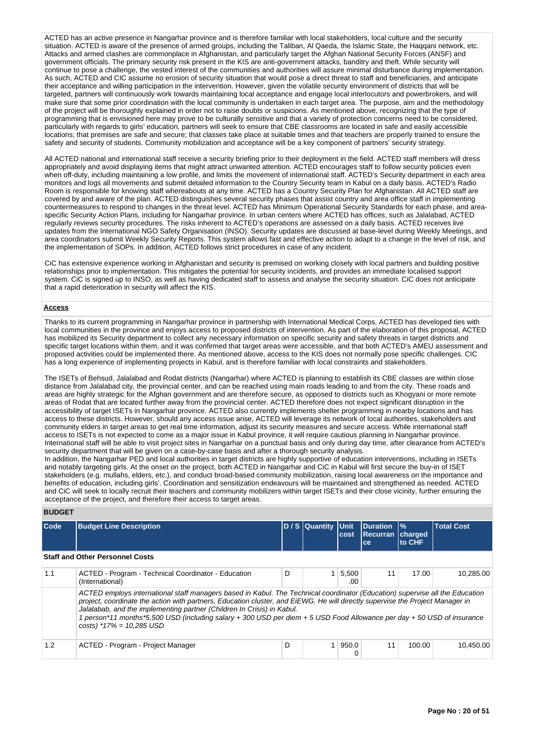ACTED has an active presence in Nangarhar province and is therefore familiar with local stakeholders, local culture and the security situation. ACTED is aware of the presence of armed groups, including the Taliban, Al Qaeda, the Islamic State, the Haqqani network, etc. Attacks and armed clashes are commonplace in Afghanistan, and particularly target the Afghan National Security Forces (ANSF) and government officials. The primary security risk present in the KIS are anti-government attacks, banditry and theft. While security will continue to pose a challenge, the vested interest of the communities and authorities will assure minimal disturbance during implementation. As such, ACTED and CIC assume no erosion of security situation that would pose a direct threat to staff and beneficiaries, and anticipate their acceptance and willing participation in the intervention. However, given the volatile security environment of districts that will be targeted, partners will continuously work towards maintaining local acceptance and engage local interlocutors and powerbrokers, and will make sure that some prior coordination with the local community is undertaken in each target area. The purpose, aim and the methodology of the project will be thoroughly explained in order not to raise doubts or suspicions. As mentioned above, recognizing that the type of programming that is envisioned here may prove to be culturally sensitive and that a variety of protection concerns need to be considered, particularly with regards to girls' education, partners will seek to ensure that CBE classrooms are located in safe and easily accessible locations; that premises are safe and secure; that classes take place at suitable times and that teachers are properly trained to ensure the safety and security of students. Community mobilization and acceptance will be a key component of partners' security strategy.

All ACTED national and international staff receive a security briefing prior to their deployment in the field. ACTED staff members will dress appropriately and avoid displaying items that might attract unwanted attention. ACTED encourages staff to follow security policies even when off-duty, including maintaining a low profile, and limits the movement of international staff. ACTED's Security department in each area monitors and logs all movements and submit detailed information to the Country Security team in Kabul on a daily basis. ACTED's Radio Room is responsible for knowing staff whereabouts at any time. ACTED has a Country Security Plan for Afghanistan. All ACTED staff are covered by and aware of the plan. ACTED distinguishes several security phases that assist country and area office staff in implementing countermeasures to respond to changes in the threat level. ACTED has Minimum Operational Security Standards for each phase, and area-specific Security Action Plans, including for Nangarhar province. In urban centers where ACTED has offices, such as Jalalabad, ACTED regularly reviews security procedures. The risks inherent to ACTED's operations are assessed on a daily basis. ACTED receives live updates from the International NGO Safety Organisation (INSO). Security updates are discussed at base-level during Weekly Meetings, and area coordinators submit Weekly Security Reports. This system allows fast and effective action to adapt to a change in the level of risk, and the implementation of SOPs. In addition, ACTED follows strict procedures in case of any incident.

CiC has extensive experience working in Afghanistan and security is premised on working closely with local partners and building positive relationships prior to implementation. This mitigates the potential for security incidents, and provides an immediate localised support system. CiC is signed up to INSO, as well as having dedicated staff to assess and analyse the security situation. CiC does not anticipate that a rapid deterioration in security will affect the KIS.

**Access**

Thanks to its current programming in Nangarhar province in partnership with International Medical Corps, ACTED has developed ties with local communities in the province and enjoys access to proposed districts of intervention. As part of the elaboration of this proposal, ACTED has mobilized its Security department to collect any necessary information on specific security and safety threats in target districts and specific target locations within them, and it was confirmed that target areas were accessible, and that both ACTED's AMEU assessment and proposed activities could be implemented there. As mentioned above, access to the KIS does not normally pose specific challenges. CIC has a long experience of implementing projects in Kabul, and is therefore familiar with local constraints and stakeholders.

The ISETs of Behsud, Jalalabad and Rodat districts (Nangarhar) where ACTED is planning to establish its CBE classes are within close distance from Jalalabad city, the provincial center, and can be reached using main roads leading to and from the city. These roads and areas are highly strategic for the Afghan government and are therefore secure, as opposed to districts such as Khogyani or more remote areas of Rodat that are located further away from the provincial center. ACTED therefore does not expect significant disruption in the accessibility of target ISETs in Nangarhar province. ACTED also currently implements shelter programming in nearby locations and has access to these districts. However, should any access issue arise, ACTED will leverage its network of local authorities, stakeholders and community elders in target areas to get real time information, adjust its security measures and secure access. While international staff access to ISETs is not expected to come as a major issue in Kabul province, it will require cautious planning in Nangarhar province. International staff will be able to visit project sites in Nangarhar on a punctual basis and only during day time, after clearance from ACTED's security department that will be given on a case-by-case basis and after a thorough security analysis.
In addition, the Nangarhar PED and local authorities in target districts are highly supportive of education interventions, including in ISETs and notably targeting girls. At the onset on the project, both ACTED in Nangarhar and CiC in Kabul will first secure the buy-in of ISET stakeholders (e.g. mullahs, elders, etc.), and conduct broad-based community mobilization, raising local awareness on the importance and benefits of education, including girls'. Coordination and sensitization endeavours will be maintained and strengthened as needed. ACTED and CiC will seek to locally recruit their teachers and community mobilizers within target ISETs and their close vicinity, further ensuring the acceptance of the project, and therefore their access to target areas.

## BUDGET

| Code | Budget Line Description | D / S | Quantity | Unit cost | Duration Recurrance | % charged to CHF | Total Cost |
|---|---|---|---|---|---|---|---|
| **Staff and Other Personnel Costs** | | | | | | | |
| 1.1 | ACTED - Program - Technical Coordinator - Education (International) | D | 1 | 5,500.00 | 11 | 17.00 | 10,285.00 |
| | *ACTED employs international staff managers based in Kabul. The Technical coordinator (Education) supervise all the Education project, coordinate the action with partners, Education cluster, and EiEWG. He will directly supervise the Project Manager in Jalalabab, and the implementing partner (Children In Crisis) in Kabul. 1 person*11 months*5,500 USD (including salary + 300 USD per diem + 5 USD Food Allowance per day + 50 USD of insurance costs) *17% = 10,285 USD* | | | | | | |
| 1.2 | ACTED - Program - Project Manager | D | 1 | 950.00 | 11 | 100.00 | 10,450.00 |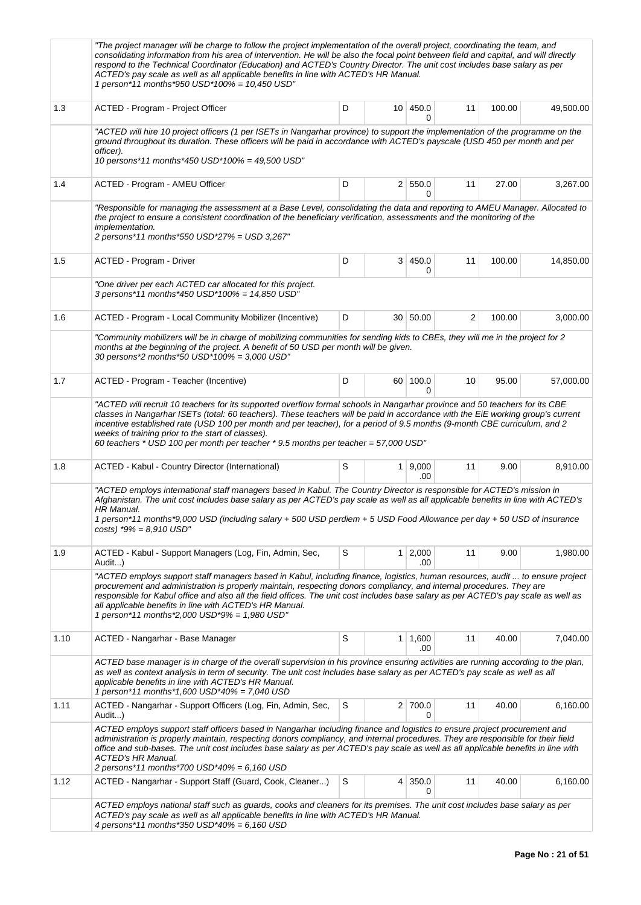| | | | | | | | |
|---|---|---|---|---|---|---|---|
| | "The project manager will be charge to follow the project implementation of the overall project, coordinating the team, and consolidating information from his area of intervention. He will be also the focal point between field and capital, and will directly respond to the Technical Coordinator (Education) and ACTED's Country Director. The unit cost includes base salary as per ACTED's pay scale as well as all applicable benefits in line with ACTED's HR Manual.<br>1 person*11 months*950 USD*100% = 10,450 USD" | | | | | | |
| 1.3 | ACTED - Program - Project Officer | D | 10 | 450.00 | 11 | 100.00 | 49,500.00 |
| | "ACTED will hire 10 project officers (1 per ISETs in Nangarhar province) to support the implementation of the programme on the ground throughout its duration. These officers will be paid in accordance with ACTED's payscale (USD 450 per month and per officer).<br>10 persons*11 months*450 USD*100% = 49,500 USD" | | | | | | |
| 1.4 | ACTED - Program - AMEU Officer | D | 2 | 550.00 | 11 | 27.00 | 3,267.00 |
| | "Responsible for managing the assessment at a Base Level, consolidating the data and reporting to AMEU Manager. Allocated to the project to ensure a consistent coordination of the beneficiary verification, assessments and the monitoring of the implementation.<br>2 persons*11 months*550 USD*27% = USD 3,267" | | | | | | |
| 1.5 | ACTED - Program - Driver | D | 3 | 450.00 | 11 | 100.00 | 14,850.00 |
| | "One driver per each ACTED car allocated for this project.<br>3 persons*11 months*450 USD*100% = 14,850 USD" | | | | | | |
| 1.6 | ACTED - Program - Local Community Mobilizer (Incentive) | D | 30 | 50.00 | 2 | 100.00 | 3,000.00 |
| | "Community mobilizers will be in charge of mobilizing communities for sending kids to CBEs, they will me in the project for 2 months at the beginning of the project. A benefit of 50 USD per month will be given.<br>30 persons*2 months*50 USD*100% = 3,000 USD" | | | | | | |
| 1.7 | ACTED - Program - Teacher (Incentive) | D | 60 | 100.00 | 10 | 95.00 | 57,000.00 |
| | "ACTED will recruit 10 teachers for its supported overflow formal schools in Nangarhar province and 50 teachers for its CBE classes in Nangarhar ISETs (total: 60 teachers). These teachers will be paid in accordance with the EiE working group's current incentive established rate (USD 100 per month and per teacher), for a period of 9.5 months (9-month CBE curriculum, and 2 weeks of training prior to the start of classes).<br>60 teachers * USD 100 per month per teacher * 9.5 months per teacher = 57,000 USD" | | | | | | |
| 1.8 | ACTED - Kabul - Country Director (International) | S | 1 | 9,000.00 | 11 | 9.00 | 8,910.00 |
| | "ACTED employs international staff managers based in Kabul. The Country Director is responsible for ACTED's mission in Afghanistan. The unit cost includes base salary as per ACTED's pay scale as well as all applicable benefits in line with ACTED's HR Manual.<br>1 person*11 months*9,000 USD (including salary + 500 USD perdiem + 5 USD Food Allowance per day + 50 USD of insurance costs) *9% = 8,910 USD" | | | | | | |
| 1.9 | ACTED - Kabul - Support Managers (Log, Fin, Admin, Sec, Audit...) | S | 1 | 2,000.00 | 11 | 9.00 | 1,980.00 |
| | "ACTED employs support staff managers based in Kabul, including finance, logistics, human resources, audit ... to ensure project procurement and administration is properly maintain, respecting donors compliancy, and internal procedures. They are responsible for Kabul office and also all the field offices. The unit cost includes base salary as per ACTED's pay scale as well as all applicable benefits in line with ACTED's HR Manual.<br>1 person*11 months*2,000 USD*9% = 1,980 USD" | | | | | | |
| 1.10 | ACTED - Nangarhar - Base Manager | S | 1 | 1,600.00 | 11 | 40.00 | 7,040.00 |
| | ACTED base manager is in charge of the overall supervision in his province ensuring activities are running according to the plan, as well as context analysis in term of security. The unit cost includes base salary as per ACTED's pay scale as well as all applicable benefits in line with ACTED's HR Manual.<br>1 person*11 months*1,600 USD*40% = 7,040 USD | | | | | | |
| 1.11 | ACTED - Nangarhar - Support Officers (Log, Fin, Admin, Sec, Audit...) | S | 2 | 700.00 | 11 | 40.00 | 6,160.00 |
| | ACTED employs support staff officers based in Nangarhar including finance and logistics to ensure project procurement and administration is properly maintain, respecting donors compliancy, and internal procedures. They are responsible for their field office and sub-bases. The unit cost includes base salary as per ACTED's pay scale as well as all applicable benefits in line with ACTED's HR Manual.<br>2 persons*11 months*700 USD*40% = 6,160 USD | | | | | | |
| 1.12 | ACTED - Nangarhar - Support Staff (Guard, Cook, Cleaner...) | S | 4 | 350.00 | 11 | 40.00 | 6,160.00 |
| | ACTED employs national staff such as guards, cooks and cleaners for its premises. The unit cost includes base salary as per ACTED's pay scale as well as all applicable benefits in line with ACTED's HR Manual.<br>4 persons*11 months*350 USD*40% = 6,160 USD | | | | | | |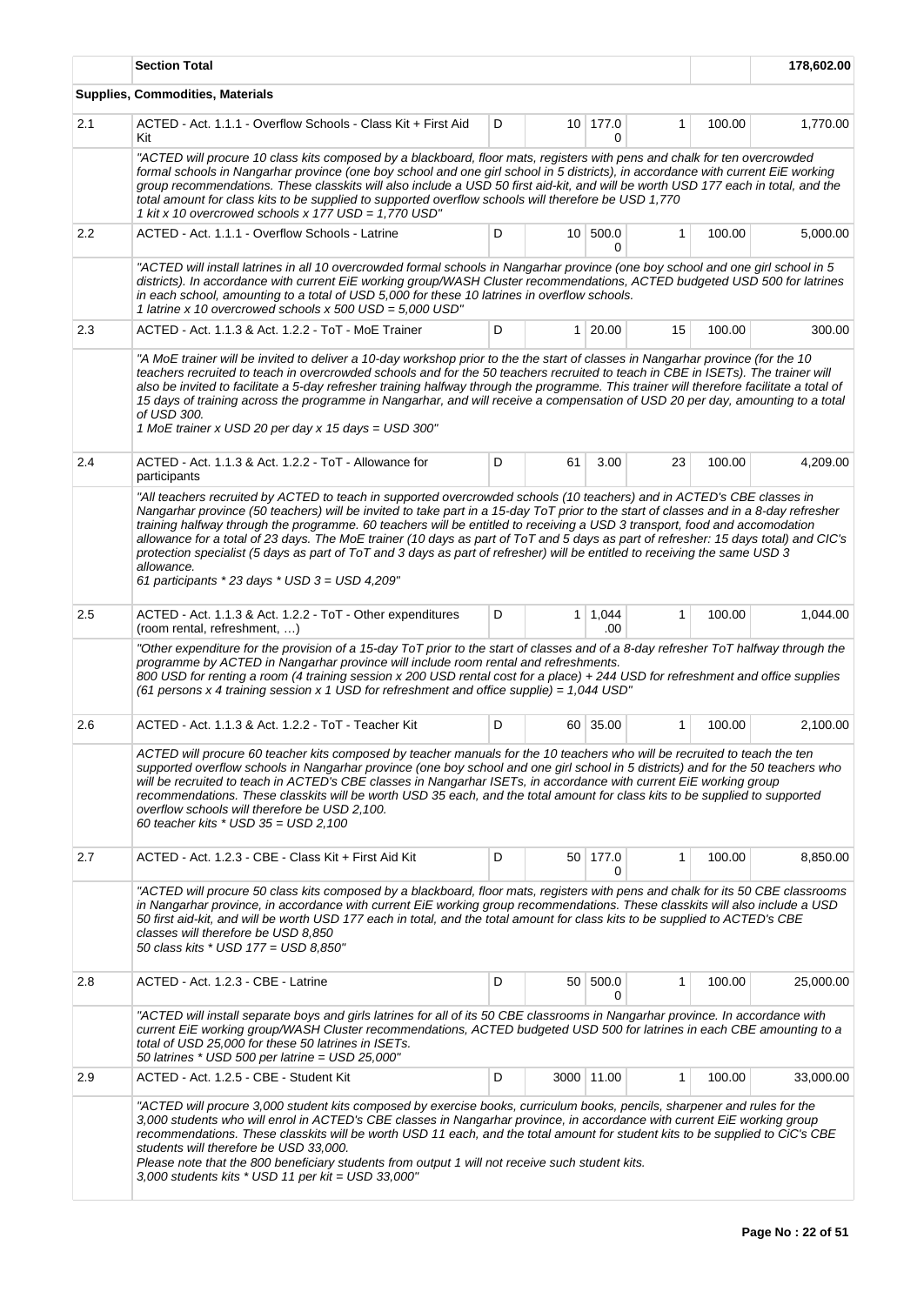| | Section Total | | | | | | 178,602.00 |
|---|---|---|---|---|---|---|---|
| | **Supplies, Commodities, Materials** | | | | | | |
| 2.1 | ACTED - Act. 1.1.1 - Overflow Schools - Class Kit + First Aid Kit | D | 10 | 177.00 | 1 | 100.00 | 1,770.00 |
| | *"ACTED will procure 10 class kits composed by a blackboard, floor mats, registers with pens and chalk for ten overcrowded formal schools in Nangarhar province (one boy school and one girl school in 5 districts), in accordance with current EiE working group recommendations. These classkits will also include a USD 50 first aid-kit, and will be worth USD 177 each in total, and the total amount for class kits to be supplied to supported overflow schools will therefore be USD 1,770 1 kit x 10 overcrowed schools x 177 USD = 1,770 USD"* | | | | | | |
| 2.2 | ACTED - Act. 1.1.1 - Overflow Schools - Latrine | D | 10 | 500.00 | 1 | 100.00 | 5,000.00 |
| | *"ACTED will install latrines in all 10 overcrowded formal schools in Nangarhar province (one boy school and one girl school in 5 districts). In accordance with current EiE working group/WASH Cluster recommendations, ACTED budgeted USD 500 for latrines in each school, amounting to a total of USD 5,000 for these 10 latrines in overflow schools. 1 latrine x 10 overcrowed schools x 500 USD = 5,000 USD"* | | | | | | |
| 2.3 | ACTED - Act. 1.1.3 & Act. 1.2.2 - ToT - MoE Trainer | D | 1 | 20.00 | 15 | 100.00 | 300.00 |
| | *"A MoE trainer will be invited to deliver a 10-day workshop prior to the the start of classes in Nangarhar province (for the 10 teachers recruited to teach in overcrowded schools and for the 50 teachers recruited to teach in CBE in ISETs). The trainer will also be invited to facilitate a 5-day refresher training halfway through the programme. This trainer will therefore facilitate a total of 15 days of training across the programme in Nangarhar, and will receive a compensation of USD 20 per day, amounting to a total of USD 300. 1 MoE trainer x USD 20 per day x 15 days = USD 300"* | | | | | | |
| 2.4 | ACTED - Act. 1.1.3 & Act. 1.2.2 - ToT - Allowance for participants | D | 61 | 3.00 | 23 | 100.00 | 4,209.00 |
| | *"All teachers recruited by ACTED to teach in supported overcrowded schools (10 teachers) and in ACTED's CBE classes in Nangarhar province (50 teachers) will be invited to take part in a 15-day ToT prior to the start of classes and in a 8-day refresher training halfway through the programme. 60 teachers will be entitled to receiving a USD 3 transport, food and accomodation allowance for a total of 23 days. The MoE trainer (10 days as part of ToT and 5 days as part of refresher: 15 days total) and CIC's protection specialist (5 days as part of ToT and 3 days as part of refresher) will be entitled to receiving the same USD 3 allowance. 61 participants * 23 days * USD 3 = USD 4,209"* | | | | | | |
| 2.5 | ACTED - Act. 1.1.3 & Act. 1.2.2 - ToT - Other expenditures (room rental, refreshment, …) | D | 1 | 1,044.00 | 1 | 100.00 | 1,044.00 |
| | *"Other expenditure for the provision of a 15-day ToT prior to the start of classes and of a 8-day refresher ToT halfway through the programme by ACTED in Nangarhar province will include room rental and refreshments. 800 USD for renting a room (4 training session x 200 USD rental cost for a place) + 244 USD for refreshment and office supplies (61 persons x 4 training session x 1 USD for refreshment and office supplie) = 1,044 USD"* | | | | | | |
| 2.6 | ACTED - Act. 1.1.3 & Act. 1.2.2 - ToT - Teacher Kit | D | 60 | 35.00 | 1 | 100.00 | 2,100.00 |
| | *ACTED will procure 60 teacher kits composed by teacher manuals for the 10 teachers who will be recruited to teach the ten supported overflow schools in Nangarhar province (one boy school and one girl school in 5 districts) and for the 50 teachers who will be recruited to teach in ACTED's CBE classes in Nangarhar ISETs, in accordance with current EiE working group recommendations. These classkits will be worth USD 35 each, and the total amount for class kits to be supplied to supported overflow schools will therefore be USD 2,100. 60 teacher kits * USD 35 = USD 2,100* | | | | | | |
| 2.7 | ACTED - Act. 1.2.3 - CBE - Class Kit + First Aid Kit | D | 50 | 177.00 | 1 | 100.00 | 8,850.00 |
| | *"ACTED will procure 50 class kits composed by a blackboard, floor mats, registers with pens and chalk for its 50 CBE classrooms in Nangarhar province, in accordance with current EiE working group recommendations. These classkits will also include a USD 50 first aid-kit, and will be worth USD 177 each in total, and the total amount for class kits to be supplied to ACTED's CBE classes will therefore be USD 8,850 50 class kits * USD 177 = USD 8,850"* | | | | | | |
| 2.8 | ACTED - Act. 1.2.3 - CBE - Latrine | D | 50 | 500.00 | 1 | 100.00 | 25,000.00 |
| | *"ACTED will install separate boys and girls latrines for all of its 50 CBE classrooms in Nangarhar province. In accordance with current EiE working group/WASH Cluster recommendations, ACTED budgeted USD 500 for latrines in each CBE amounting to a total of USD 25,000 for these 50 latrines in ISETs. 50 latrines * USD 500 per latrine = USD 25,000"* | | | | | | |
| 2.9 | ACTED - Act. 1.2.5 - CBE - Student Kit | D | 3000 | 11.00 | 1 | 100.00 | 33,000.00 |
| | *"ACTED will procure 3,000 student kits composed by exercise books, curriculum books, pencils, sharpener and rules for the 3,000 students who will enrol in ACTED's CBE classes in Nangarhar province, in accordance with current EiE working group recommendations. These classkits will be worth USD 11 each, and the total amount for student kits to be supplied to CiC's CBE students will therefore be USD 33,000. Please note that the 800 beneficiary students from output 1 will not receive such student kits. 3,000 students kits * USD 11 per kit = USD 33,000"* | | | | | | |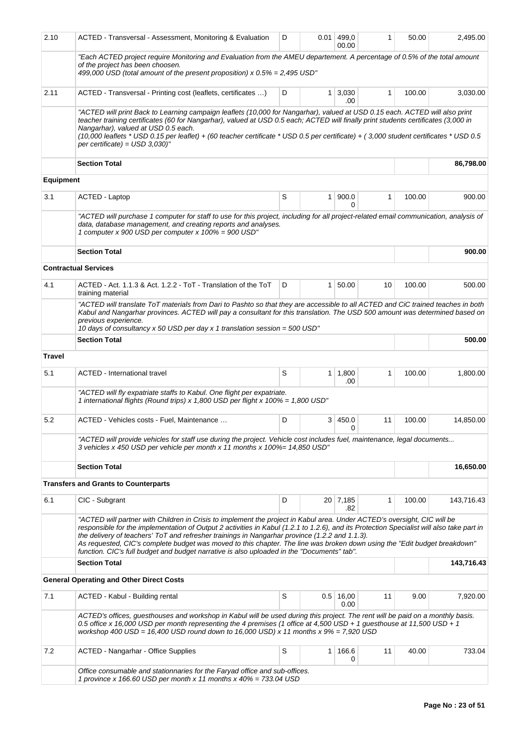| 2.10 | ACTED - Transversal - Assessment, Monitoring & Evaluation | D | 0.01 | 499,000.00 | 1 | 50.00 | 2,495.00 |
|---|---|---|---|---|---|---|---|
| | *"Each ACTED project require Monitoring and Evaluation from the AMEU departement. A percentage of 0.5% of the total amount of the project has been choosen. 499,000 USD (total amount of the present proposition) x 0.5% = 2,495 USD"* | | | | | | |
| 2.11 | ACTED - Transversal - Printing cost (leaflets, certificates …) | D | 1 | 3,030.00 | 1 | 100.00 | 3,030.00 |
| | *"ACTED will print Back to Learning campaign leaflets (10,000 for Nangarhar), valued at USD 0.15 each. ACTED will also print teacher training certificates (60 for Nangarhar), valued at USD 0.5 each; ACTED will finally print students certificates (3,000 in Nangarhar), valued at USD 0.5 each. (10,000 leaflets * USD 0.15 per leaflet) + (60 teacher certificate * USD 0.5 per certificate) + ( 3,000 student certificates * USD 0.5 per certificate) = USD 3,030)"* | | | | | | |
| | **Section Total** | | | | | | **86,798.00** |
| **Equipment** | | | | | | | |
| 3.1 | ACTED - Laptop | S | 1 | 900.00 | 1 | 100.00 | 900.00 |
| | *"ACTED will purchase 1 computer for staff to use for this project, including for all project-related email communication, analysis of data, database management, and creating reports and analyses. 1 computer x 900 USD per computer x 100% = 900 USD"* | | | | | | |
| | **Section Total** | | | | | | **900.00** |
| **Contractual Services** | | | | | | | |
| 4.1 | ACTED - Act. 1.1.3 & Act. 1.2.2 - ToT - Translation of the ToT training material | D | 1 | 50.00 | 10 | 100.00 | 500.00 |
| | *"ACTED will translate ToT materials from Dari to Pashto so that they are accessible to all ACTED and CiC trained teaches in both Kabul and Nangarhar provinces. ACTED will pay a consultant for this translation. The USD 500 amount was determined based on previous experience. 10 days of consultancy x 50 USD per day x 1 translation session = 500 USD"* | | | | | | |
| | **Section Total** | | | | | | **500.00** |
| **Travel** | | | | | | | |
| 5.1 | ACTED - International travel | S | 1 | 1,800.00 | 1 | 100.00 | 1,800.00 |
| | *"ACTED will fly expatriate staffs to Kabul. One flight per expatriate. 1 international flights (Round trips) x 1,800 USD per flight x 100% = 1,800 USD"* | | | | | | |
| 5.2 | ACTED - Vehicles costs - Fuel, Maintenance … | D | 3 | 450.00 | 11 | 100.00 | 14,850.00 |
| | *"ACTED will provide vehicles for staff use during the project. Vehicle cost includes fuel, maintenance, legal documents... 3 vehicles x 450 USD per vehicle per month x 11 months x 100%= 14,850 USD"* | | | | | | |
| | **Section Total** | | | | | | **16,650.00** |
| **Transfers and Grants to Counterparts** | | | | | | | |
| 6.1 | CIC - Subgrant | D | 20 | 7,185.82 | 1 | 100.00 | 143,716.43 |
| | *"ACTED will partner with Children in Crisis to implement the project in Kabul area. Under ACTED's oversight, CIC will be responsible for the implementation of Output 2 activities in Kabul (1.2.1 to 1.2.6), and its Protection Specialist will also take part in the delivery of teachers' ToT and refresher trainings in Nangarhar province (1.2.2 and 1.1.3). As requested, CIC's complete budget was moved to this chapter. The line was broken down using the "Edit budget breakdown" function. CIC's full budget and budget narrative is also uploaded in the "Documents" tab".* | | | | | | |
| | **Section Total** | | | | | | **143,716.43** |
| **General Operating and Other Direct Costs** | | | | | | | |
| 7.1 | ACTED - Kabul - Building rental | S | 0.5 | 16,000.00 | 11 | 9.00 | 7,920.00 |
| | *ACTED's offices, guesthouses and workshop in Kabul will be used during this project. The rent will be paid on a monthly basis. 0.5 office x 16,000 USD per month representing the 4 premises (1 office at 4,500 USD + 1 guesthouse at 11,500 USD + 1 workshop 400 USD = 16,400 USD round down to 16,000 USD) x 11 months x 9% = 7,920 USD* | | | | | | |
| 7.2 | ACTED - Nangarhar - Office Supplies | S | 1 | 166.60 | 11 | 40.00 | 733.04 |
| | *Office consumable and stationnaries for the Faryad office and sub-offices. 1 province x 166.60 USD per month x 11 months x 40% = 733.04 USD* | | | | | | |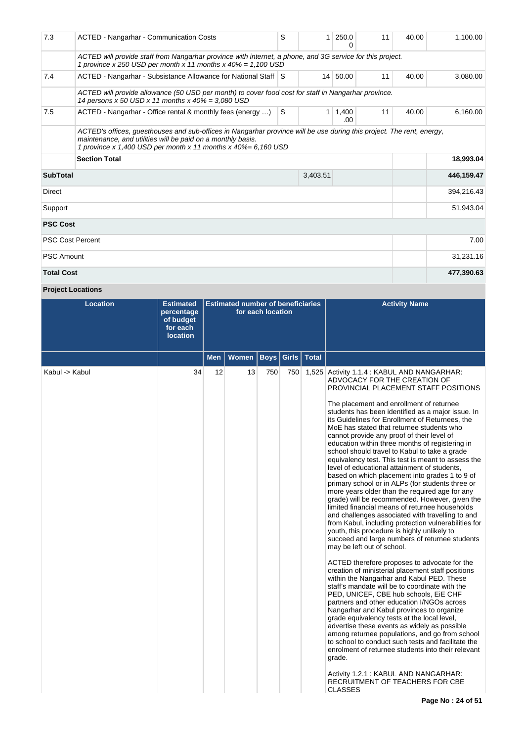| 7.3 | ACTED - Nangarhar - Communication Costs | S | 1 | 250.00 | 11 | 40.00 | 1,100.00 |
|---|---|---|---|---|---|---|---|
| | *ACTED will provide staff from Nangarhar province with internet, a phone, and 3G service for this project. 1 province x 250 USD per month x 11 months x 40% = 1,100 USD* | | | | | | |
| 7.4 | ACTED - Nangarhar - Subsistance Allowance for National Staff | S | 14 | 50.00 | 11 | 40.00 | 3,080.00 |
| | *ACTED will provide allowance (50 USD per month) to cover food cost for staff in Nangarhar province. 14 persons x 50 USD x 11 months x 40% = 3,080 USD* | | | | | | |
| 7.5 | ACTED - Nangarhar - Office rental & monthly fees (energy …) | S | 1 | 1,400.00 | 11 | 40.00 | 6,160.00 |
| | *ACTED's offices, guesthouses and sub-offices in Nangarhar province will be use during this project. The rent, energy, maintenance, and utilities will be paid on a monthly basis. 1 province x 1,400 USD per month x 11 months x 40%= 6,160 USD* | | | | | | |
| | **Section Total** | | | | | | **18,993.04** |
| **SubTotal** | | | 3,403.51 | | | | **446,159.47** |
| Direct | | | | | | | 394,216.43 |
| Support | | | | | | | 51,943.04 |
| **PSC Cost** | | | | | | | |
| PSC Cost Percent | | | | | | | 7.00 |
| PSC Amount | | | | | | | 31,231.16 |
| **Total Cost** | | | | | | | **477,390.63** |

**Project Locations**

| Location | Estimated percentage of budget for each location | Estimated number of beneficiaries for each location | | | | | Activity Name |
|---|---|---|---|---|---|---|---|
| | | Men | Women | Boys | Girls | Total | |
| Kabul -> Kabul | 34 | 12 | 13 | 750 | 750 | 1,525 | Activity 1.1.4 : KABUL AND NANGARHAR: ADVOCACY FOR THE CREATION OF PROVINCIAL PLACEMENT STAFF POSITIONS<br><br>The placement and enrollment of returnee students has been identified as a major issue. In its Guidelines for Enrollment of Returnees, the MoE has stated that returnee students who cannot provide any proof of their level of education within three months of registering in school should travel to Kabul to take a grade equivalency test. This test is meant to assess the level of educational attainment of students, based on which placement into grades 1 to 9 of primary school or in ALPs (for students three or more years older than the required age for any grade) will be recommended. However, given the limited financial means of returnee households and challenges associated with travelling to and from Kabul, including protection vulnerabilities for youth, this procedure is highly unlikely to succeed and large numbers of returnee students may be left out of school.<br><br>ACTED therefore proposes to advocate for the creation of ministerial placement staff positions within the Nangarhar and Kabul PED. These staff's mandate will be to coordinate with the PED, UNICEF, CBE hub schools, EiE CHF partners and other education I/NGOs across Nangarhar and Kabul provinces to organize grade equivalency tests at the local level, advertise these events as widely as possible among returnee populations, and go from school to school to conduct such tests and facilitate the enrolment of returnee students into their relevant grade.<br><br>Activity 1.2.1 : KABUL AND NANGARHAR: RECRUITMENT OF TEACHERS FOR CBE CLASSES |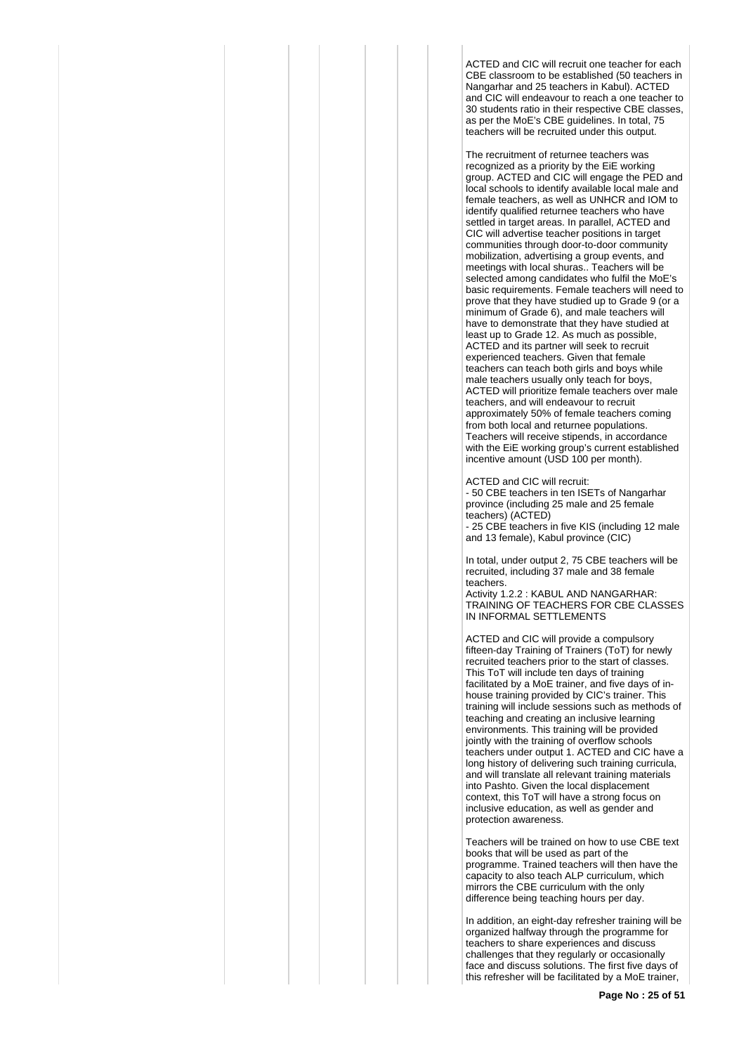ACTED and CIC will recruit one teacher for each CBE classroom to be established (50 teachers in Nangarhar and 25 teachers in Kabul). ACTED and CIC will endeavour to reach a one teacher to 30 students ratio in their respective CBE classes, as per the MoE's CBE guidelines. In total, 75 teachers will be recruited under this output.

The recruitment of returnee teachers was recognized as a priority by the EiE working group. ACTED and CIC will engage the PED and local schools to identify available local male and female teachers, as well as UNHCR and IOM to identify qualified returnee teachers who have settled in target areas. In parallel, ACTED and CIC will advertise teacher positions in target communities through door-to-door community mobilization, advertising a group events, and meetings with local shuras.. Teachers will be selected among candidates who fulfil the MoE's basic requirements. Female teachers will need to prove that they have studied up to Grade 9 (or a minimum of Grade 6), and male teachers will have to demonstrate that they have studied at least up to Grade 12. As much as possible, ACTED and its partner will seek to recruit experienced teachers. Given that female teachers can teach both girls and boys while male teachers usually only teach for boys, ACTED will prioritize female teachers over male teachers, and will endeavour to recruit approximately 50% of female teachers coming from both local and returnee populations. Teachers will receive stipends, in accordance with the EiE working group's current established incentive amount (USD 100 per month).

ACTED and CIC will recruit:
- 50 CBE teachers in ten ISETs of Nangarhar province (including 25 male and 25 female teachers) (ACTED)
- 25 CBE teachers in five KIS (including 12 male and 13 female), Kabul province (CIC)

In total, under output 2, 75 CBE teachers will be recruited, including 37 male and 38 female teachers.
Activity 1.2.2 : KABUL AND NANGARHAR: TRAINING OF TEACHERS FOR CBE CLASSES IN INFORMAL SETTLEMENTS

ACTED and CIC will provide a compulsory fifteen-day Training of Trainers (ToT) for newly recruited teachers prior to the start of classes. This ToT will include ten days of training facilitated by a MoE trainer, and five days of in-house training provided by CIC's trainer. This training will include sessions such as methods of teaching and creating an inclusive learning environments. This training will be provided jointly with the training of overflow schools teachers under output 1. ACTED and CIC have a long history of delivering such training curricula, and will translate all relevant training materials into Pashto. Given the local displacement context, this ToT will have a strong focus on inclusive education, as well as gender and protection awareness.

Teachers will be trained on how to use CBE text books that will be used as part of the programme. Trained teachers will then have the capacity to also teach ALP curriculum, which mirrors the CBE curriculum with the only difference being teaching hours per day.

In addition, an eight-day refresher training will be organized halfway through the programme for teachers to share experiences and discuss challenges that they regularly or occasionally face and discuss solutions. The first five days of this refresher will be facilitated by a MoE trainer,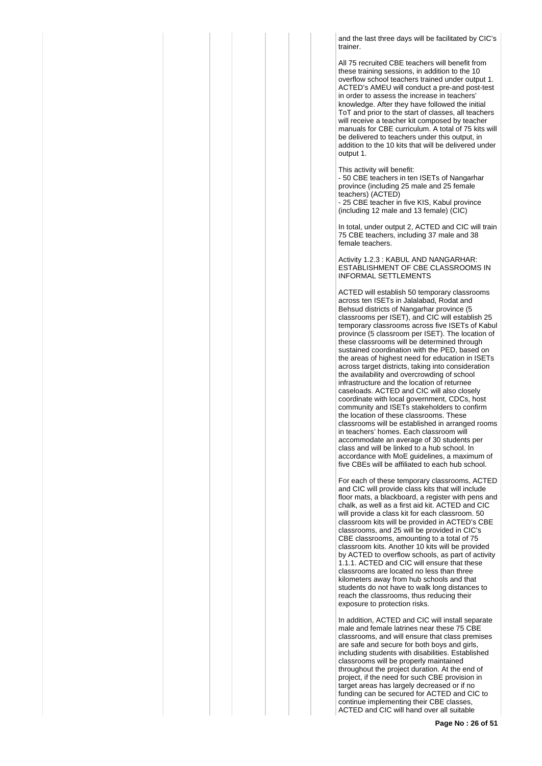and the last three days will be facilitated by CIC's trainer.

All 75 recruited CBE teachers will benefit from these training sessions, in addition to the 10 overflow school teachers trained under output 1. ACTED's AMEU will conduct a pre-and post-test in order to assess the increase in teachers' knowledge. After they have followed the initial ToT and prior to the start of classes, all teachers will receive a teacher kit composed by teacher manuals for CBE curriculum. A total of 75 kits will be delivered to teachers under this output, in addition to the 10 kits that will be delivered under output 1.

This activity will benefit:
- 50 CBE teachers in ten ISETs of Nangarhar province (including 25 male and 25 female teachers) (ACTED)
- 25 CBE teacher in five KIS, Kabul province (including 12 male and 13 female) (CIC)

In total, under output 2, ACTED and CIC will train 75 CBE teachers, including 37 male and 38 female teachers.

Activity 1.2.3 : KABUL AND NANGARHAR: ESTABLISHMENT OF CBE CLASSROOMS IN INFORMAL SETTLEMENTS

ACTED will establish 50 temporary classrooms across ten ISETs in Jalalabad, Rodat and Behsud districts of Nangarhar province (5 classrooms per ISET), and CIC will establish 25 temporary classrooms across five ISETs of Kabul province (5 classroom per ISET). The location of these classrooms will be determined through sustained coordination with the PED, based on the areas of highest need for education in ISETs across target districts, taking into consideration the availability and overcrowding of school infrastructure and the location of returnee caseloads. ACTED and CIC will also closely coordinate with local government, CDCs, host community and ISETs stakeholders to confirm the location of these classrooms. These classrooms will be established in arranged rooms in teachers' homes. Each classroom will accommodate an average of 30 students per class and will be linked to a hub school. In accordance with MoE guidelines, a maximum of five CBEs will be affiliated to each hub school.

For each of these temporary classrooms, ACTED and CIC will provide class kits that will include floor mats, a blackboard, a register with pens and chalk, as well as a first aid kit. ACTED and CIC will provide a class kit for each classroom. 50 classroom kits will be provided in ACTED's CBE classrooms, and 25 will be provided in CIC's CBE classrooms, amounting to a total of 75 classroom kits. Another 10 kits will be provided by ACTED to overflow schools, as part of activity 1.1.1. ACTED and CIC will ensure that these classrooms are located no less than three kilometers away from hub schools and that students do not have to walk long distances to reach the classrooms, thus reducing their exposure to protection risks.

In addition, ACTED and CIC will install separate male and female latrines near these 75 CBE classrooms, and will ensure that class premises are safe and secure for both boys and girls, including students with disabilities. Established classrooms will be properly maintained throughout the project duration. At the end of project, if the need for such CBE provision in target areas has largely decreased or if no funding can be secured for ACTED and CIC to continue implementing their CBE classes, ACTED and CIC will hand over all suitable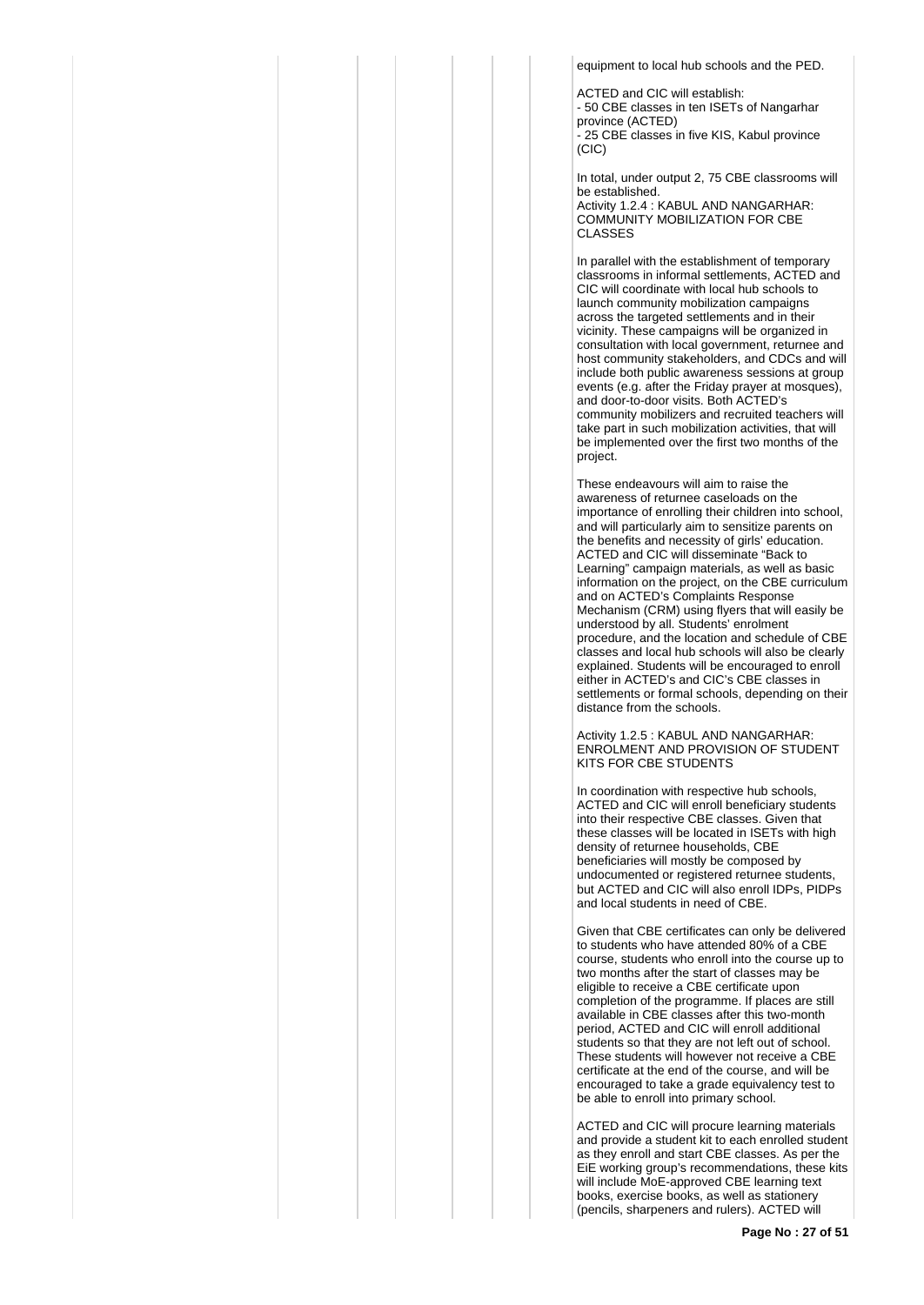equipment to local hub schools and the PED.

ACTED and CIC will establish:
- 50 CBE classes in ten ISETs of Nangarhar province (ACTED)
- 25 CBE classes in five KIS, Kabul province (CIC)

In total, under output 2, 75 CBE classrooms will be established.

Activity 1.2.4 : KABUL AND NANGARHAR: COMMUNITY MOBILIZATION FOR CBE CLASSES

In parallel with the establishment of temporary classrooms in informal settlements, ACTED and CIC will coordinate with local hub schools to launch community mobilization campaigns across the targeted settlements and in their vicinity. These campaigns will be organized in consultation with local government, returnee and host community stakeholders, and CDCs and will include both public awareness sessions at group events (e.g. after the Friday prayer at mosques), and door-to-door visits. Both ACTED's community mobilizers and recruited teachers will take part in such mobilization activities, that will be implemented over the first two months of the project.

These endeavours will aim to raise the awareness of returnee caseloads on the importance of enrolling their children into school, and will particularly aim to sensitize parents on the benefits and necessity of girls' education. ACTED and CIC will disseminate "Back to Learning" campaign materials, as well as basic information on the project, on the CBE curriculum and on ACTED's Complaints Response Mechanism (CRM) using flyers that will easily be understood by all. Students' enrolment procedure, and the location and schedule of CBE classes and local hub schools will also be clearly explained. Students will be encouraged to enroll either in ACTED's and CIC's CBE classes in settlements or formal schools, depending on their distance from the schools.

Activity 1.2.5 : KABUL AND NANGARHAR: ENROLMENT AND PROVISION OF STUDENT KITS FOR CBE STUDENTS

In coordination with respective hub schools, ACTED and CIC will enroll beneficiary students into their respective CBE classes. Given that these classes will be located in ISETs with high density of returnee households, CBE beneficiaries will mostly be composed by undocumented or registered returnee students, but ACTED and CIC will also enroll IDPs, PIDPs and local students in need of CBE.

Given that CBE certificates can only be delivered to students who have attended 80% of a CBE course, students who enroll into the course up to two months after the start of classes may be eligible to receive a CBE certificate upon completion of the programme. If places are still available in CBE classes after this two-month period, ACTED and CIC will enroll additional students so that they are not left out of school. These students will however not receive a CBE certificate at the end of the course, and will be encouraged to take a grade equivalency test to be able to enroll into primary school.

ACTED and CIC will procure learning materials and provide a student kit to each enrolled student as they enroll and start CBE classes. As per the EiE working group's recommendations, these kits will include MoE-approved CBE learning text books, exercise books, as well as stationery (pencils, sharpeners and rulers). ACTED will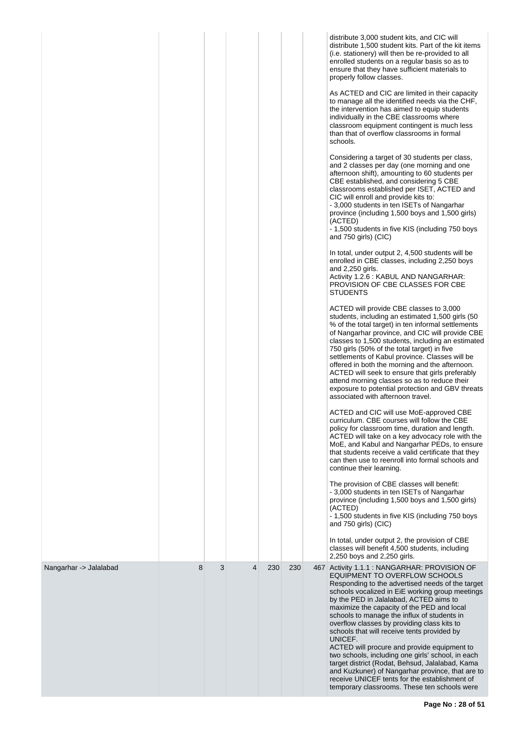| | | | | | | | |
|---|---|---|---|---|---|---|---|
| | | | | | | | distribute 3,000 student kits, and CIC will distribute 1,500 student kits. Part of the kit items (i.e. stationery) will then be re-provided to all enrolled students on a regular basis so as to ensure that they have sufficient materials to properly follow classes.<br><br>As ACTED and CIC are limited in their capacity to manage all the identified needs via the CHF, the intervention has aimed to equip students individually in the CBE classrooms where classroom equipment contingent is much less than that of overflow classrooms in formal schools.<br><br>Considering a target of 30 students per class, and 2 classes per day (one morning and one afternoon shift), amounting to 60 students per CBE established, and considering 5 CBE classrooms established per ISET, ACTED and CIC will enroll and provide kits to:<br>- 3,000 students in ten ISETs of Nangarhar province (including 1,500 boys and 1,500 girls) (ACTED)<br>- 1,500 students in five KIS (including 750 boys and 750 girls) (CIC)<br><br>In total, under output 2, 4,500 students will be enrolled in CBE classes, including 2,250 boys and 2,250 girls.<br>Activity 1.2.6 : KABUL AND NANGARHAR: PROVISION OF CBE CLASSES FOR CBE STUDENTS<br><br>ACTED will provide CBE classes to 3,000 students, including an estimated 1,500 girls (50 % of the total target) in ten informal settlements of Nangarhar province, and CIC will provide CBE classes to 1,500 students, including an estimated 750 girls (50% of the total target) in five settlements of Kabul province. Classes will be offered in both the morning and the afternoon. ACTED will seek to ensure that girls preferably attend morning classes so as to reduce their exposure to potential protection and GBV threats associated with afternoon travel.<br><br>ACTED and CIC will use MoE-approved CBE curriculum. CBE courses will follow the CBE policy for classroom time, duration and length. ACTED will take on a key advocacy role with the MoE, and Kabul and Nangarhar PEDs, to ensure that students receive a valid certificate that they can then use to reenroll into formal schools and continue their learning.<br><br>The provision of CBE classes will benefit:<br>- 3,000 students in ten ISETs of Nangarhar province (including 1,500 boys and 1,500 girls) (ACTED)<br>- 1,500 students in five KIS (including 750 boys and 750 girls) (CIC)<br><br>In total, under output 2, the provision of CBE classes will benefit 4,500 students, including 2,250 boys and 2,250 girls. |
| Nangarhar -> Jalalabad | 8 | 3 | 4 | 230 | 230 | 467 | Activity 1.1.1 : NANGARHAR: PROVISION OF EQUIPMENT TO OVERFLOW SCHOOLS<br>Responding to the advertised needs of the target schools vocalized in EiE working group meetings by the PED in Jalalabad, ACTED aims to maximize the capacity of the PED and local schools to manage the influx of students in overflow classes by providing class kits to schools that will receive tents provided by UNICEF.<br>ACTED will procure and provide equipment to two schools, including one girls' school, in each target district (Rodat, Behsud, Jalalabad, Kama and Kuzkuner) of Nangarhar province, that are to receive UNICEF tents for the establishment of temporary classrooms. These ten schools were |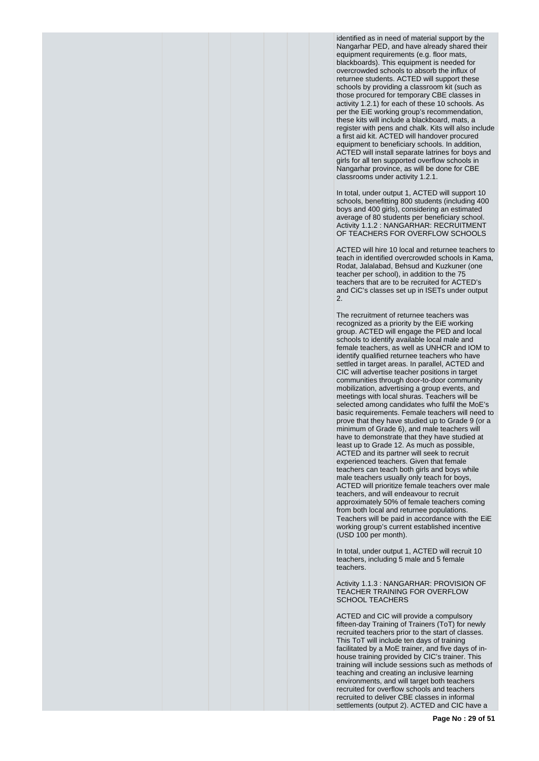identified as in need of material support by the Nangarhar PED, and have already shared their equipment requirements (e.g. floor mats, blackboards). This equipment is needed for overcrowded schools to absorb the influx of returnee students. ACTED will support these schools by providing a classroom kit (such as those procured for temporary CBE classes in activity 1.2.1) for each of these 10 schools. As per the EiE working group's recommendation, these kits will include a blackboard, mats, a register with pens and chalk. Kits will also include a first aid kit. ACTED will handover procured equipment to beneficiary schools. In addition, ACTED will install separate latrines for boys and girls for all ten supported overflow schools in Nangarhar province, as will be done for CBE classrooms under activity 1.2.1.

In total, under output 1, ACTED will support 10 schools, benefitting 800 students (including 400 boys and 400 girls), considering an estimated average of 80 students per beneficiary school.

Activity 1.1.2 : NANGARHAR: RECRUITMENT OF TEACHERS FOR OVERFLOW SCHOOLS

ACTED will hire 10 local and returnee teachers to teach in identified overcrowded schools in Kama, Rodat, Jalalabad, Behsud and Kuzkuner (one teacher per school), in addition to the 75 teachers that are to be recruited for ACTED's and CiC's classes set up in ISETs under output 2.

The recruitment of returnee teachers was recognized as a priority by the EiE working group. ACTED will engage the PED and local schools to identify available local male and female teachers, as well as UNHCR and IOM to identify qualified returnee teachers who have settled in target areas. In parallel, ACTED and CIC will advertise teacher positions in target communities through door-to-door community mobilization, advertising a group events, and meetings with local shuras. Teachers will be selected among candidates who fulfil the MoE's basic requirements. Female teachers will need to prove that they have studied up to Grade 9 (or a minimum of Grade 6), and male teachers will have to demonstrate that they have studied at least up to Grade 12. As much as possible, ACTED and its partner will seek to recruit experienced teachers. Given that female teachers can teach both girls and boys while male teachers usually only teach for boys, ACTED will prioritize female teachers over male teachers, and will endeavour to recruit approximately 50% of female teachers coming from both local and returnee populations. Teachers will be paid in accordance with the EiE working group's current established incentive (USD 100 per month).

In total, under output 1, ACTED will recruit 10 teachers, including 5 male and 5 female teachers.

Activity 1.1.3 : NANGARHAR: PROVISION OF TEACHER TRAINING FOR OVERFLOW SCHOOL TEACHERS

ACTED and CIC will provide a compulsory fifteen-day Training of Trainers (ToT) for newly recruited teachers prior to the start of classes. This ToT will include ten days of training facilitated by a MoE trainer, and five days of in-house training provided by CIC's trainer. This training will include sessions such as methods of teaching and creating an inclusive learning environments, and will target both teachers recruited for overflow schools and teachers recruited to deliver CBE classes in informal settlements (output 2). ACTED and CIC have a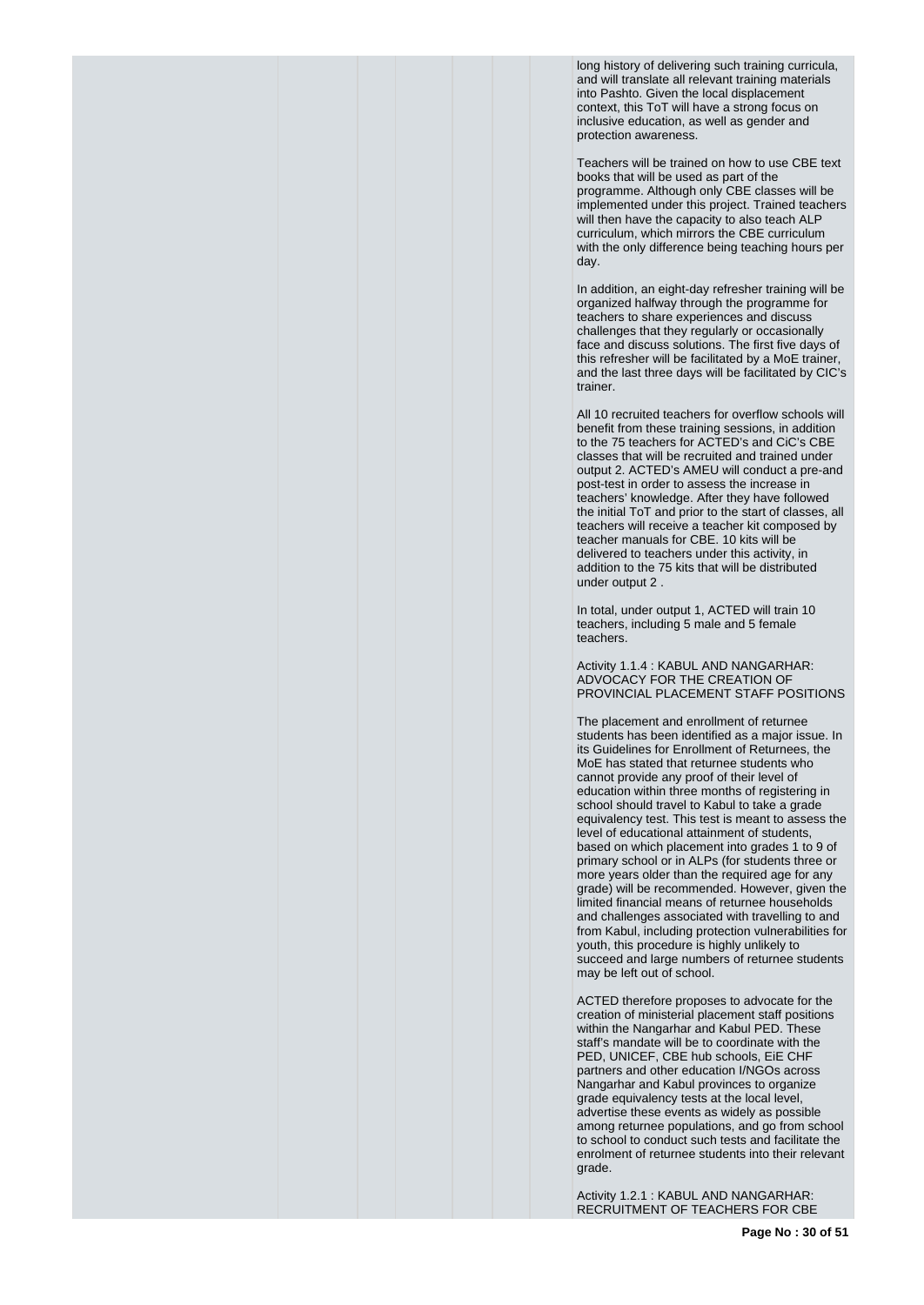long history of delivering such training curricula, and will translate all relevant training materials into Pashto. Given the local displacement context, this ToT will have a strong focus on inclusive education, as well as gender and protection awareness.

Teachers will be trained on how to use CBE text books that will be used as part of the programme. Although only CBE classes will be implemented under this project. Trained teachers will then have the capacity to also teach ALP curriculum, which mirrors the CBE curriculum with the only difference being teaching hours per day.

In addition, an eight-day refresher training will be organized halfway through the programme for teachers to share experiences and discuss challenges that they regularly or occasionally face and discuss solutions. The first five days of this refresher will be facilitated by a MoE trainer, and the last three days will be facilitated by CIC's trainer.

All 10 recruited teachers for overflow schools will benefit from these training sessions, in addition to the 75 teachers for ACTED's and CiC's CBE classes that will be recruited and trained under output 2. ACTED's AMEU will conduct a pre-and post-test in order to assess the increase in teachers' knowledge. After they have followed the initial ToT and prior to the start of classes, all teachers will receive a teacher kit composed by teacher manuals for CBE. 10 kits will be delivered to teachers under this activity, in addition to the 75 kits that will be distributed under output 2 .

In total, under output 1, ACTED will train 10 teachers, including 5 male and 5 female teachers.

Activity 1.1.4 : KABUL AND NANGARHAR: ADVOCACY FOR THE CREATION OF PROVINCIAL PLACEMENT STAFF POSITIONS

The placement and enrollment of returnee students has been identified as a major issue. In its Guidelines for Enrollment of Returnees, the MoE has stated that returnee students who cannot provide any proof of their level of education within three months of registering in school should travel to Kabul to take a grade equivalency test. This test is meant to assess the level of educational attainment of students, based on which placement into grades 1 to 9 of primary school or in ALPs (for students three or more years older than the required age for any grade) will be recommended. However, given the limited financial means of returnee households and challenges associated with travelling to and from Kabul, including protection vulnerabilities for youth, this procedure is highly unlikely to succeed and large numbers of returnee students may be left out of school.

ACTED therefore proposes to advocate for the creation of ministerial placement staff positions within the Nangarhar and Kabul PED. These staff's mandate will be to coordinate with the PED, UNICEF, CBE hub schools, EiE CHF partners and other education I/NGOs across Nangarhar and Kabul provinces to organize grade equivalency tests at the local level, advertise these events as widely as possible among returnee populations, and go from school to school to conduct such tests and facilitate the enrolment of returnee students into their relevant grade.

Activity 1.2.1 : KABUL AND NANGARHAR: RECRUITMENT OF TEACHERS FOR CBE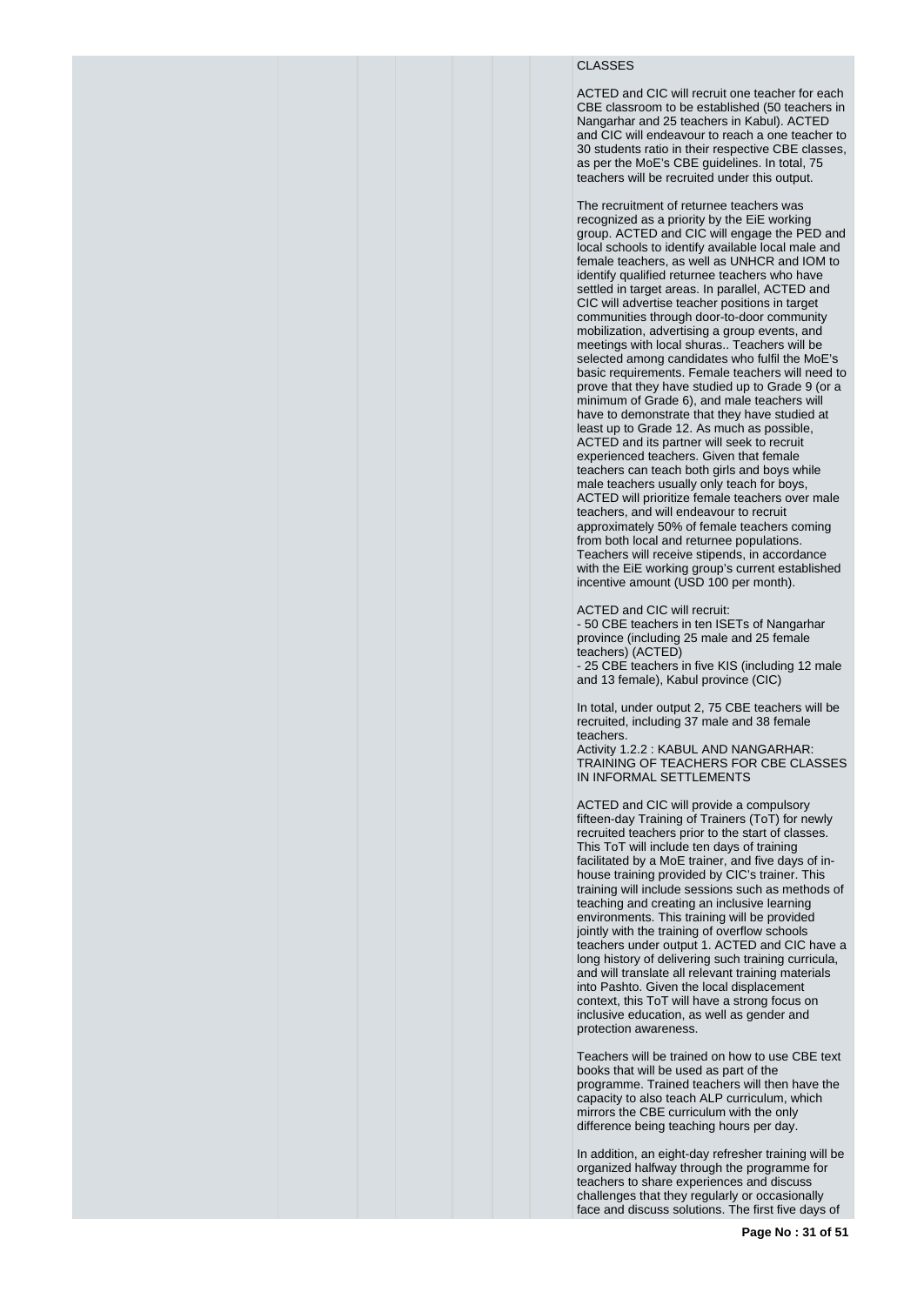CLASSES

ACTED and CIC will recruit one teacher for each CBE classroom to be established (50 teachers in Nangarhar and 25 teachers in Kabul). ACTED and CIC will endeavour to reach a one teacher to 30 students ratio in their respective CBE classes, as per the MoE's CBE guidelines. In total, 75 teachers will be recruited under this output.

The recruitment of returnee teachers was recognized as a priority by the EiE working group. ACTED and CIC will engage the PED and local schools to identify available local male and female teachers, as well as UNHCR and IOM to identify qualified returnee teachers who have settled in target areas. In parallel, ACTED and CIC will advertise teacher positions in target communities through door-to-door community mobilization, advertising a group events, and meetings with local shuras.. Teachers will be selected among candidates who fulfil the MoE's basic requirements. Female teachers will need to prove that they have studied up to Grade 9 (or a minimum of Grade 6), and male teachers will have to demonstrate that they have studied at least up to Grade 12. As much as possible, ACTED and its partner will seek to recruit experienced teachers. Given that female teachers can teach both girls and boys while male teachers usually only teach for boys, ACTED will prioritize female teachers over male teachers, and will endeavour to recruit approximately 50% of female teachers coming from both local and returnee populations. Teachers will receive stipends, in accordance with the EiE working group's current established incentive amount (USD 100 per month).

ACTED and CIC will recruit:
- 50 CBE teachers in ten ISETs of Nangarhar province (including 25 male and 25 female teachers) (ACTED)
- 25 CBE teachers in five KIS (including 12 male and 13 female), Kabul province (CIC)

In total, under output 2, 75 CBE teachers will be recruited, including 37 male and 38 female teachers.
Activity 1.2.2 : KABUL AND NANGARHAR: TRAINING OF TEACHERS FOR CBE CLASSES IN INFORMAL SETTLEMENTS

ACTED and CIC will provide a compulsory fifteen-day Training of Trainers (ToT) for newly recruited teachers prior to the start of classes. This ToT will include ten days of training facilitated by a MoE trainer, and five days of in-house training provided by CIC's trainer. This training will include sessions such as methods of teaching and creating an inclusive learning environments. This training will be provided jointly with the training of overflow schools teachers under output 1. ACTED and CIC have a long history of delivering such training curricula, and will translate all relevant training materials into Pashto. Given the local displacement context, this ToT will have a strong focus on inclusive education, as well as gender and protection awareness.

Teachers will be trained on how to use CBE text books that will be used as part of the programme. Trained teachers will then have the capacity to also teach ALP curriculum, which mirrors the CBE curriculum with the only difference being teaching hours per day.

In addition, an eight-day refresher training will be organized halfway through the programme for teachers to share experiences and discuss challenges that they regularly or occasionally face and discuss solutions. The first five days of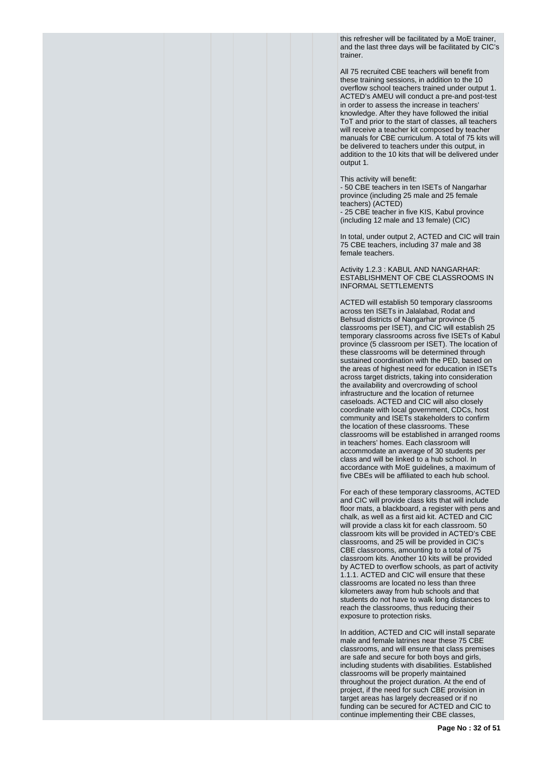this refresher will be facilitated by a MoE trainer, and the last three days will be facilitated by CIC's trainer.

All 75 recruited CBE teachers will benefit from these training sessions, in addition to the 10 overflow school teachers trained under output 1. ACTED's AMEU will conduct a pre-and post-test in order to assess the increase in teachers' knowledge. After they have followed the initial ToT and prior to the start of classes, all teachers will receive a teacher kit composed by teacher manuals for CBE curriculum. A total of 75 kits will be delivered to teachers under this output, in addition to the 10 kits that will be delivered under output 1.

This activity will benefit:
- 50 CBE teachers in ten ISETs of Nangarhar province (including 25 male and 25 female teachers) (ACTED)
- 25 CBE teacher in five KIS, Kabul province (including 12 male and 13 female) (CIC)

In total, under output 2, ACTED and CIC will train 75 CBE teachers, including 37 male and 38 female teachers.

Activity 1.2.3 : KABUL AND NANGARHAR: ESTABLISHMENT OF CBE CLASSROOMS IN INFORMAL SETTLEMENTS

ACTED will establish 50 temporary classrooms across ten ISETs in Jalalabad, Rodat and Behsud districts of Nangarhar province (5 classrooms per ISET), and CIC will establish 25 temporary classrooms across five ISETs of Kabul province (5 classroom per ISET). The location of these classrooms will be determined through sustained coordination with the PED, based on the areas of highest need for education in ISETs across target districts, taking into consideration the availability and overcrowding of school infrastructure and the location of returnee caseloads. ACTED and CIC will also closely coordinate with local government, CDCs, host community and ISETs stakeholders to confirm the location of these classrooms. These classrooms will be established in arranged rooms in teachers' homes. Each classroom will accommodate an average of 30 students per class and will be linked to a hub school. In accordance with MoE guidelines, a maximum of five CBEs will be affiliated to each hub school.

For each of these temporary classrooms, ACTED and CIC will provide class kits that will include floor mats, a blackboard, a register with pens and chalk, as well as a first aid kit. ACTED and CIC will provide a class kit for each classroom. 50 classroom kits will be provided in ACTED's CBE classrooms, and 25 will be provided in CIC's CBE classrooms, amounting to a total of 75 classroom kits. Another 10 kits will be provided by ACTED to overflow schools, as part of activity 1.1.1. ACTED and CIC will ensure that these classrooms are located no less than three kilometers away from hub schools and that students do not have to walk long distances to reach the classrooms, thus reducing their exposure to protection risks.

In addition, ACTED and CIC will install separate male and female latrines near these 75 CBE classrooms, and will ensure that class premises are safe and secure for both boys and girls, including students with disabilities. Established classrooms will be properly maintained throughout the project duration. At the end of project, if the need for such CBE provision in target areas has largely decreased or if no funding can be secured for ACTED and CIC to continue implementing their CBE classes,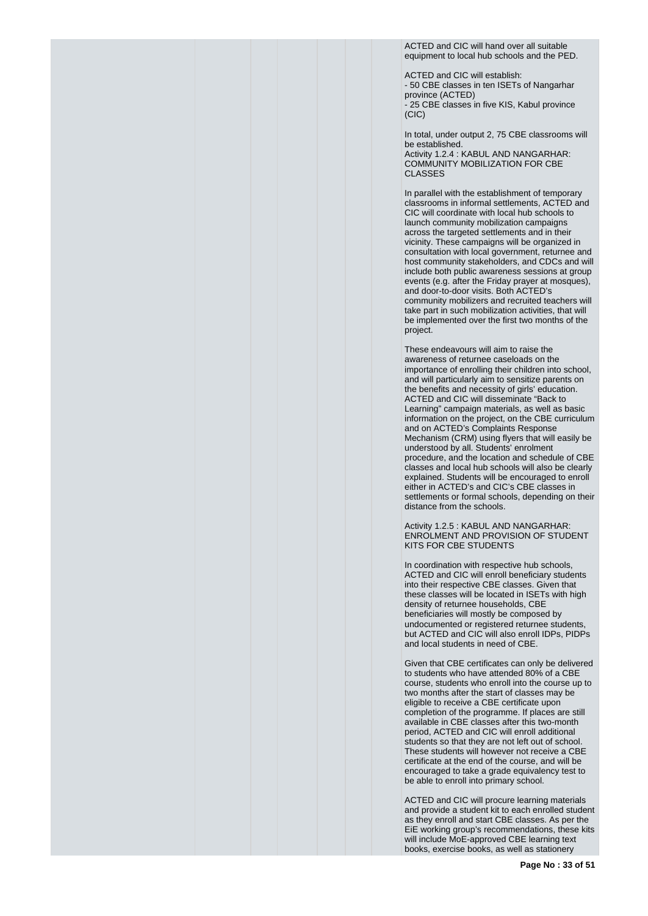ACTED and CIC will hand over all suitable equipment to local hub schools and the PED.

ACTED and CIC will establish:
- 50 CBE classes in ten ISETs of Nangarhar province (ACTED)
- 25 CBE classes in five KIS, Kabul province (CIC)

In total, under output 2, 75 CBE classrooms will be established.

Activity 1.2.4 : KABUL AND NANGARHAR: COMMUNITY MOBILIZATION FOR CBE CLASSES

In parallel with the establishment of temporary classrooms in informal settlements, ACTED and CIC will coordinate with local hub schools to launch community mobilization campaigns across the targeted settlements and in their vicinity. These campaigns will be organized in consultation with local government, returnee and host community stakeholders, and CDCs and will include both public awareness sessions at group events (e.g. after the Friday prayer at mosques), and door-to-door visits. Both ACTED's community mobilizers and recruited teachers will take part in such mobilization activities, that will be implemented over the first two months of the project.

These endeavours will aim to raise the awareness of returnee caseloads on the importance of enrolling their children into school, and will particularly aim to sensitize parents on the benefits and necessity of girls' education. ACTED and CIC will disseminate "Back to Learning" campaign materials, as well as basic information on the project, on the CBE curriculum and on ACTED's Complaints Response Mechanism (CRM) using flyers that will easily be understood by all. Students' enrolment procedure, and the location and schedule of CBE classes and local hub schools will also be clearly explained. Students will be encouraged to enroll either in ACTED's and CIC's CBE classes in settlements or formal schools, depending on their distance from the schools.

Activity 1.2.5 : KABUL AND NANGARHAR: ENROLMENT AND PROVISION OF STUDENT KITS FOR CBE STUDENTS

In coordination with respective hub schools, ACTED and CIC will enroll beneficiary students into their respective CBE classes. Given that these classes will be located in ISETs with high density of returnee households, CBE beneficiaries will mostly be composed by undocumented or registered returnee students, but ACTED and CIC will also enroll IDPs, PIDPs and local students in need of CBE.

Given that CBE certificates can only be delivered to students who have attended 80% of a CBE course, students who enroll into the course up to two months after the start of classes may be eligible to receive a CBE certificate upon completion of the programme. If places are still available in CBE classes after this two-month period, ACTED and CIC will enroll additional students so that they are not left out of school. These students will however not receive a CBE certificate at the end of the course, and will be encouraged to take a grade equivalency test to be able to enroll into primary school.

ACTED and CIC will procure learning materials and provide a student kit to each enrolled student as they enroll and start CBE classes. As per the EiE working group's recommendations, these kits will include MoE-approved CBE learning text books, exercise books, as well as stationery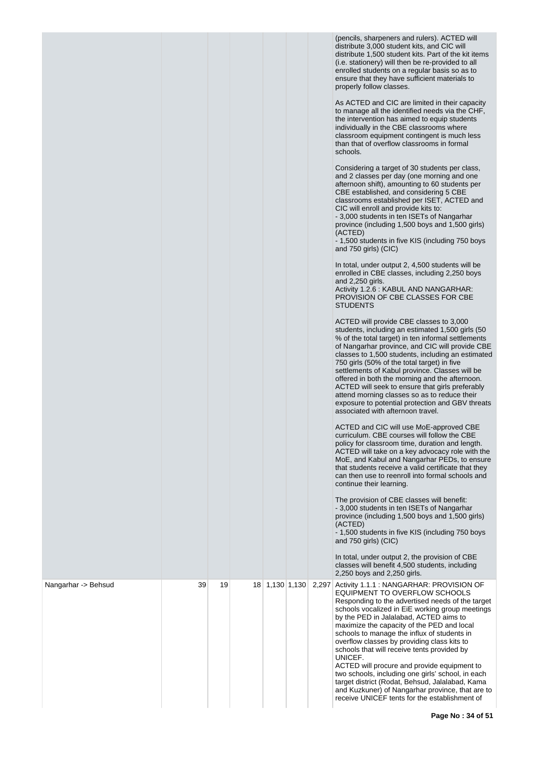| | | | | | | | |
|---|---|---|---|---|---|---|---|
| | | | | | | | (pencils, sharpeners and rulers). ACTED will distribute 3,000 student kits, and CIC will distribute 1,500 student kits. Part of the kit items (i.e. stationery) will then be re-provided to all enrolled students on a regular basis so as to ensure that they have sufficient materials to properly follow classes.<br><br>As ACTED and CIC are limited in their capacity to manage all the identified needs via the CHF, the intervention has aimed to equip students individually in the CBE classrooms where classroom equipment contingent is much less than that of overflow classrooms in formal schools.<br><br>Considering a target of 30 students per class, and 2 classes per day (one morning and one afternoon shift), amounting to 60 students per CBE established, and considering 5 CBE classrooms established per ISET, ACTED and CIC will enroll and provide kits to:<br>- 3,000 students in ten ISETs of Nangarhar province (including 1,500 boys and 1,500 girls) (ACTED)<br>- 1,500 students in five KIS (including 750 boys and 750 girls) (CIC)<br><br>In total, under output 2, 4,500 students will be enrolled in CBE classes, including 2,250 boys and 2,250 girls.<br>Activity 1.2.6 : KABUL AND NANGARHAR: PROVISION OF CBE CLASSES FOR CBE STUDENTS<br><br>ACTED will provide CBE classes to 3,000 students, including an estimated 1,500 girls (50 % of the total target) in ten informal settlements of Nangarhar province, and CIC will provide CBE classes to 1,500 students, including an estimated 750 girls (50% of the total target) in five settlements of Kabul province. Classes will be offered in both the morning and the afternoon. ACTED will seek to ensure that girls preferably attend morning classes so as to reduce their exposure to potential protection and GBV threats associated with afternoon travel.<br><br>ACTED and CIC will use MoE-approved CBE curriculum. CBE courses will follow the CBE policy for classroom time, duration and length. ACTED will take on a key advocacy role with the MoE, and Kabul and Nangarhar PEDs, to ensure that students receive a valid certificate that they can then use to reenroll into formal schools and continue their learning.<br><br>The provision of CBE classes will benefit:<br>- 3,000 students in ten ISETs of Nangarhar province (including 1,500 boys and 1,500 girls) (ACTED)<br>- 1,500 students in five KIS (including 750 boys and 750 girls) (CIC)<br><br>In total, under output 2, the provision of CBE classes will benefit 4,500 students, including 2,250 boys and 2,250 girls. |
| Nangarhar -> Behsud | 39 | 19 | 18 | 1,130 | 1,130 | 2,297 | Activity 1.1.1 : NANGARHAR: PROVISION OF EQUIPMENT TO OVERFLOW SCHOOLS<br>Responding to the advertised needs of the target schools vocalized in EiE working group meetings by the PED in Jalalabad, ACTED aims to maximize the capacity of the PED and local schools to manage the influx of students in overflow classes by providing class kits to schools that will receive tents provided by UNICEF.<br>ACTED will procure and provide equipment to two schools, including one girls' school, in each target district (Rodat, Behsud, Jalalabad, Kama and Kuzkuner) of Nangarhar province, that are to receive UNICEF tents for the establishment of |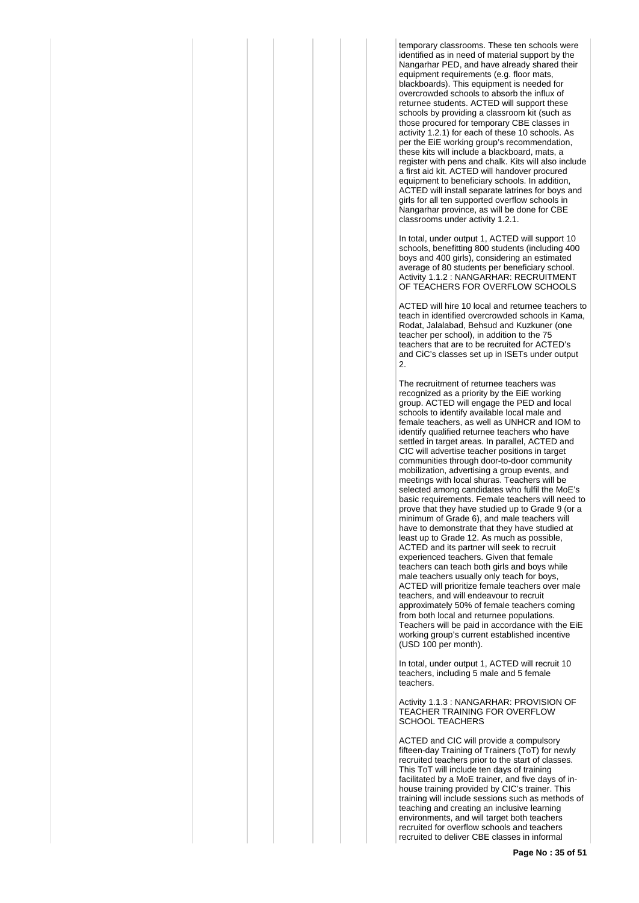temporary classrooms. These ten schools were identified as in need of material support by the Nangarhar PED, and have already shared their equipment requirements (e.g. floor mats, blackboards). This equipment is needed for overcrowded schools to absorb the influx of returnee students. ACTED will support these schools by providing a classroom kit (such as those procured for temporary CBE classes in activity 1.2.1) for each of these 10 schools. As per the EiE working group's recommendation, these kits will include a blackboard, mats, a register with pens and chalk. Kits will also include a first aid kit. ACTED will handover procured equipment to beneficiary schools. In addition, ACTED will install separate latrines for boys and girls for all ten supported overflow schools in Nangarhar province, as will be done for CBE classrooms under activity 1.2.1.

In total, under output 1, ACTED will support 10 schools, benefitting 800 students (including 400 boys and 400 girls), considering an estimated average of 80 students per beneficiary school.

Activity 1.1.2 : NANGARHAR: RECRUITMENT OF TEACHERS FOR OVERFLOW SCHOOLS

ACTED will hire 10 local and returnee teachers to teach in identified overcrowded schools in Kama, Rodat, Jalalabad, Behsud and Kuzkuner (one teacher per school), in addition to the 75 teachers that are to be recruited for ACTED's and CiC's classes set up in ISETs under output 2.

The recruitment of returnee teachers was recognized as a priority by the EiE working group. ACTED will engage the PED and local schools to identify available local male and female teachers, as well as UNHCR and IOM to identify qualified returnee teachers who have settled in target areas. In parallel, ACTED and CIC will advertise teacher positions in target communities through door-to-door community mobilization, advertising a group events, and meetings with local shuras. Teachers will be selected among candidates who fulfil the MoE's basic requirements. Female teachers will need to prove that they have studied up to Grade 9 (or a minimum of Grade 6), and male teachers will have to demonstrate that they have studied at least up to Grade 12. As much as possible, ACTED and its partner will seek to recruit experienced teachers. Given that female teachers can teach both girls and boys while male teachers usually only teach for boys, ACTED will prioritize female teachers over male teachers, and will endeavour to recruit approximately 50% of female teachers coming from both local and returnee populations. Teachers will be paid in accordance with the EiE working group's current established incentive (USD 100 per month).

In total, under output 1, ACTED will recruit 10 teachers, including 5 male and 5 female teachers.

Activity 1.1.3 : NANGARHAR: PROVISION OF TEACHER TRAINING FOR OVERFLOW SCHOOL TEACHERS

ACTED and CIC will provide a compulsory fifteen-day Training of Trainers (ToT) for newly recruited teachers prior to the start of classes. This ToT will include ten days of training facilitated by a MoE trainer, and five days of in-house training provided by CIC's trainer. This training will include sessions such as methods of teaching and creating an inclusive learning environments, and will target both teachers recruited for overflow schools and teachers recruited to deliver CBE classes in informal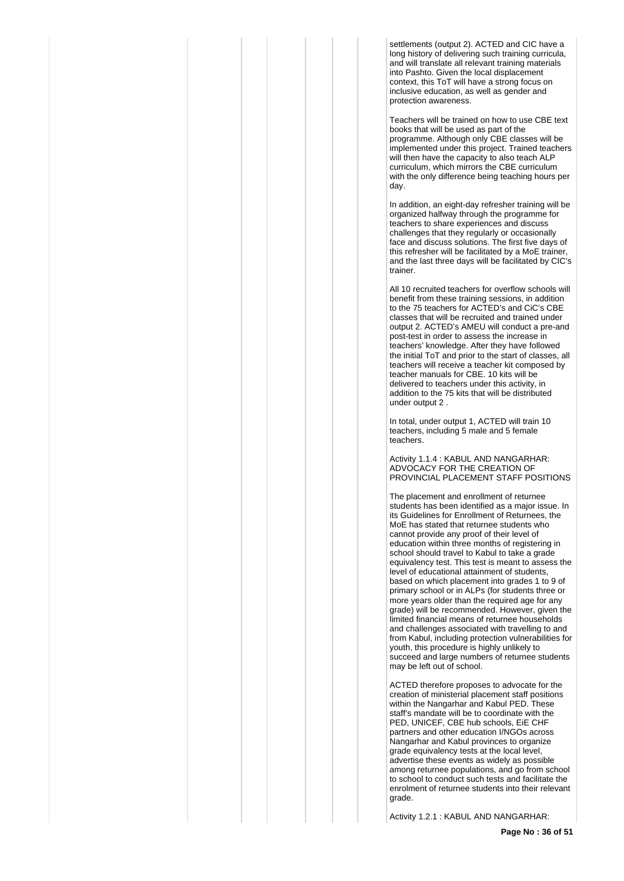settlements (output 2). ACTED and CIC have a long history of delivering such training curricula, and will translate all relevant training materials into Pashto. Given the local displacement context, this ToT will have a strong focus on inclusive education, as well as gender and protection awareness.

Teachers will be trained on how to use CBE text books that will be used as part of the programme. Although only CBE classes will be implemented under this project. Trained teachers will then have the capacity to also teach ALP curriculum, which mirrors the CBE curriculum with the only difference being teaching hours per day.

In addition, an eight-day refresher training will be organized halfway through the programme for teachers to share experiences and discuss challenges that they regularly or occasionally face and discuss solutions. The first five days of this refresher will be facilitated by a MoE trainer, and the last three days will be facilitated by CIC's trainer.

All 10 recruited teachers for overflow schools will benefit from these training sessions, in addition to the 75 teachers for ACTED's and CiC's CBE classes that will be recruited and trained under output 2. ACTED's AMEU will conduct a pre-and post-test in order to assess the increase in teachers' knowledge. After they have followed the initial ToT and prior to the start of classes, all teachers will receive a teacher kit composed by teacher manuals for CBE. 10 kits will be delivered to teachers under this activity, in addition to the 75 kits that will be distributed under output 2 .

In total, under output 1, ACTED will train 10 teachers, including 5 male and 5 female teachers.

Activity 1.1.4 : KABUL AND NANGARHAR: ADVOCACY FOR THE CREATION OF PROVINCIAL PLACEMENT STAFF POSITIONS

The placement and enrollment of returnee students has been identified as a major issue. In its Guidelines for Enrollment of Returnees, the MoE has stated that returnee students who cannot provide any proof of their level of education within three months of registering in school should travel to Kabul to take a grade equivalency test. This test is meant to assess the level of educational attainment of students, based on which placement into grades 1 to 9 of primary school or in ALPs (for students three or more years older than the required age for any grade) will be recommended. However, given the limited financial means of returnee households and challenges associated with travelling to and from Kabul, including protection vulnerabilities for youth, this procedure is highly unlikely to succeed and large numbers of returnee students may be left out of school.

ACTED therefore proposes to advocate for the creation of ministerial placement staff positions within the Nangarhar and Kabul PED. These staff's mandate will be to coordinate with the PED, UNICEF, CBE hub schools, EiE CHF partners and other education I/NGOs across Nangarhar and Kabul provinces to organize grade equivalency tests at the local level, advertise these events as widely as possible among returnee populations, and go from school to school to conduct such tests and facilitate the enrolment of returnee students into their relevant grade.

Activity 1.2.1 : KABUL AND NANGARHAR: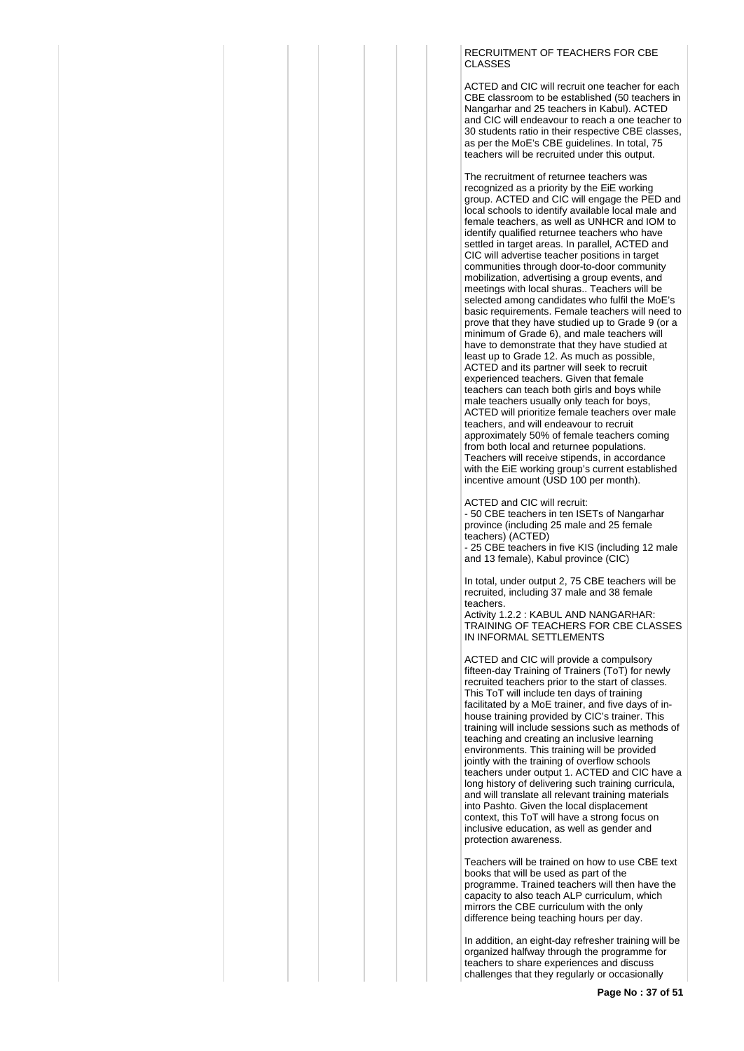RECRUITMENT OF TEACHERS FOR CBE CLASSES

ACTED and CIC will recruit one teacher for each CBE classroom to be established (50 teachers in Nangarhar and 25 teachers in Kabul). ACTED and CIC will endeavour to reach a one teacher to 30 students ratio in their respective CBE classes, as per the MoE's CBE guidelines. In total, 75 teachers will be recruited under this output.

The recruitment of returnee teachers was recognized as a priority by the EiE working group. ACTED and CIC will engage the PED and local schools to identify available local male and female teachers, as well as UNHCR and IOM to identify qualified returnee teachers who have settled in target areas. In parallel, ACTED and CIC will advertise teacher positions in target communities through door-to-door community mobilization, advertising a group events, and meetings with local shuras.. Teachers will be selected among candidates who fulfil the MoE's basic requirements. Female teachers will need to prove that they have studied up to Grade 9 (or a minimum of Grade 6), and male teachers will have to demonstrate that they have studied at least up to Grade 12. As much as possible, ACTED and its partner will seek to recruit experienced teachers. Given that female teachers can teach both girls and boys while male teachers usually only teach for boys, ACTED will prioritize female teachers over male teachers, and will endeavour to recruit approximately 50% of female teachers coming from both local and returnee populations. Teachers will receive stipends, in accordance with the EiE working group's current established incentive amount (USD 100 per month).

ACTED and CIC will recruit:
- 50 CBE teachers in ten ISETs of Nangarhar province (including 25 male and 25 female teachers) (ACTED)
- 25 CBE teachers in five KIS (including 12 male and 13 female), Kabul province (CIC)

In total, under output 2, 75 CBE teachers will be recruited, including 37 male and 38 female teachers.
Activity 1.2.2 : KABUL AND NANGARHAR: TRAINING OF TEACHERS FOR CBE CLASSES IN INFORMAL SETTLEMENTS

ACTED and CIC will provide a compulsory fifteen-day Training of Trainers (ToT) for newly recruited teachers prior to the start of classes. This ToT will include ten days of training facilitated by a MoE trainer, and five days of in-house training provided by CIC's trainer. This training will include sessions such as methods of teaching and creating an inclusive learning environments. This training will be provided jointly with the training of overflow schools teachers under output 1. ACTED and CIC have a long history of delivering such training curricula, and will translate all relevant training materials into Pashto. Given the local displacement context, this ToT will have a strong focus on inclusive education, as well as gender and protection awareness.

Teachers will be trained on how to use CBE text books that will be used as part of the programme. Trained teachers will then have the capacity to also teach ALP curriculum, which mirrors the CBE curriculum with the only difference being teaching hours per day.

In addition, an eight-day refresher training will be organized halfway through the programme for teachers to share experiences and discuss challenges that they regularly or occasionally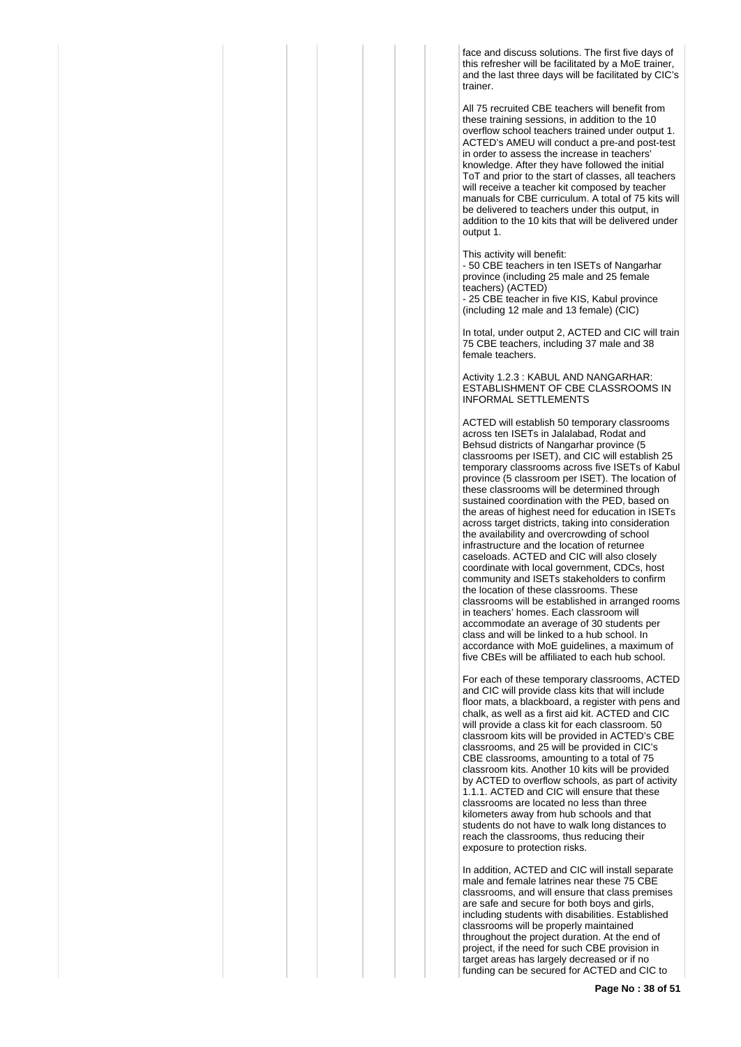face and discuss solutions. The first five days of this refresher will be facilitated by a MoE trainer, and the last three days will be facilitated by CIC's trainer.

All 75 recruited CBE teachers will benefit from these training sessions, in addition to the 10 overflow school teachers trained under output 1. ACTED's AMEU will conduct a pre-and post-test in order to assess the increase in teachers' knowledge. After they have followed the initial ToT and prior to the start of classes, all teachers will receive a teacher kit composed by teacher manuals for CBE curriculum. A total of 75 kits will be delivered to teachers under this output, in addition to the 10 kits that will be delivered under output 1.

This activity will benefit:
- 50 CBE teachers in ten ISETs of Nangarhar province (including 25 male and 25 female teachers) (ACTED)
- 25 CBE teacher in five KIS, Kabul province (including 12 male and 13 female) (CIC)

In total, under output 2, ACTED and CIC will train 75 CBE teachers, including 37 male and 38 female teachers.

Activity 1.2.3 : KABUL AND NANGARHAR: ESTABLISHMENT OF CBE CLASSROOMS IN INFORMAL SETTLEMENTS

ACTED will establish 50 temporary classrooms across ten ISETs in Jalalabad, Rodat and Behsud districts of Nangarhar province (5 classrooms per ISET), and CIC will establish 25 temporary classrooms across five ISETs of Kabul province (5 classroom per ISET). The location of these classrooms will be determined through sustained coordination with the PED, based on the areas of highest need for education in ISETs across target districts, taking into consideration the availability and overcrowding of school infrastructure and the location of returnee caseloads. ACTED and CIC will also closely coordinate with local government, CDCs, host community and ISETs stakeholders to confirm the location of these classrooms. These classrooms will be established in arranged rooms in teachers' homes. Each classroom will accommodate an average of 30 students per class and will be linked to a hub school. In accordance with MoE guidelines, a maximum of five CBEs will be affiliated to each hub school.

For each of these temporary classrooms, ACTED and CIC will provide class kits that will include floor mats, a blackboard, a register with pens and chalk, as well as a first aid kit. ACTED and CIC will provide a class kit for each classroom. 50 classroom kits will be provided in ACTED's CBE classrooms, and 25 will be provided in CIC's CBE classrooms, amounting to a total of 75 classroom kits. Another 10 kits will be provided by ACTED to overflow schools, as part of activity 1.1.1. ACTED and CIC will ensure that these classrooms are located no less than three kilometers away from hub schools and that students do not have to walk long distances to reach the classrooms, thus reducing their exposure to protection risks.

In addition, ACTED and CIC will install separate male and female latrines near these 75 CBE classrooms, and will ensure that class premises are safe and secure for both boys and girls, including students with disabilities. Established classrooms will be properly maintained throughout the project duration. At the end of project, if the need for such CBE provision in target areas has largely decreased or if no funding can be secured for ACTED and CIC to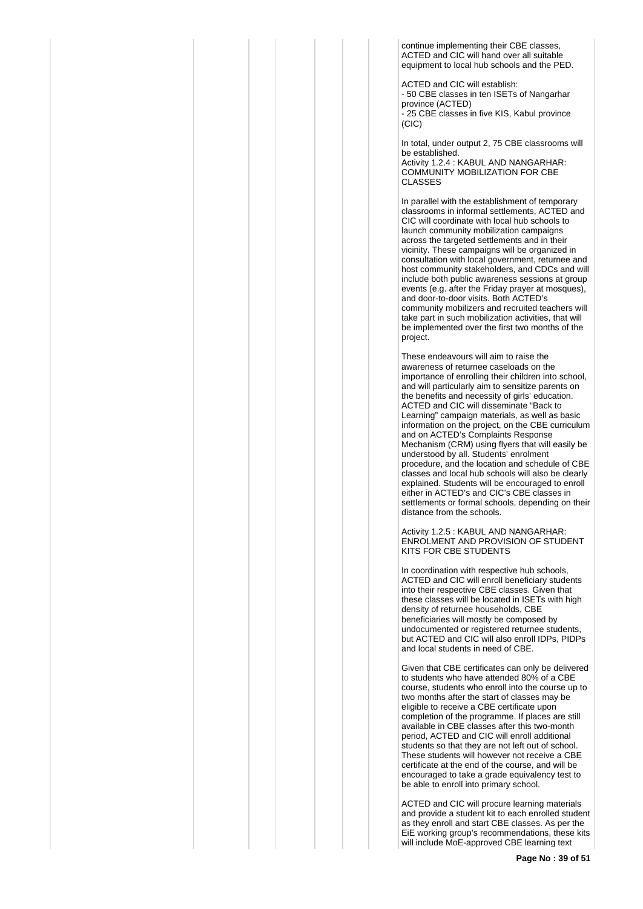continue implementing their CBE classes, ACTED and CIC will hand over all suitable equipment to local hub schools and the PED.

ACTED and CIC will establish:
- 50 CBE classes in ten ISETs of Nangarhar province (ACTED)
- 25 CBE classes in five KIS, Kabul province (CIC)

In total, under output 2, 75 CBE classrooms will be established.
Activity 1.2.4 : KABUL AND NANGARHAR: COMMUNITY MOBILIZATION FOR CBE CLASSES

In parallel with the establishment of temporary classrooms in informal settlements, ACTED and CIC will coordinate with local hub schools to launch community mobilization campaigns across the targeted settlements and in their vicinity. These campaigns will be organized in consultation with local government, returnee and host community stakeholders, and CDCs and will include both public awareness sessions at group events (e.g. after the Friday prayer at mosques), and door-to-door visits. Both ACTED's community mobilizers and recruited teachers will take part in such mobilization activities, that will be implemented over the first two months of the project.

These endeavours will aim to raise the awareness of returnee caseloads on the importance of enrolling their children into school, and will particularly aim to sensitize parents on the benefits and necessity of girls' education. ACTED and CIC will disseminate "Back to Learning" campaign materials, as well as basic information on the project, on the CBE curriculum and on ACTED's Complaints Response Mechanism (CRM) using flyers that will easily be understood by all. Students' enrolment procedure, and the location and schedule of CBE classes and local hub schools will also be clearly explained. Students will be encouraged to enroll either in ACTED's and CIC's CBE classes in settlements or formal schools, depending on their distance from the schools.

Activity 1.2.5 : KABUL AND NANGARHAR: ENROLMENT AND PROVISION OF STUDENT KITS FOR CBE STUDENTS

In coordination with respective hub schools, ACTED and CIC will enroll beneficiary students into their respective CBE classes. Given that these classes will be located in ISETs with high density of returnee households, CBE beneficiaries will mostly be composed by undocumented or registered returnee students, but ACTED and CIC will also enroll IDPs, PIDPs and local students in need of CBE.

Given that CBE certificates can only be delivered to students who have attended 80% of a CBE course, students who enroll into the course up to two months after the start of classes may be eligible to receive a CBE certificate upon completion of the programme. If places are still available in CBE classes after this two-month period, ACTED and CIC will enroll additional students so that they are not left out of school. These students will however not receive a CBE certificate at the end of the course, and will be encouraged to take a grade equivalency test to be able to enroll into primary school.

ACTED and CIC will procure learning materials and provide a student kit to each enrolled student as they enroll and start CBE classes. As per the EiE working group's recommendations, these kits will include MoE-approved CBE learning text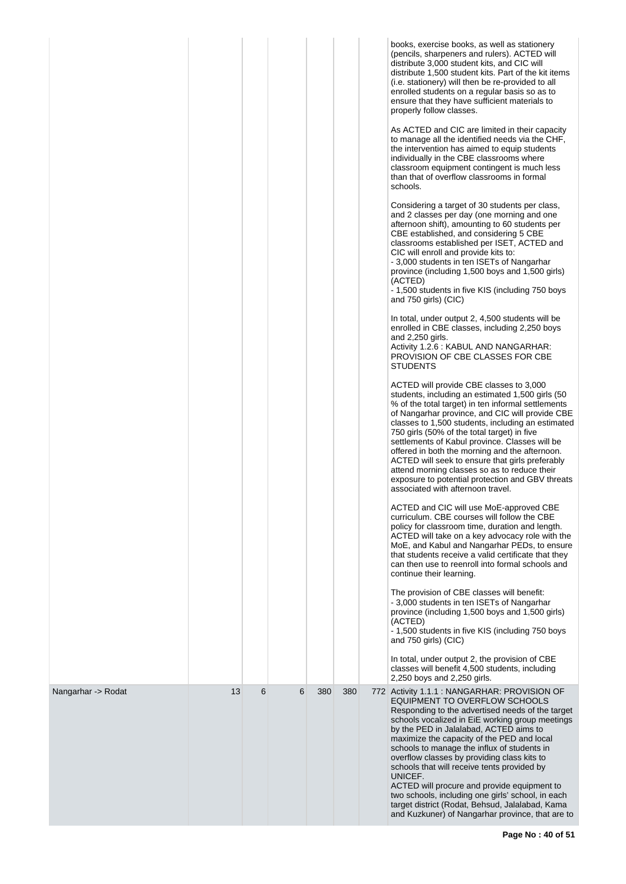| | | | | | | | |
|---|---|---|---|---|---|---|---|
| | | | | | | | books, exercise books, as well as stationery (pencils, sharpeners and rulers). ACTED will distribute 3,000 student kits, and CIC will distribute 1,500 student kits. Part of the kit items (i.e. stationery) will then be re-provided to all enrolled students on a regular basis so as to ensure that they have sufficient materials to properly follow classes.<br><br>As ACTED and CIC are limited in their capacity to manage all the identified needs via the CHF, the intervention has aimed to equip students individually in the CBE classrooms where classroom equipment contingent is much less than that of overflow classrooms in formal schools.<br><br>Considering a target of 30 students per class, and 2 classes per day (one morning and one afternoon shift), amounting to 60 students per CBE established, and considering 5 CBE classrooms established per ISET, ACTED and CIC will enroll and provide kits to:<br>- 3,000 students in ten ISETs of Nangarhar province (including 1,500 boys and 1,500 girls) (ACTED)<br>- 1,500 students in five KIS (including 750 boys and 750 girls) (CIC)<br><br>In total, under output 2, 4,500 students will be enrolled in CBE classes, including 2,250 boys and 2,250 girls.<br>Activity 1.2.6 : KABUL AND NANGARHAR: PROVISION OF CBE CLASSES FOR CBE STUDENTS<br><br>ACTED will provide CBE classes to 3,000 students, including an estimated 1,500 girls (50 % of the total target) in ten informal settlements of Nangarhar province, and CIC will provide CBE classes to 1,500 students, including an estimated 750 girls (50% of the total target) in five settlements of Kabul province. Classes will be offered in both the morning and the afternoon. ACTED will seek to ensure that girls preferably attend morning classes so as to reduce their exposure to potential protection and GBV threats associated with afternoon travel.<br><br>ACTED and CIC will use MoE-approved CBE curriculum. CBE courses will follow the CBE policy for classroom time, duration and length. ACTED will take on a key advocacy role with the MoE, and Kabul and Nangarhar PEDs, to ensure that students receive a valid certificate that they can then use to reenroll into formal schools and continue their learning.<br><br>The provision of CBE classes will benefit:<br>- 3,000 students in ten ISETs of Nangarhar province (including 1,500 boys and 1,500 girls) (ACTED)<br>- 1,500 students in five KIS (including 750 boys and 750 girls) (CIC)<br><br>In total, under output 2, the provision of CBE classes will benefit 4,500 students, including 2,250 boys and 2,250 girls. |
| Nangarhar -> Rodat | 13 | 6 | 6 | 380 | 380 | 772 | Activity 1.1.1 : NANGARHAR: PROVISION OF EQUIPMENT TO OVERFLOW SCHOOLS<br>Responding to the advertised needs of the target schools vocalized in EiE working group meetings by the PED in Jalalabad, ACTED aims to maximize the capacity of the PED and local schools to manage the influx of students in overflow classes by providing class kits to schools that will receive tents provided by UNICEF.<br>ACTED will procure and provide equipment to two schools, including one girls' school, in each target district (Rodat, Behsud, Jalalabad, Kama and Kuzkuner) of Nangarhar province, that are to |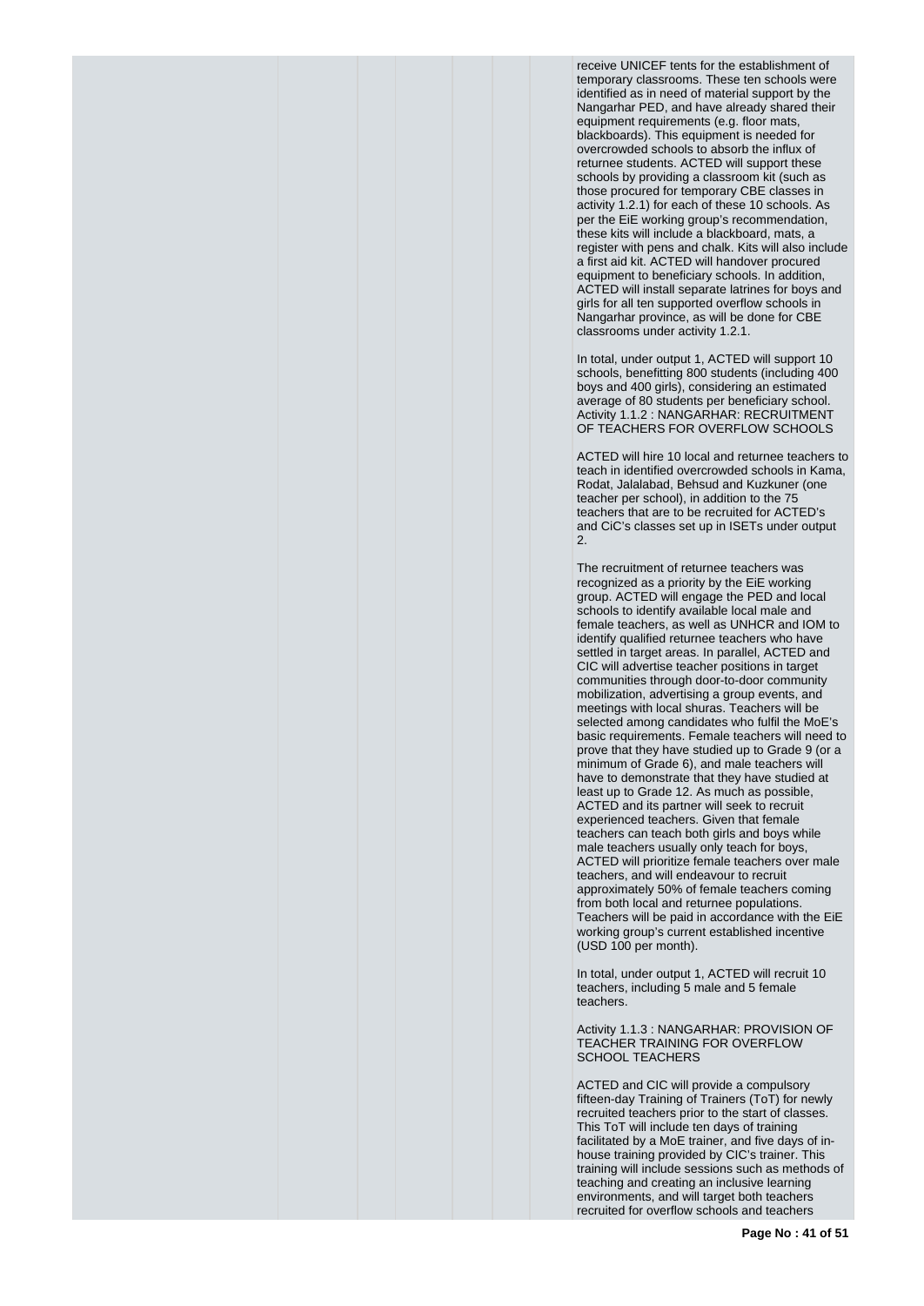receive UNICEF tents for the establishment of temporary classrooms. These ten schools were identified as in need of material support by the Nangarhar PED, and have already shared their equipment requirements (e.g. floor mats, blackboards). This equipment is needed for overcrowded schools to absorb the influx of returnee students. ACTED will support these schools by providing a classroom kit (such as those procured for temporary CBE classes in activity 1.2.1) for each of these 10 schools. As per the EiE working group's recommendation, these kits will include a blackboard, mats, a register with pens and chalk. Kits will also include a first aid kit. ACTED will handover procured equipment to beneficiary schools. In addition, ACTED will install separate latrines for boys and girls for all ten supported overflow schools in Nangarhar province, as will be done for CBE classrooms under activity 1.2.1.

In total, under output 1, ACTED will support 10 schools, benefitting 800 students (including 400 boys and 400 girls), considering an estimated average of 80 students per beneficiary school.

Activity 1.1.2 : NANGARHAR: RECRUITMENT OF TEACHERS FOR OVERFLOW SCHOOLS

ACTED will hire 10 local and returnee teachers to teach in identified overcrowded schools in Kama, Rodat, Jalalabad, Behsud and Kuzkuner (one teacher per school), in addition to the 75 teachers that are to be recruited for ACTED's and CiC's classes set up in ISETs under output 2.

The recruitment of returnee teachers was recognized as a priority by the EiE working group. ACTED will engage the PED and local schools to identify available local male and female teachers, as well as UNHCR and IOM to identify qualified returnee teachers who have settled in target areas. In parallel, ACTED and CIC will advertise teacher positions in target communities through door-to-door community mobilization, advertising a group events, and meetings with local shuras. Teachers will be selected among candidates who fulfil the MoE's basic requirements. Female teachers will need to prove that they have studied up to Grade 9 (or a minimum of Grade 6), and male teachers will have to demonstrate that they have studied at least up to Grade 12. As much as possible, ACTED and its partner will seek to recruit experienced teachers. Given that female teachers can teach both girls and boys while male teachers usually only teach for boys, ACTED will prioritize female teachers over male teachers, and will endeavour to recruit approximately 50% of female teachers coming from both local and returnee populations. Teachers will be paid in accordance with the EiE working group's current established incentive (USD 100 per month).

In total, under output 1, ACTED will recruit 10 teachers, including 5 male and 5 female teachers.

Activity 1.1.3 : NANGARHAR: PROVISION OF TEACHER TRAINING FOR OVERFLOW SCHOOL TEACHERS

ACTED and CIC will provide a compulsory fifteen-day Training of Trainers (ToT) for newly recruited teachers prior to the start of classes. This ToT will include ten days of training facilitated by a MoE trainer, and five days of in-house training provided by CIC's trainer. This training will include sessions such as methods of teaching and creating an inclusive learning environments, and will target both teachers recruited for overflow schools and teachers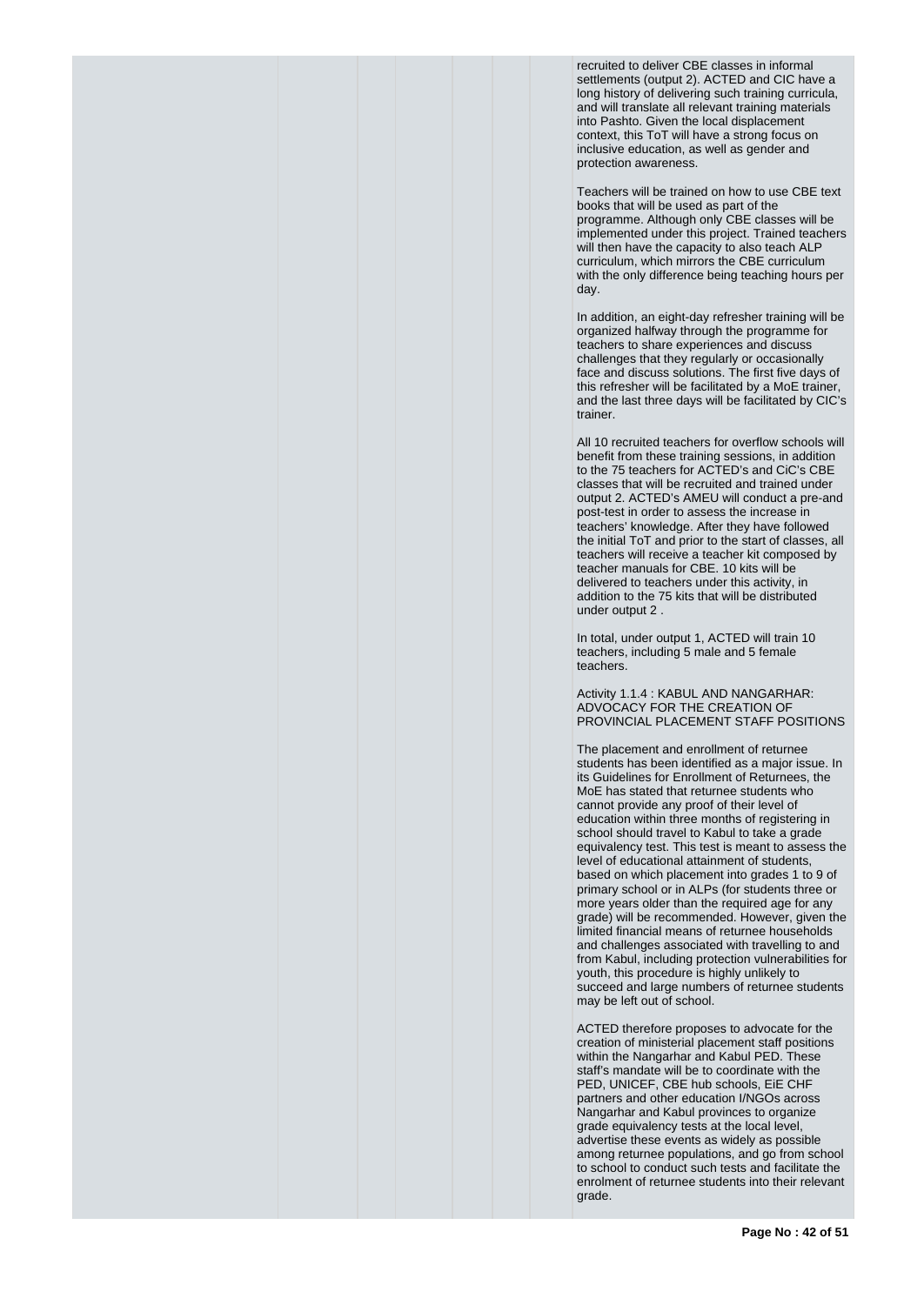recruited to deliver CBE classes in informal settlements (output 2). ACTED and CIC have a long history of delivering such training curricula, and will translate all relevant training materials into Pashto. Given the local displacement context, this ToT will have a strong focus on inclusive education, as well as gender and protection awareness.

Teachers will be trained on how to use CBE text books that will be used as part of the programme. Although only CBE classes will be implemented under this project. Trained teachers will then have the capacity to also teach ALP curriculum, which mirrors the CBE curriculum with the only difference being teaching hours per day.

In addition, an eight-day refresher training will be organized halfway through the programme for teachers to share experiences and discuss challenges that they regularly or occasionally face and discuss solutions. The first five days of this refresher will be facilitated by a MoE trainer, and the last three days will be facilitated by CIC's trainer.

All 10 recruited teachers for overflow schools will benefit from these training sessions, in addition to the 75 teachers for ACTED's and CiC's CBE classes that will be recruited and trained under output 2. ACTED's AMEU will conduct a pre-and post-test in order to assess the increase in teachers' knowledge. After they have followed the initial ToT and prior to the start of classes, all teachers will receive a teacher kit composed by teacher manuals for CBE. 10 kits will be delivered to teachers under this activity, in addition to the 75 kits that will be distributed under output 2 .

In total, under output 1, ACTED will train 10 teachers, including 5 male and 5 female teachers.

Activity 1.1.4 : KABUL AND NANGARHAR: ADVOCACY FOR THE CREATION OF PROVINCIAL PLACEMENT STAFF POSITIONS

The placement and enrollment of returnee students has been identified as a major issue. In its Guidelines for Enrollment of Returnees, the MoE has stated that returnee students who cannot provide any proof of their level of education within three months of registering in school should travel to Kabul to take a grade equivalency test. This test is meant to assess the level of educational attainment of students, based on which placement into grades 1 to 9 of primary school or in ALPs (for students three or more years older than the required age for any grade) will be recommended. However, given the limited financial means of returnee households and challenges associated with travelling to and from Kabul, including protection vulnerabilities for youth, this procedure is highly unlikely to succeed and large numbers of returnee students may be left out of school.

ACTED therefore proposes to advocate for the creation of ministerial placement staff positions within the Nangarhar and Kabul PED. These staff's mandate will be to coordinate with the PED, UNICEF, CBE hub schools, EiE CHF partners and other education I/NGOs across Nangarhar and Kabul provinces to organize grade equivalency tests at the local level, advertise these events as widely as possible among returnee populations, and go from school to school to conduct such tests and facilitate the enrolment of returnee students into their relevant grade.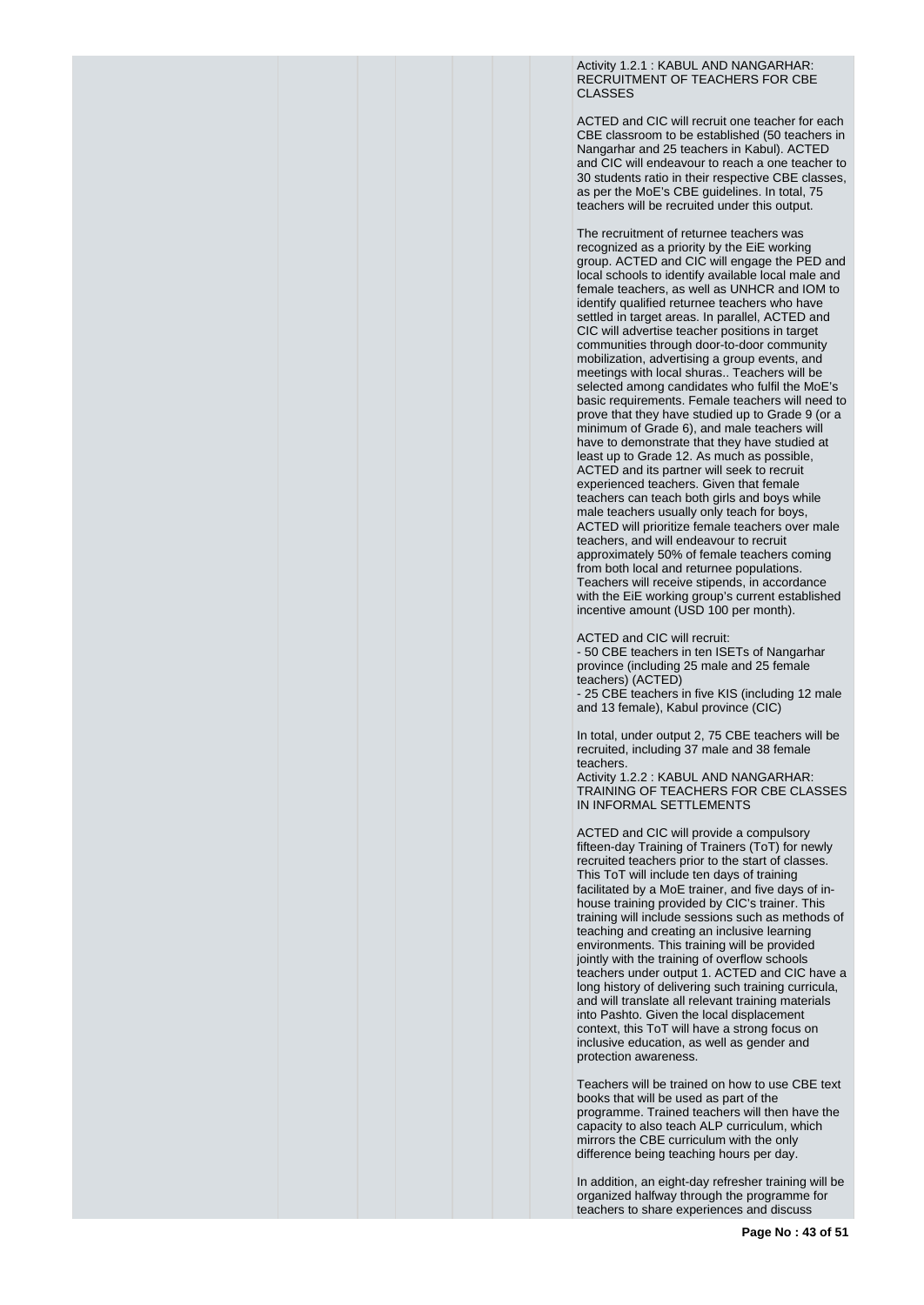Activity 1.2.1 : KABUL AND NANGARHAR: RECRUITMENT OF TEACHERS FOR CBE CLASSES

ACTED and CIC will recruit one teacher for each CBE classroom to be established (50 teachers in Nangarhar and 25 teachers in Kabul). ACTED and CIC will endeavour to reach a one teacher to 30 students ratio in their respective CBE classes, as per the MoE's CBE guidelines. In total, 75 teachers will be recruited under this output.

The recruitment of returnee teachers was recognized as a priority by the EiE working group. ACTED and CIC will engage the PED and local schools to identify available local male and female teachers, as well as UNHCR and IOM to identify qualified returnee teachers who have settled in target areas. In parallel, ACTED and CIC will advertise teacher positions in target communities through door-to-door community mobilization, advertising a group events, and meetings with local shuras.. Teachers will be selected among candidates who fulfil the MoE's basic requirements. Female teachers will need to prove that they have studied up to Grade 9 (or a minimum of Grade 6), and male teachers will have to demonstrate that they have studied at least up to Grade 12. As much as possible, ACTED and its partner will seek to recruit experienced teachers. Given that female teachers can teach both girls and boys while male teachers usually only teach for boys, ACTED will prioritize female teachers over male teachers, and will endeavour to recruit approximately 50% of female teachers coming from both local and returnee populations. Teachers will receive stipends, in accordance with the EiE working group's current established incentive amount (USD 100 per month).

ACTED and CIC will recruit:
- 50 CBE teachers in ten ISETs of Nangarhar province (including 25 male and 25 female teachers) (ACTED)
- 25 CBE teachers in five KIS (including 12 male and 13 female), Kabul province (CIC)

In total, under output 2, 75 CBE teachers will be recruited, including 37 male and 38 female teachers.

Activity 1.2.2 : KABUL AND NANGARHAR: TRAINING OF TEACHERS FOR CBE CLASSES IN INFORMAL SETTLEMENTS

ACTED and CIC will provide a compulsory fifteen-day Training of Trainers (ToT) for newly recruited teachers prior to the start of classes. This ToT will include ten days of training facilitated by a MoE trainer, and five days of in-house training provided by CIC's trainer. This training will include sessions such as methods of teaching and creating an inclusive learning environments. This training will be provided jointly with the training of overflow schools teachers under output 1. ACTED and CIC have a long history of delivering such training curricula, and will translate all relevant training materials into Pashto. Given the local displacement context, this ToT will have a strong focus on inclusive education, as well as gender and protection awareness.

Teachers will be trained on how to use CBE text books that will be used as part of the programme. Trained teachers will then have the capacity to also teach ALP curriculum, which mirrors the CBE curriculum with the only difference being teaching hours per day.

In addition, an eight-day refresher training will be organized halfway through the programme for teachers to share experiences and discuss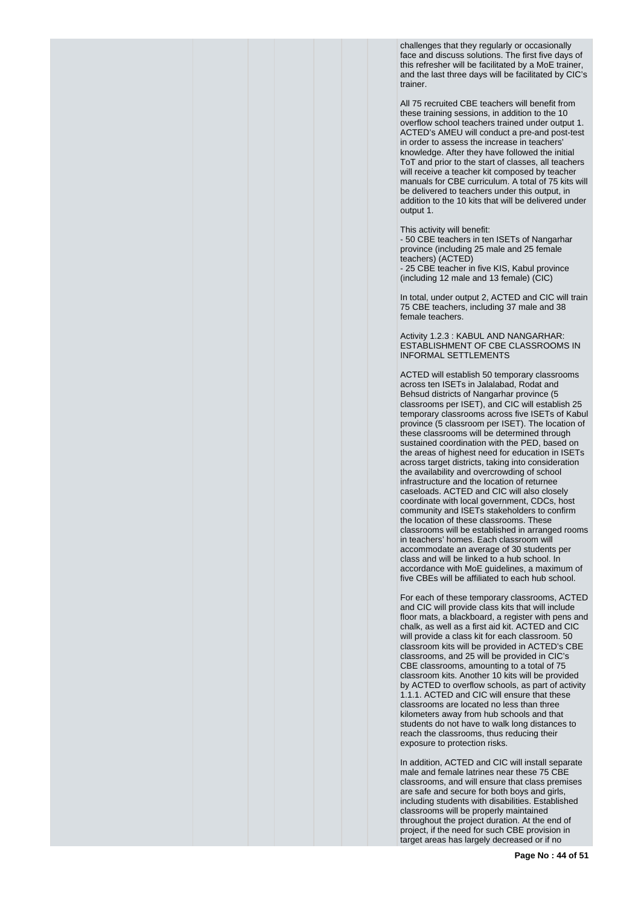challenges that they regularly or occasionally face and discuss solutions. The first five days of this refresher will be facilitated by a MoE trainer, and the last three days will be facilitated by CIC's trainer.

All 75 recruited CBE teachers will benefit from these training sessions, in addition to the 10 overflow school teachers trained under output 1. ACTED's AMEU will conduct a pre-and post-test in order to assess the increase in teachers' knowledge. After they have followed the initial ToT and prior to the start of classes, all teachers will receive a teacher kit composed by teacher manuals for CBE curriculum. A total of 75 kits will be delivered to teachers under this output, in addition to the 10 kits that will be delivered under output 1.

This activity will benefit:
- 50 CBE teachers in ten ISETs of Nangarhar province (including 25 male and 25 female teachers) (ACTED)
- 25 CBE teacher in five KIS, Kabul province (including 12 male and 13 female) (CIC)

In total, under output 2, ACTED and CIC will train 75 CBE teachers, including 37 male and 38 female teachers.

Activity 1.2.3 : KABUL AND NANGARHAR: ESTABLISHMENT OF CBE CLASSROOMS IN INFORMAL SETTLEMENTS

ACTED will establish 50 temporary classrooms across ten ISETs in Jalalabad, Rodat and Behsud districts of Nangarhar province (5 classrooms per ISET), and CIC will establish 25 temporary classrooms across five ISETs of Kabul province (5 classroom per ISET). The location of these classrooms will be determined through sustained coordination with the PED, based on the areas of highest need for education in ISETs across target districts, taking into consideration the availability and overcrowding of school infrastructure and the location of returnee caseloads. ACTED and CIC will also closely coordinate with local government, CDCs, host community and ISETs stakeholders to confirm the location of these classrooms. These classrooms will be established in arranged rooms in teachers' homes. Each classroom will accommodate an average of 30 students per class and will be linked to a hub school. In accordance with MoE guidelines, a maximum of five CBEs will be affiliated to each hub school.

For each of these temporary classrooms, ACTED and CIC will provide class kits that will include floor mats, a blackboard, a register with pens and chalk, as well as a first aid kit. ACTED and CIC will provide a class kit for each classroom. 50 classroom kits will be provided in ACTED's CBE classrooms, and 25 will be provided in CIC's CBE classrooms, amounting to a total of 75 classroom kits. Another 10 kits will be provided by ACTED to overflow schools, as part of activity 1.1.1. ACTED and CIC will ensure that these classrooms are located no less than three kilometers away from hub schools and that students do not have to walk long distances to reach the classrooms, thus reducing their exposure to protection risks.

In addition, ACTED and CIC will install separate male and female latrines near these 75 CBE classrooms, and will ensure that class premises are safe and secure for both boys and girls, including students with disabilities. Established classrooms will be properly maintained throughout the project duration. At the end of project, if the need for such CBE provision in target areas has largely decreased or if no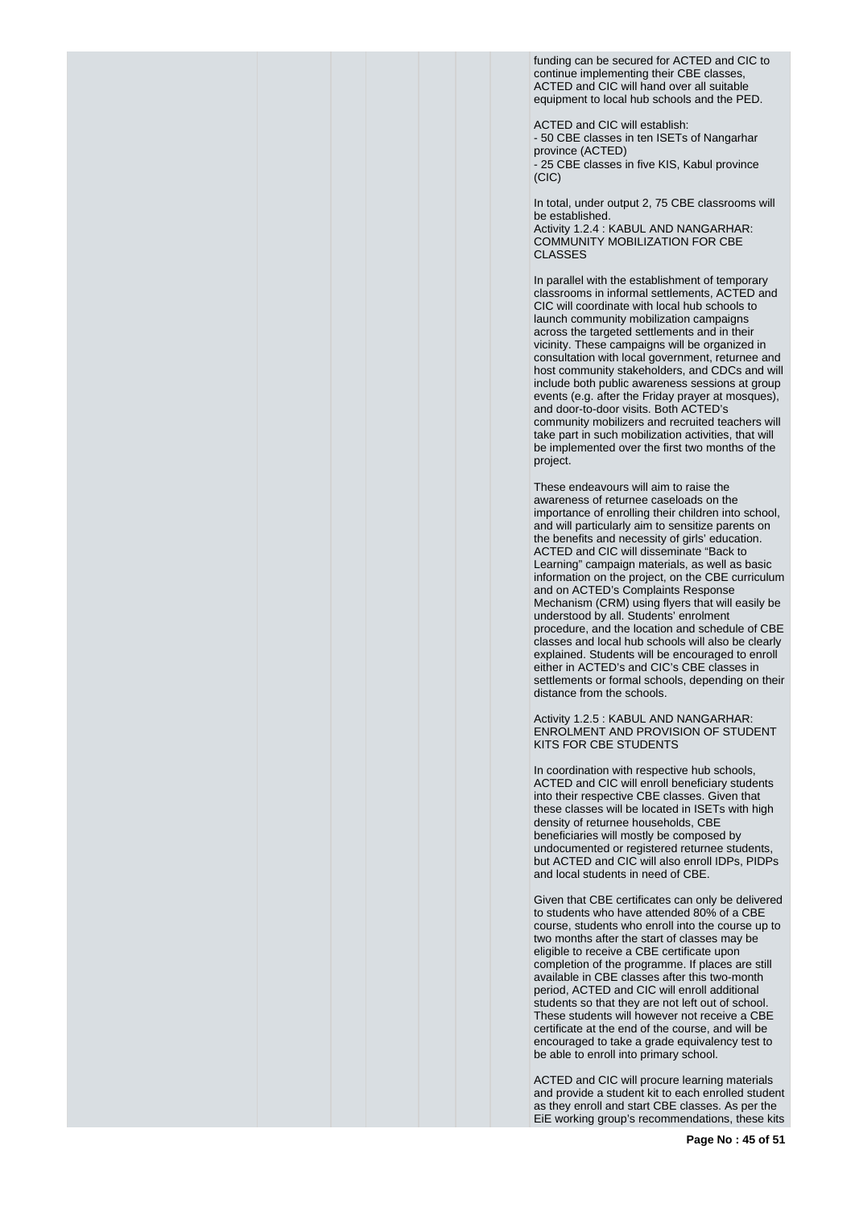funding can be secured for ACTED and CIC to continue implementing their CBE classes, ACTED and CIC will hand over all suitable equipment to local hub schools and the PED.

ACTED and CIC will establish:
- 50 CBE classes in ten ISETs of Nangarhar province (ACTED)
- 25 CBE classes in five KIS, Kabul province (CIC)

In total, under output 2, 75 CBE classrooms will be established.
Activity 1.2.4 : KABUL AND NANGARHAR: COMMUNITY MOBILIZATION FOR CBE CLASSES

In parallel with the establishment of temporary classrooms in informal settlements, ACTED and CIC will coordinate with local hub schools to launch community mobilization campaigns across the targeted settlements and in their vicinity. These campaigns will be organized in consultation with local government, returnee and host community stakeholders, and CDCs and will include both public awareness sessions at group events (e.g. after the Friday prayer at mosques), and door-to-door visits. Both ACTED's community mobilizers and recruited teachers will take part in such mobilization activities, that will be implemented over the first two months of the project.

These endeavours will aim to raise the awareness of returnee caseloads on the importance of enrolling their children into school, and will particularly aim to sensitize parents on the benefits and necessity of girls' education. ACTED and CIC will disseminate "Back to Learning" campaign materials, as well as basic information on the project, on the CBE curriculum and on ACTED's Complaints Response Mechanism (CRM) using flyers that will easily be understood by all. Students' enrolment procedure, and the location and schedule of CBE classes and local hub schools will also be clearly explained. Students will be encouraged to enroll either in ACTED's and CIC's CBE classes in settlements or formal schools, depending on their distance from the schools.

Activity 1.2.5 : KABUL AND NANGARHAR: ENROLMENT AND PROVISION OF STUDENT KITS FOR CBE STUDENTS

In coordination with respective hub schools, ACTED and CIC will enroll beneficiary students into their respective CBE classes. Given that these classes will be located in ISETs with high density of returnee households, CBE beneficiaries will mostly be composed by undocumented or registered returnee students, but ACTED and CIC will also enroll IDPs, PIDPs and local students in need of CBE.

Given that CBE certificates can only be delivered to students who have attended 80% of a CBE course, students who enroll into the course up to two months after the start of classes may be eligible to receive a CBE certificate upon completion of the programme. If places are still available in CBE classes after this two-month period, ACTED and CIC will enroll additional students so that they are not left out of school. These students will however not receive a CBE certificate at the end of the course, and will be encouraged to take a grade equivalency test to be able to enroll into primary school.

ACTED and CIC will procure learning materials and provide a student kit to each enrolled student as they enroll and start CBE classes. As per the EiE working group's recommendations, these kits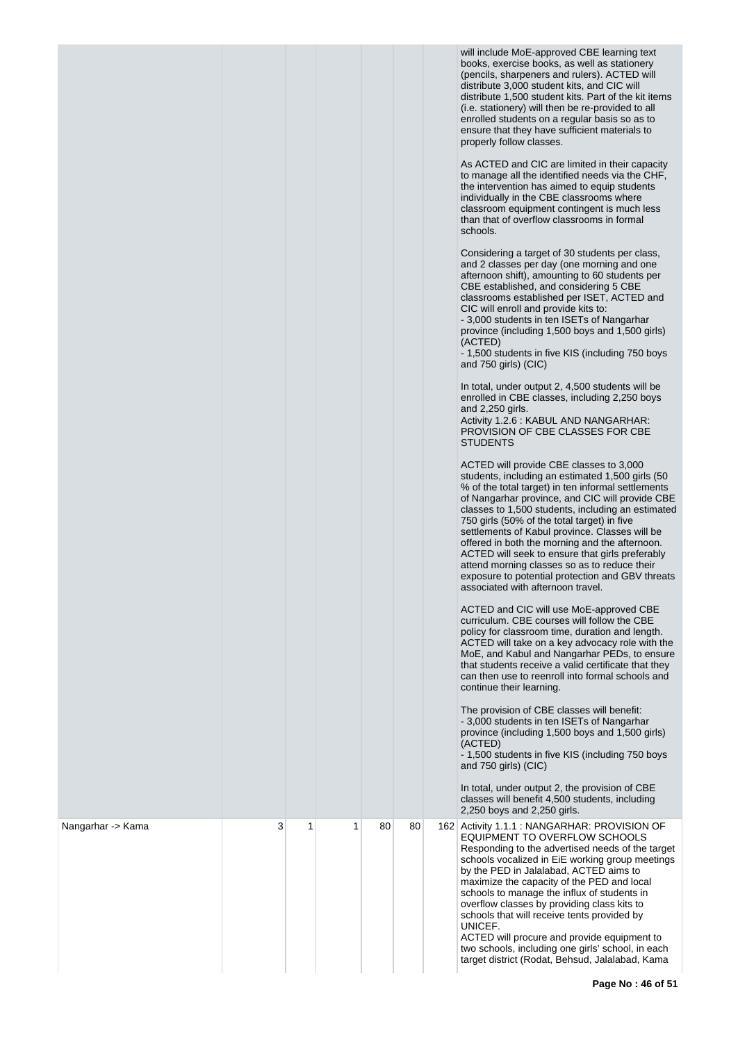| | | | | | | | |
|---|---|---|---|---|---|---|---|
| | | | | | | | will include MoE-approved CBE learning text books, exercise books, as well as stationery (pencils, sharpeners and rulers). ACTED will distribute 3,000 student kits, and CIC will distribute 1,500 student kits. Part of the kit items (i.e. stationery) will then be re-provided to all enrolled students on a regular basis so as to ensure that they have sufficient materials to properly follow classes.<br><br>As ACTED and CIC are limited in their capacity to manage all the identified needs via the CHF, the intervention has aimed to equip students individually in the CBE classrooms where classroom equipment contingent is much less than that of overflow classrooms in formal schools.<br><br>Considering a target of 30 students per class, and 2 classes per day (one morning and one afternoon shift), amounting to 60 students per CBE established, and considering 5 CBE classrooms established per ISET, ACTED and CIC will enroll and provide kits to:<br>- 3,000 students in ten ISETs of Nangarhar province (including 1,500 boys and 1,500 girls) (ACTED)<br>- 1,500 students in five KIS (including 750 boys and 750 girls) (CIC)<br><br>In total, under output 2, 4,500 students will be enrolled in CBE classes, including 2,250 boys and 2,250 girls.<br>Activity 1.2.6 : KABUL AND NANGARHAR: PROVISION OF CBE CLASSES FOR CBE STUDENTS<br><br>ACTED will provide CBE classes to 3,000 students, including an estimated 1,500 girls (50 % of the total target) in ten informal settlements of Nangarhar province, and CIC will provide CBE classes to 1,500 students, including an estimated 750 girls (50% of the total target) in five settlements of Kabul province. Classes will be offered in both the morning and the afternoon. ACTED will seek to ensure that girls preferably attend morning classes so as to reduce their exposure to potential protection and GBV threats associated with afternoon travel.<br><br>ACTED and CIC will use MoE-approved CBE curriculum. CBE courses will follow the CBE policy for classroom time, duration and length. ACTED will take on a key advocacy role with the MoE, and Kabul and Nangarhar PEDs, to ensure that students receive a valid certificate that they can then use to reenroll into formal schools and continue their learning.<br><br>The provision of CBE classes will benefit:<br>- 3,000 students in ten ISETs of Nangarhar province (including 1,500 boys and 1,500 girls) (ACTED)<br>- 1,500 students in five KIS (including 750 boys and 750 girls) (CIC)<br><br>In total, under output 2, the provision of CBE classes will benefit 4,500 students, including 2,250 boys and 2,250 girls. |
| Nangarhar -> Kama | 3 | 1 | 1 | 80 | 80 | 162 | Activity 1.1.1 : NANGARHAR: PROVISION OF EQUIPMENT TO OVERFLOW SCHOOLS<br>Responding to the advertised needs of the target schools vocalized in EiE working group meetings by the PED in Jalalabad, ACTED aims to maximize the capacity of the PED and local schools to manage the influx of students in overflow classes by providing class kits to schools that will receive tents provided by UNICEF.<br>ACTED will procure and provide equipment to two schools, including one girls' school, in each target district (Rodat, Behsud, Jalalabad, Kama |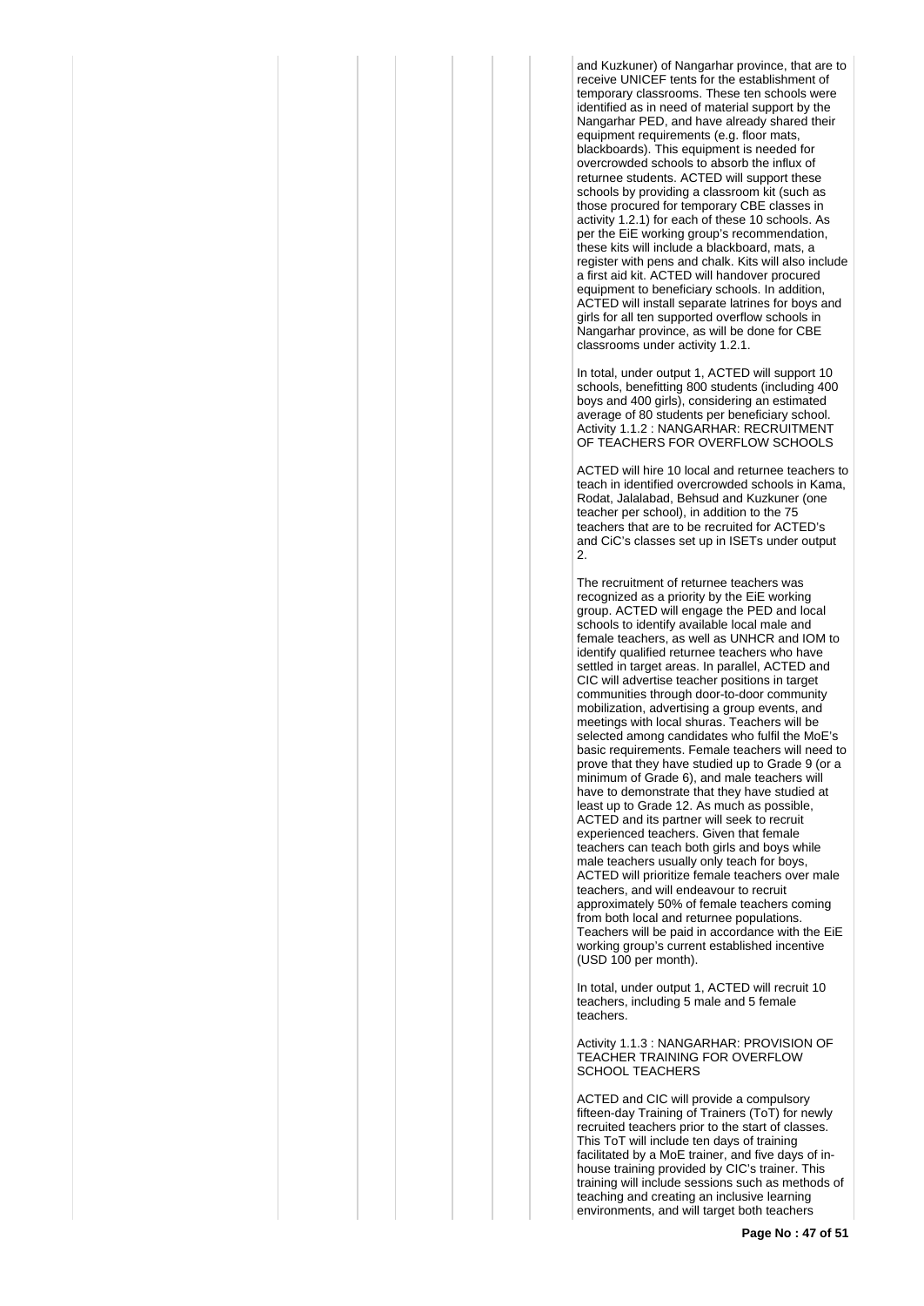and Kuzkuner) of Nangarhar province, that are to receive UNICEF tents for the establishment of temporary classrooms. These ten schools were identified as in need of material support by the Nangarhar PED, and have already shared their equipment requirements (e.g. floor mats, blackboards). This equipment is needed for overcrowded schools to absorb the influx of returnee students. ACTED will support these schools by providing a classroom kit (such as those procured for temporary CBE classes in activity 1.2.1) for each of these 10 schools. As per the EiE working group's recommendation, these kits will include a blackboard, mats, a register with pens and chalk. Kits will also include a first aid kit. ACTED will handover procured equipment to beneficiary schools. In addition, ACTED will install separate latrines for boys and girls for all ten supported overflow schools in Nangarhar province, as will be done for CBE classrooms under activity 1.2.1.

In total, under output 1, ACTED will support 10 schools, benefitting 800 students (including 400 boys and 400 girls), considering an estimated average of 80 students per beneficiary school.

Activity 1.1.2 : NANGARHAR: RECRUITMENT OF TEACHERS FOR OVERFLOW SCHOOLS

ACTED will hire 10 local and returnee teachers to teach in identified overcrowded schools in Kama, Rodat, Jalalabad, Behsud and Kuzkuner (one teacher per school), in addition to the 75 teachers that are to be recruited for ACTED's and CiC's classes set up in ISETs under output 2.

The recruitment of returnee teachers was recognized as a priority by the EiE working group. ACTED will engage the PED and local schools to identify available local male and female teachers, as well as UNHCR and IOM to identify qualified returnee teachers who have settled in target areas. In parallel, ACTED and CIC will advertise teacher positions in target communities through door-to-door community mobilization, advertising a group events, and meetings with local shuras. Teachers will be selected among candidates who fulfil the MoE's basic requirements. Female teachers will need to prove that they have studied up to Grade 9 (or a minimum of Grade 6), and male teachers will have to demonstrate that they have studied at least up to Grade 12. As much as possible, ACTED and its partner will seek to recruit experienced teachers. Given that female teachers can teach both girls and boys while male teachers usually only teach for boys, ACTED will prioritize female teachers over male teachers, and will endeavour to recruit approximately 50% of female teachers coming from both local and returnee populations. Teachers will be paid in accordance with the EiE working group's current established incentive (USD 100 per month).

In total, under output 1, ACTED will recruit 10 teachers, including 5 male and 5 female teachers.

Activity 1.1.3 : NANGARHAR: PROVISION OF TEACHER TRAINING FOR OVERFLOW SCHOOL TEACHERS

ACTED and CIC will provide a compulsory fifteen-day Training of Trainers (ToT) for newly recruited teachers prior to the start of classes. This ToT will include ten days of training facilitated by a MoE trainer, and five days of in-house training provided by CIC's trainer. This training will include sessions such as methods of teaching and creating an inclusive learning environments, and will target both teachers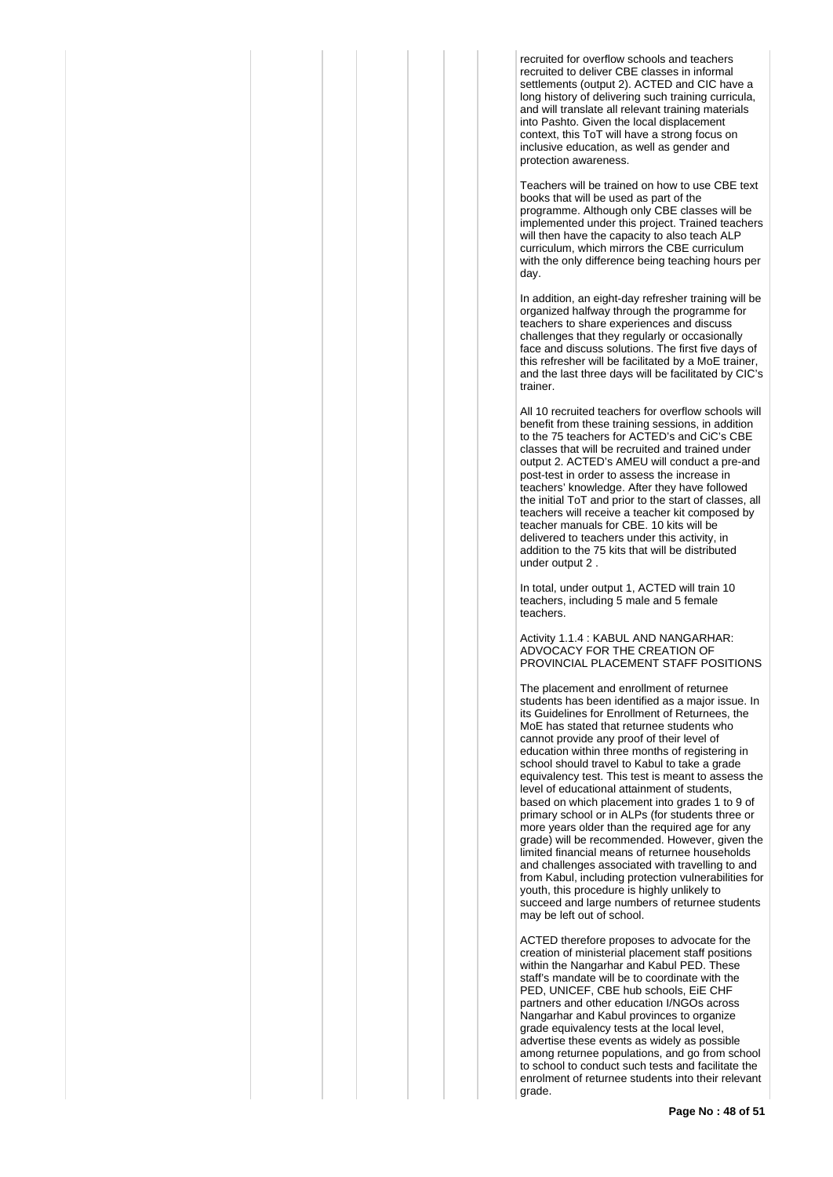recruited for overflow schools and teachers recruited to deliver CBE classes in informal settlements (output 2). ACTED and CIC have a long history of delivering such training curricula, and will translate all relevant training materials into Pashto. Given the local displacement context, this ToT will have a strong focus on inclusive education, as well as gender and protection awareness.

Teachers will be trained on how to use CBE text books that will be used as part of the programme. Although only CBE classes will be implemented under this project. Trained teachers will then have the capacity to also teach ALP curriculum, which mirrors the CBE curriculum with the only difference being teaching hours per day.

In addition, an eight-day refresher training will be organized halfway through the programme for teachers to share experiences and discuss challenges that they regularly or occasionally face and discuss solutions. The first five days of this refresher will be facilitated by a MoE trainer, and the last three days will be facilitated by CIC's trainer.

All 10 recruited teachers for overflow schools will benefit from these training sessions, in addition to the 75 teachers for ACTED's and CiC's CBE classes that will be recruited and trained under output 2. ACTED's AMEU will conduct a pre-and post-test in order to assess the increase in teachers' knowledge. After they have followed the initial ToT and prior to the start of classes, all teachers will receive a teacher kit composed by teacher manuals for CBE. 10 kits will be delivered to teachers under this activity, in addition to the 75 kits that will be distributed under output 2 .

In total, under output 1, ACTED will train 10 teachers, including 5 male and 5 female teachers.

Activity 1.1.4 : KABUL AND NANGARHAR: ADVOCACY FOR THE CREATION OF PROVINCIAL PLACEMENT STAFF POSITIONS

The placement and enrollment of returnee students has been identified as a major issue. In its Guidelines for Enrollment of Returnees, the MoE has stated that returnee students who cannot provide any proof of their level of education within three months of registering in school should travel to Kabul to take a grade equivalency test. This test is meant to assess the level of educational attainment of students, based on which placement into grades 1 to 9 of primary school or in ALPs (for students three or more years older than the required age for any grade) will be recommended. However, given the limited financial means of returnee households and challenges associated with travelling to and from Kabul, including protection vulnerabilities for youth, this procedure is highly unlikely to succeed and large numbers of returnee students may be left out of school.

ACTED therefore proposes to advocate for the creation of ministerial placement staff positions within the Nangarhar and Kabul PED. These staff's mandate will be to coordinate with the PED, UNICEF, CBE hub schools, EiE CHF partners and other education I/NGOs across Nangarhar and Kabul provinces to organize grade equivalency tests at the local level, advertise these events as widely as possible among returnee populations, and go from school to school to conduct such tests and facilitate the enrolment of returnee students into their relevant grade.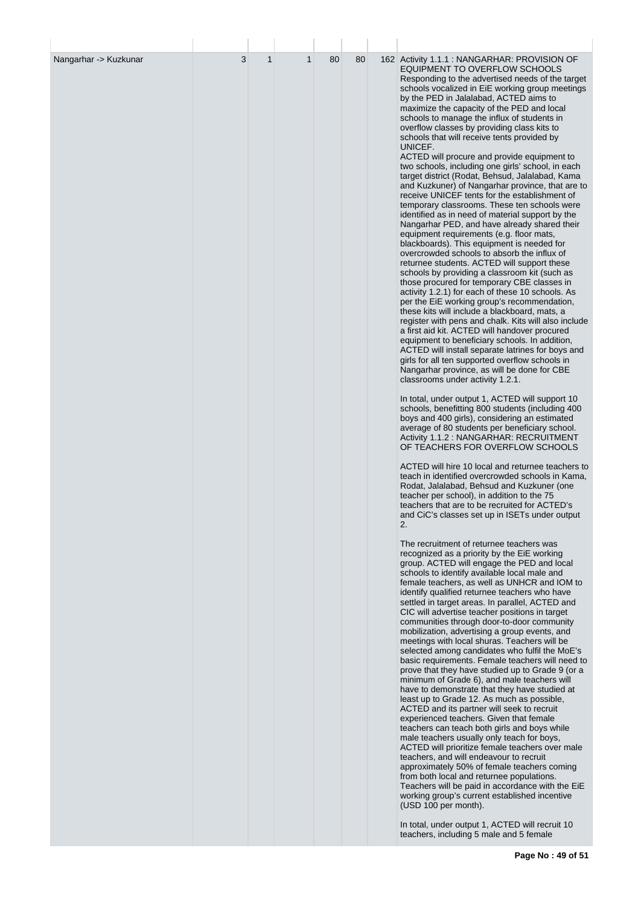| | | | | | | | |
|---|---|---|---|---|---|---|---|
| Nangarhar -> Kuzkunar | 3 | 1 | 1 | 80 | 80 | 162 | Activity 1.1.1 : NANGARHAR: PROVISION OF EQUIPMENT TO OVERFLOW SCHOOLS<br>Responding to the advertised needs of the target schools vocalized in EiE working group meetings by the PED in Jalalabad, ACTED aims to maximize the capacity of the PED and local schools to manage the influx of students in overflow classes by providing class kits to schools that will receive tents provided by UNICEF.<br>ACTED will procure and provide equipment to two schools, including one girls' school, in each target district (Rodat, Behsud, Jalalabad, Kama and Kuzkuner) of Nangarhar province, that are to receive UNICEF tents for the establishment of temporary classrooms. These ten schools were identified as in need of material support by the Nangarhar PED, and have already shared their equipment requirements (e.g. floor mats, blackboards). This equipment is needed for overcrowded schools to absorb the influx of returnee students. ACTED will support these schools by providing a classroom kit (such as those procured for temporary CBE classes in activity 1.2.1) for each of these 10 schools. As per the EiE working group's recommendation, these kits will include a blackboard, mats, a register with pens and chalk. Kits will also include a first aid kit. ACTED will handover procured equipment to beneficiary schools. In addition, ACTED will install separate latrines for boys and girls for all ten supported overflow schools in Nangarhar province, as will be done for CBE classrooms under activity 1.2.1.<br><br>In total, under output 1, ACTED will support 10 schools, benefitting 800 students (including 400 boys and 400 girls), considering an estimated average of 80 students per beneficiary school.<br>Activity 1.1.2 : NANGARHAR: RECRUITMENT OF TEACHERS FOR OVERFLOW SCHOOLS<br><br>ACTED will hire 10 local and returnee teachers to teach in identified overcrowded schools in Kama, Rodat, Jalalabad, Behsud and Kuzkuner (one teacher per school), in addition to the 75 teachers that are to be recruited for ACTED's and CiC's classes set up in ISETs under output 2.<br><br>The recruitment of returnee teachers was recognized as a priority by the EiE working group. ACTED will engage the PED and local schools to identify available local male and female teachers, as well as UNHCR and IOM to identify qualified returnee teachers who have settled in target areas. In parallel, ACTED and CIC will advertise teacher positions in target communities through door-to-door community mobilization, advertising a group events, and meetings with local shuras. Teachers will be selected among candidates who fulfil the MoE's basic requirements. Female teachers will need to prove that they have studied up to Grade 9 (or a minimum of Grade 6), and male teachers will have to demonstrate that they have studied at least up to Grade 12. As much as possible, ACTED and its partner will seek to recruit experienced teachers. Given that female teachers can teach both girls and boys while male teachers usually only teach for boys, ACTED will prioritize female teachers over male teachers, and will endeavour to recruit approximately 50% of female teachers coming from both local and returnee populations. Teachers will be paid in accordance with the EiE working group's current established incentive (USD 100 per month).<br><br>In total, under output 1, ACTED will recruit 10 teachers, including 5 male and 5 female |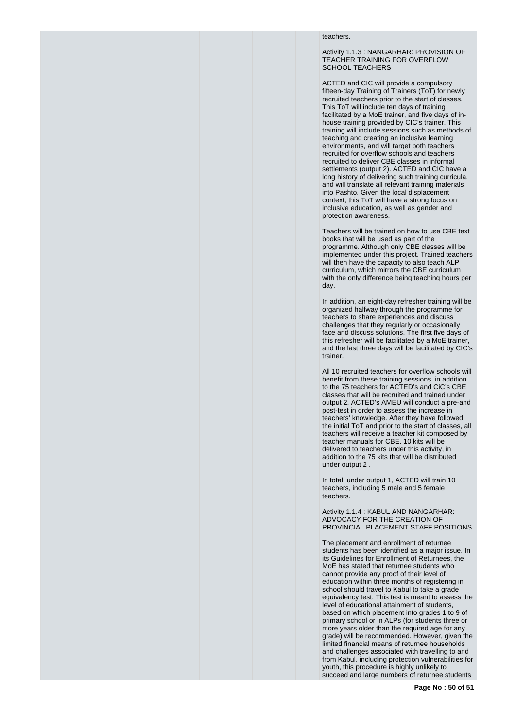teachers.

Activity 1.1.3 : NANGARHAR: PROVISION OF TEACHER TRAINING FOR OVERFLOW SCHOOL TEACHERS

ACTED and CIC will provide a compulsory fifteen-day Training of Trainers (ToT) for newly recruited teachers prior to the start of classes. This ToT will include ten days of training facilitated by a MoE trainer, and five days of in-house training provided by CIC's trainer. This training will include sessions such as methods of teaching and creating an inclusive learning environments, and will target both teachers recruited for overflow schools and teachers recruited to deliver CBE classes in informal settlements (output 2). ACTED and CIC have a long history of delivering such training curricula, and will translate all relevant training materials into Pashto. Given the local displacement context, this ToT will have a strong focus on inclusive education, as well as gender and protection awareness.

Teachers will be trained on how to use CBE text books that will be used as part of the programme. Although only CBE classes will be implemented under this project. Trained teachers will then have the capacity to also teach ALP curriculum, which mirrors the CBE curriculum with the only difference being teaching hours per day.

In addition, an eight-day refresher training will be organized halfway through the programme for teachers to share experiences and discuss challenges that they regularly or occasionally face and discuss solutions. The first five days of this refresher will be facilitated by a MoE trainer, and the last three days will be facilitated by CIC's trainer.

All 10 recruited teachers for overflow schools will benefit from these training sessions, in addition to the 75 teachers for ACTED's and CiC's CBE classes that will be recruited and trained under output 2. ACTED's AMEU will conduct a pre-and post-test in order to assess the increase in teachers' knowledge. After they have followed the initial ToT and prior to the start of classes, all teachers will receive a teacher kit composed by teacher manuals for CBE. 10 kits will be delivered to teachers under this activity, in addition to the 75 kits that will be distributed under output 2 .

In total, under output 1, ACTED will train 10 teachers, including 5 male and 5 female teachers.

Activity 1.1.4 : KABUL AND NANGARHAR: ADVOCACY FOR THE CREATION OF PROVINCIAL PLACEMENT STAFF POSITIONS

The placement and enrollment of returnee students has been identified as a major issue. In its Guidelines for Enrollment of Returnees, the MoE has stated that returnee students who cannot provide any proof of their level of education within three months of registering in school should travel to Kabul to take a grade equivalency test. This test is meant to assess the level of educational attainment of students, based on which placement into grades 1 to 9 of primary school or in ALPs (for students three or more years older than the required age for any grade) will be recommended. However, given the limited financial means of returnee households and challenges associated with travelling to and from Kabul, including protection vulnerabilities for youth, this procedure is highly unlikely to succeed and large numbers of returnee students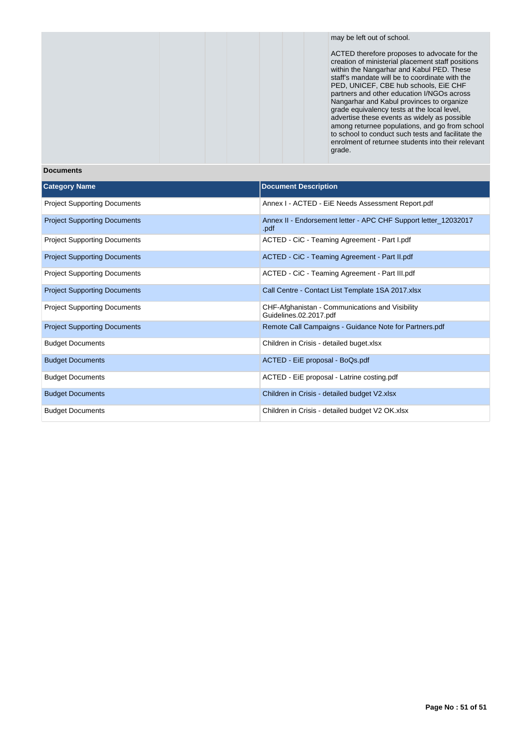may be left out of school.

ACTED therefore proposes to advocate for the creation of ministerial placement staff positions within the Nangarhar and Kabul PED. These staff's mandate will be to coordinate with the PED, UNICEF, CBE hub schools, EiE CHF partners and other education I/NGOs across Nangarhar and Kabul provinces to organize grade equivalency tests at the local level, advertise these events as widely as possible among returnee populations, and go from school to school to conduct such tests and facilitate the enrolment of returnee students into their relevant grade.

**Documents**

| Category Name | Document Description |
|---|---|
| Project Supporting Documents | Annex I - ACTED - EiE Needs Assessment Report.pdf |
| Project Supporting Documents | Annex II - Endorsement letter - APC CHF Support letter_12032017 .pdf |
| Project Supporting Documents | ACTED - CiC - Teaming Agreement - Part I.pdf |
| Project Supporting Documents | ACTED - CiC - Teaming Agreement - Part II.pdf |
| Project Supporting Documents | ACTED - CiC - Teaming Agreement - Part III.pdf |
| Project Supporting Documents | Call Centre - Contact List Template 1SA 2017.xlsx |
| Project Supporting Documents | CHF-Afghanistan - Communications and Visibility Guidelines.02.2017.pdf |
| Project Supporting Documents | Remote Call Campaigns - Guidance Note for Partners.pdf |
| Budget Documents | Children in Crisis - detailed buget.xlsx |
| Budget Documents | ACTED - EiE proposal - BoQs.pdf |
| Budget Documents | ACTED - EiE proposal - Latrine costing.pdf |
| Budget Documents | Children in Crisis - detailed budget V2.xlsx |
| Budget Documents | Children in Crisis - detailed budget V2 OK.xlsx |